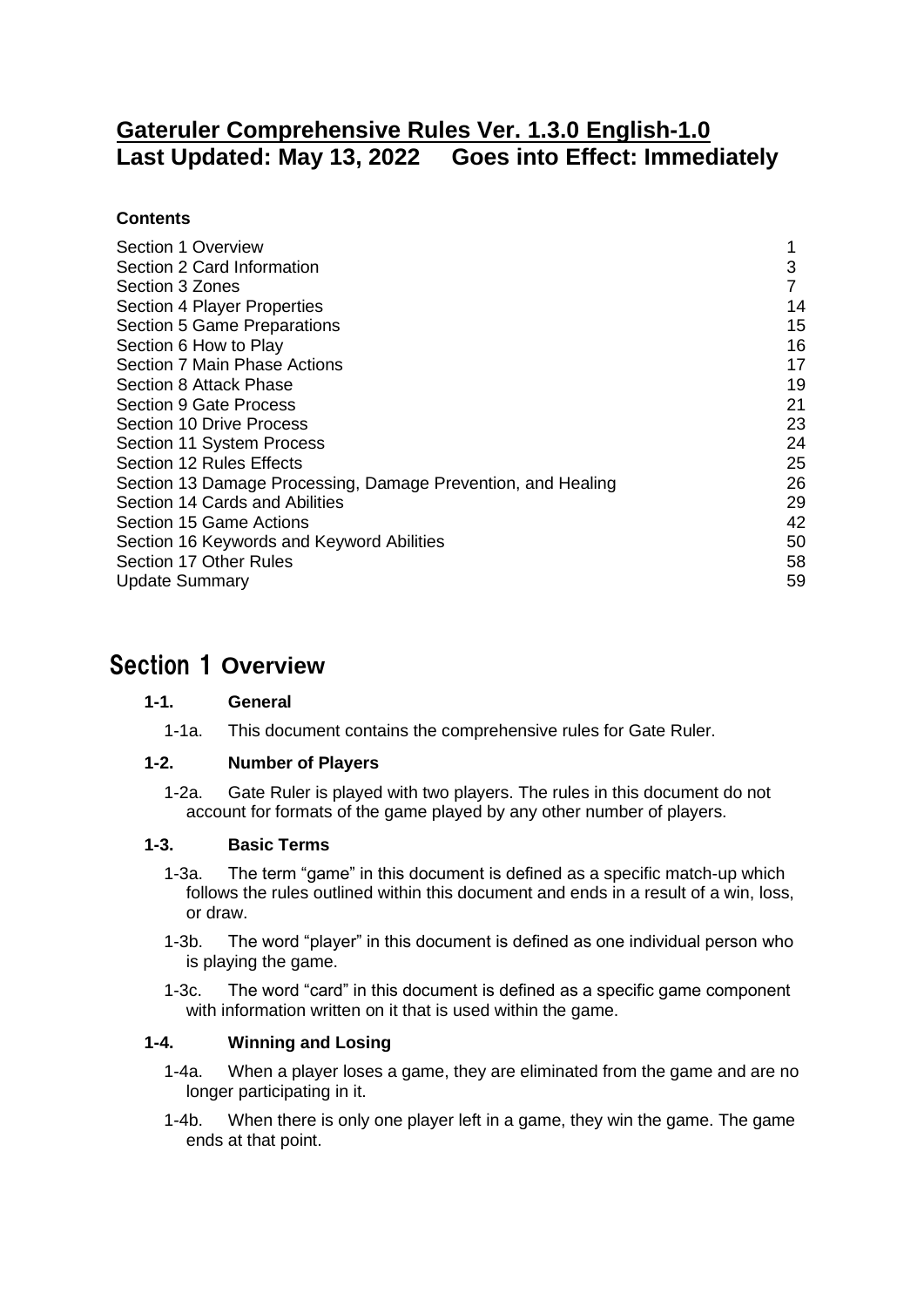# Gateruler Comprehensive Rules Ver. 1.3.0 English-1.0
# Last Updated: May 13, 2022 Goes into Effect: Immediately

**Contents**

| | |
|---|---|
| Section 1 Overview | 1 |
| Section 2 Card Information | 3 |
| Section 3 Zones | 7 |
| Section 4 Player Properties | 14 |
| Section 5 Game Preparations | 15 |
| Section 6 How to Play | 16 |
| Section 7 Main Phase Actions | 17 |
| Section 8 Attack Phase | 19 |
| Section 9 Gate Process | 21 |
| Section 10 Drive Process | 23 |
| Section 11 System Process | 24 |
| Section 12 Rules Effects | 25 |
| Section 13 Damage Processing, Damage Prevention, and Healing | 26 |
| Section 14 Cards and Abilities | 29 |
| Section 15 Game Actions | 42 |
| Section 16 Keywords and Keyword Abilities | 50 |
| Section 17 Other Rules | 58 |
| Update Summary | 59 |

## Section 1 Overview

### 1-1. General

1-1a. This document contains the comprehensive rules for Gate Ruler.

### 1-2. Number of Players

1-2a. Gate Ruler is played with two players. The rules in this document do not account for formats of the game played by any other number of players.

### 1-3. Basic Terms

1-3a. The term "game" in this document is defined as a specific match-up which follows the rules outlined within this document and ends in a result of a win, loss, or draw.

1-3b. The word "player" in this document is defined as one individual person who is playing the game.

1-3c. The word "card" in this document is defined as a specific game component with information written on it that is used within the game.

### 1-4. Winning and Losing

1-4a. When a player loses a game, they are eliminated from the game and are no longer participating in it.

1-4b. When there is only one player left in a game, they win the game. The game ends at that point.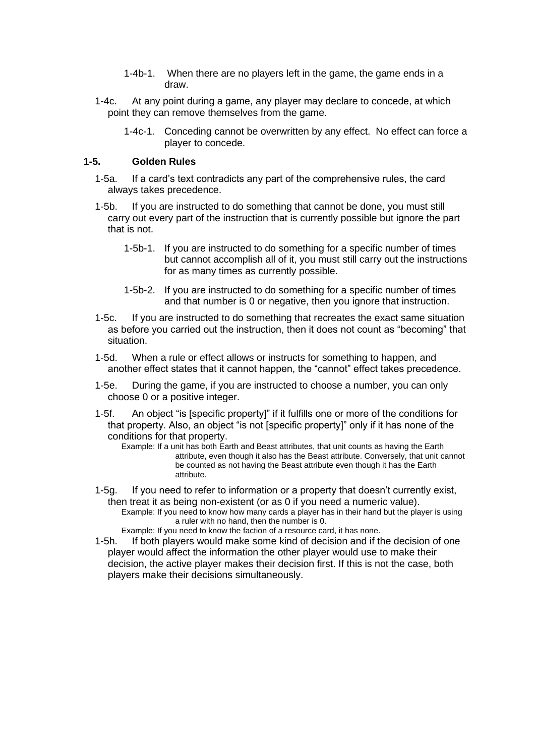1-4b-1. When there are no players left in the game, the game ends in a draw.

1-4c. At any point during a game, any player may declare to concede, at which point they can remove themselves from the game.

1-4c-1. Conceding cannot be overwritten by any effect. No effect can force a player to concede.

### 1-5. Golden Rules

1-5a. If a card's text contradicts any part of the comprehensive rules, the card always takes precedence.

1-5b. If you are instructed to do something that cannot be done, you must still carry out every part of the instruction that is currently possible but ignore the part that is not.

1-5b-1. If you are instructed to do something for a specific number of times but cannot accomplish all of it, you must still carry out the instructions for as many times as currently possible.

1-5b-2. If you are instructed to do something for a specific number of times and that number is 0 or negative, then you ignore that instruction.

1-5c. If you are instructed to do something that recreates the exact same situation as before you carried out the instruction, then it does not count as "becoming" that situation.

1-5d. When a rule or effect allows or instructs for something to happen, and another effect states that it cannot happen, the "cannot" effect takes precedence.

1-5e. During the game, if you are instructed to choose a number, you can only choose 0 or a positive integer.

1-5f. An object "is [specific property]" if it fulfills one or more of the conditions for that property. Also, an object "is not [specific property]" only if it has none of the conditions for that property.

Example: If a unit has both Earth and Beast attributes, that unit counts as having the Earth attribute, even though it also has the Beast attribute. Conversely, that unit cannot be counted as not having the Beast attribute even though it has the Earth attribute.

1-5g. If you need to refer to information or a property that doesn't currently exist, then treat it as being non-existent (or as 0 if you need a numeric value).

Example: If you need to know how many cards a player has in their hand but the player is using a ruler with no hand, then the number is 0.

Example: If you need to know the faction of a resource card, it has none.

1-5h. If both players would make some kind of decision and if the decision of one player would affect the information the other player would use to make their decision, the active player makes their decision first. If this is not the case, both players make their decisions simultaneously.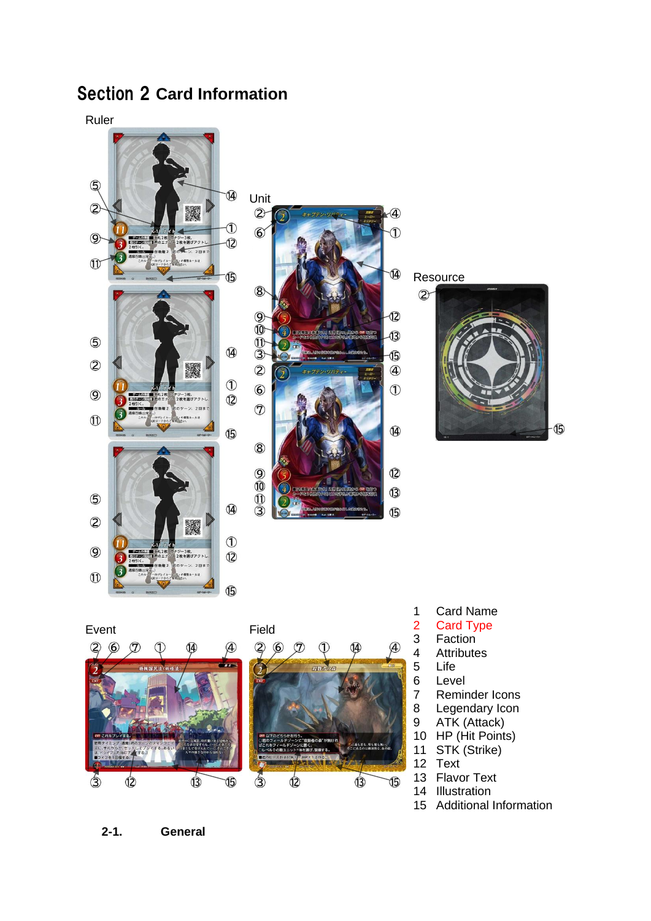# Section 2 Card Information

Ruler

Unit

Resource

Event

Field

1 Card Name
2 Card Type
3 Faction
4 Attributes
5 Life
6 Level
7 Reminder Icons
8 Legendary Icon
9 ATK (Attack)
10 HP (Hit Points)
11 STK (Strike)
12 Text
13 Flavor Text
14 Illustration
15 Additional Information

### 2-1. General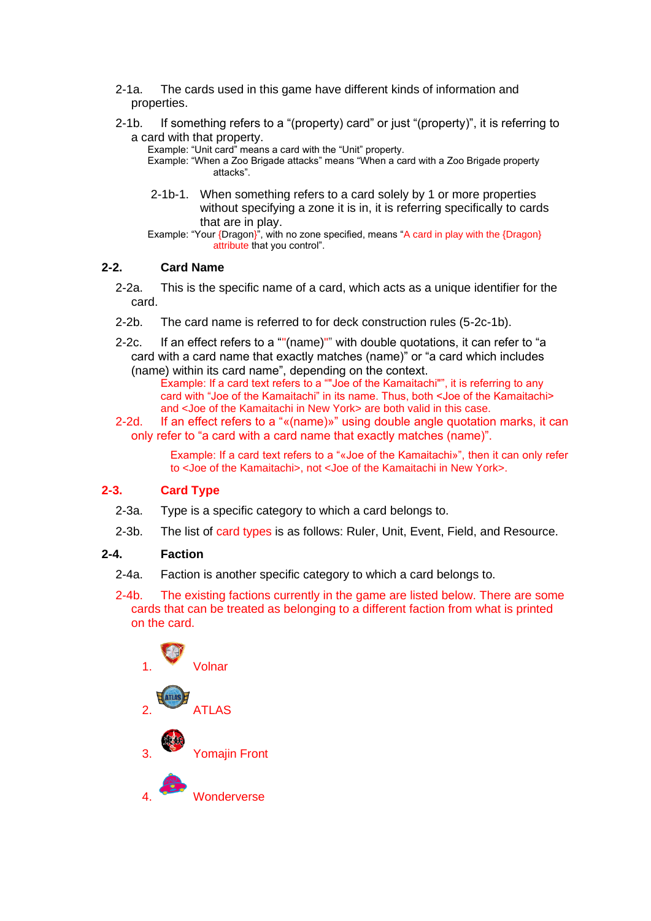2-1a. The cards used in this game have different kinds of information and properties.

2-1b. If something refers to a “(property) card” or just “(property)”, it is referring to a card with that property.

Example: “Unit card” means a card with the “Unit” property.
Example: “When a Zoo Brigade attacks” means “When a card with a Zoo Brigade property attacks”.

2-1b-1. When something refers to a card solely by 1 or more properties without specifying a zone it is in, it is referring specifically to cards that are in play.

Example: “Your {Dragon}”, with no zone specified, means “A card in play with the {Dragon} attribute that you control”.

## 2-2. Card Name

2-2a. This is the specific name of a card, which acts as a unique identifier for the card.

2-2b. The card name is referred to for deck construction rules (5-2c-1b).

2-2c. If an effect refers to a “"(name)"” with double quotations, it can refer to “a card with a card name that exactly matches (name)” or “a card which includes (name) within its card name”, depending on the context.

Example: If a card text refers to a “"Joe of the Kamaitachi"”, it is referring to any card with “Joe of the Kamaitachi” in its name. Thus, both <Joe of the Kamaitachi> and <Joe of the Kamaitachi in New York> are both valid in this case.

2-2d. If an effect refers to a “«(name)»” using double angle quotation marks, it can only refer to “a card with a card name that exactly matches (name)”.

Example: If a card text refers to a “«Joe of the Kamaitachi»”, then it can only refer to <Joe of the Kamaitachi>, not <Joe of the Kamaitachi in New York>.

## 2-3. Card Type

2-3a. Type is a specific category to which a card belongs to.

2-3b. The list of card types is as follows: Ruler, Unit, Event, Field, and Resource.

## 2-4. Faction

2-4a. Faction is another specific category to which a card belongs to.

2-4b. The existing factions currently in the game are listed below. There are some cards that can be treated as belonging to a different faction from what is printed on the card.

1. Volnar
2. ATLAS
3. Yomajin Front
4. Wonderverse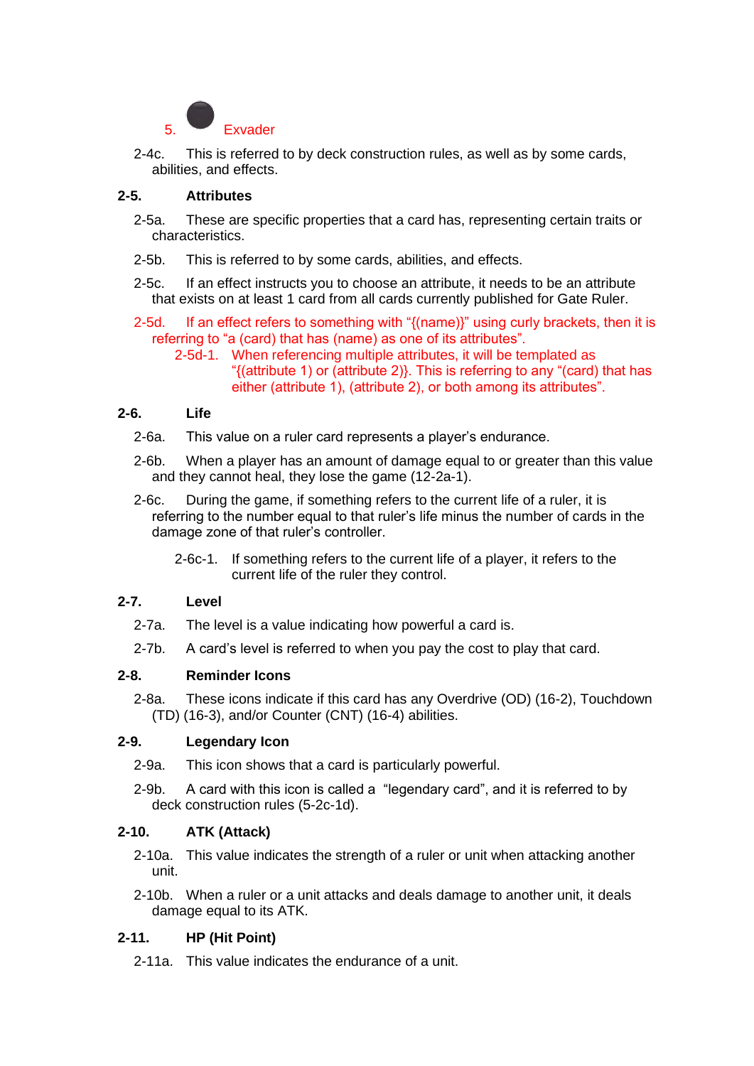5. Exvader

2-4c. This is referred to by deck construction rules, as well as by some cards, abilities, and effects.

**2-5. Attributes**

2-5a. These are specific properties that a card has, representing certain traits or characteristics.

2-5b. This is referred to by some cards, abilities, and effects.

2-5c. If an effect instructs you to choose an attribute, it needs to be an attribute that exists on at least 1 card from all cards currently published for Gate Ruler.

2-5d. If an effect refers to something with "{(name)}" using curly brackets, then it is referring to "a (card) that has (name) as one of its attributes".

2-5d-1. When referencing multiple attributes, it will be templated as "{(attribute 1) or (attribute 2)}. This is referring to any "(card) that has either (attribute 1), (attribute 2), or both among its attributes".

**2-6. Life**

2-6a. This value on a ruler card represents a player's endurance.

2-6b. When a player has an amount of damage equal to or greater than this value and they cannot heal, they lose the game (12-2a-1).

2-6c. During the game, if something refers to the current life of a ruler, it is referring to the number equal to that ruler's life minus the number of cards in the damage zone of that ruler's controller.

2-6c-1. If something refers to the current life of a player, it refers to the current life of the ruler they control.

**2-7. Level**

2-7a. The level is a value indicating how powerful a card is.

2-7b. A card's level is referred to when you pay the cost to play that card.

**2-8. Reminder Icons**

2-8a. These icons indicate if this card has any Overdrive (OD) (16-2), Touchdown (TD) (16-3), and/or Counter (CNT) (16-4) abilities.

**2-9. Legendary Icon**

2-9a. This icon shows that a card is particularly powerful.

2-9b. A card with this icon is called a "legendary card", and it is referred to by deck construction rules (5-2c-1d).

**2-10. ATK (Attack)**

2-10a. This value indicates the strength of a ruler or unit when attacking another unit.

2-10b. When a ruler or a unit attacks and deals damage to another unit, it deals damage equal to its ATK.

**2-11. HP (Hit Point)**

2-11a. This value indicates the endurance of a unit.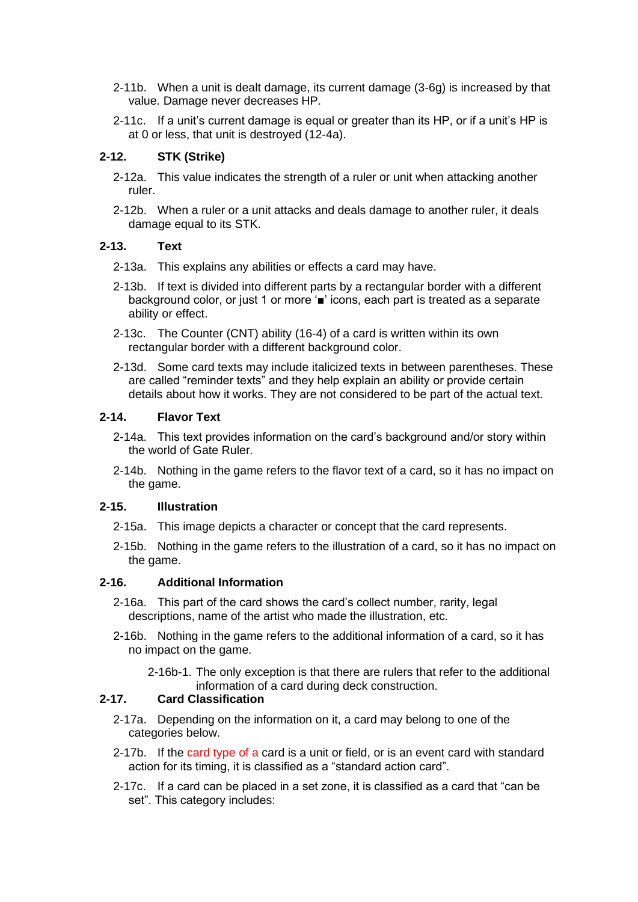2-11b. When a unit is dealt damage, its current damage (3-6g) is increased by that value. Damage never decreases HP.

2-11c. If a unit's current damage is equal or greater than its HP, or if a unit's HP is at 0 or less, that unit is destroyed (12-4a).

### 2-12. STK (Strike)

2-12a. This value indicates the strength of a ruler or unit when attacking another ruler.

2-12b. When a ruler or a unit attacks and deals damage to another ruler, it deals damage equal to its STK.

### 2-13. Text

2-13a. This explains any abilities or effects a card may have.

2-13b. If text is divided into different parts by a rectangular border with a different background color, or just 1 or more '■' icons, each part is treated as a separate ability or effect.

2-13c. The Counter (CNT) ability (16-4) of a card is written within its own rectangular border with a different background color.

2-13d. Some card texts may include italicized texts in between parentheses. These are called "reminder texts" and they help explain an ability or provide certain details about how it works. They are not considered to be part of the actual text.

### 2-14. Flavor Text

2-14a. This text provides information on the card's background and/or story within the world of Gate Ruler.

2-14b. Nothing in the game refers to the flavor text of a card, so it has no impact on the game.

### 2-15. Illustration

2-15a. This image depicts a character or concept that the card represents.

2-15b. Nothing in the game refers to the illustration of a card, so it has no impact on the game.

### 2-16. Additional Information

2-16a. This part of the card shows the card's collect number, rarity, legal descriptions, name of the artist who made the illustration, etc.

2-16b. Nothing in the game refers to the additional information of a card, so it has no impact on the game.

2-16b-1. The only exception is that there are rulers that refer to the additional information of a card during deck construction.

### 2-17. Card Classification

2-17a. Depending on the information on it, a card may belong to one of the categories below.

2-17b. If the card type of a card is a unit or field, or is an event card with standard action for its timing, it is classified as a "standard action card".

2-17c. If a card can be placed in a set zone, it is classified as a card that "can be set". This category includes: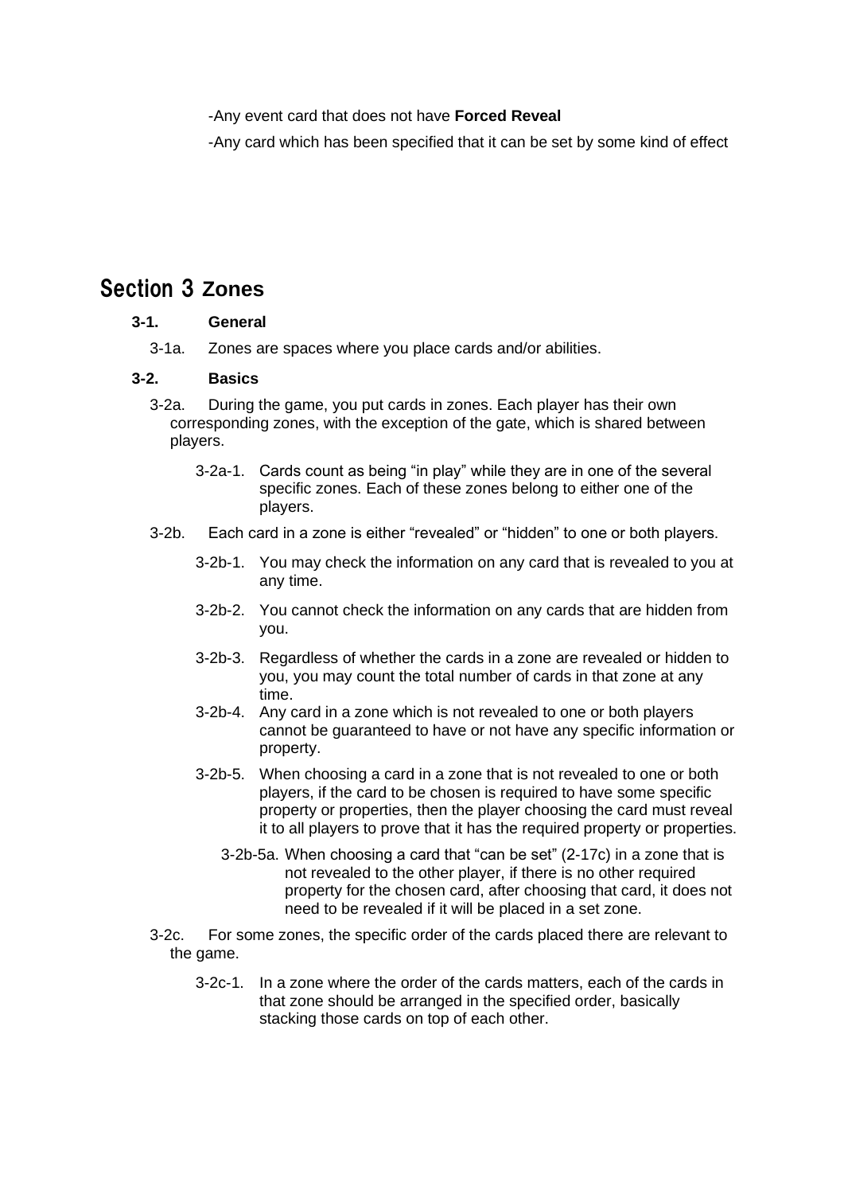-Any event card that does not have **Forced Reveal**

-Any card which has been specified that it can be set by some kind of effect

# Section 3 Zones

### 3-1. General

3-1a. Zones are spaces where you place cards and/or abilities.

### 3-2. Basics

3-2a. During the game, you put cards in zones. Each player has their own corresponding zones, with the exception of the gate, which is shared between players.

3-2a-1. Cards count as being "in play" while they are in one of the several specific zones. Each of these zones belong to either one of the players.

3-2b. Each card in a zone is either "revealed" or "hidden" to one or both players.

3-2b-1. You may check the information on any card that is revealed to you at any time.

3-2b-2. You cannot check the information on any cards that are hidden from you.

3-2b-3. Regardless of whether the cards in a zone are revealed or hidden to you, you may count the total number of cards in that zone at any time.

3-2b-4. Any card in a zone which is not revealed to one or both players cannot be guaranteed to have or not have any specific information or property.

3-2b-5. When choosing a card in a zone that is not revealed to one or both players, if the card to be chosen is required to have some specific property or properties, then the player choosing the card must reveal it to all players to prove that it has the required property or properties.

3-2b-5a. When choosing a card that "can be set" (2-17c) in a zone that is not revealed to the other player, if there is no other required property for the chosen card, after choosing that card, it does not need to be revealed if it will be placed in a set zone.

3-2c. For some zones, the specific order of the cards placed there are relevant to the game.

3-2c-1. In a zone where the order of the cards matters, each of the cards in that zone should be arranged in the specified order, basically stacking those cards on top of each other.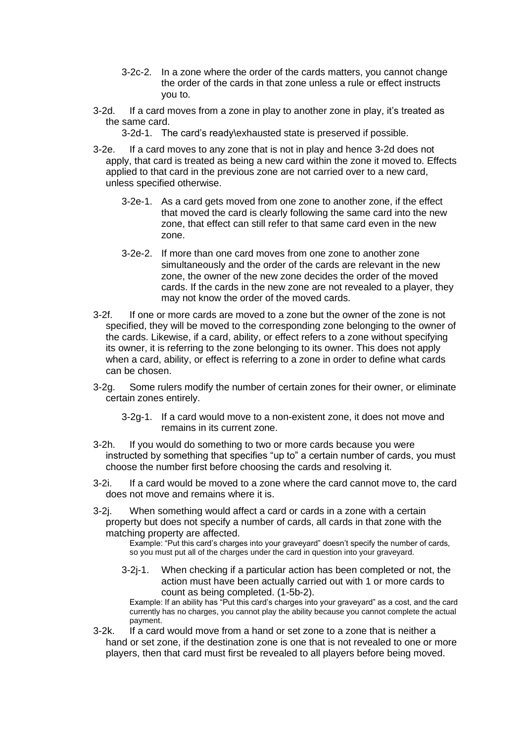3-2c-2. In a zone where the order of the cards matters, you cannot change the order of the cards in that zone unless a rule or effect instructs you to.

3-2d. If a card moves from a zone in play to another zone in play, it's treated as the same card.

3-2d-1. The card's ready\exhausted state is preserved if possible.

3-2e. If a card moves to any zone that is not in play and hence 3-2d does not apply, that card is treated as being a new card within the zone it moved to. Effects applied to that card in the previous zone are not carried over to a new card, unless specified otherwise.

3-2e-1. As a card gets moved from one zone to another zone, if the effect that moved the card is clearly following the same card into the new zone, that effect can still refer to that same card even in the new zone.

3-2e-2. If more than one card moves from one zone to another zone simultaneously and the order of the cards are relevant in the new zone, the owner of the new zone decides the order of the moved cards. If the cards in the new zone are not revealed to a player, they may not know the order of the moved cards.

3-2f. If one or more cards are moved to a zone but the owner of the zone is not specified, they will be moved to the corresponding zone belonging to the owner of the cards. Likewise, if a card, ability, or effect refers to a zone without specifying its owner, it is referring to the zone belonging to its owner. This does not apply when a card, ability, or effect is referring to a zone in order to define what cards can be chosen.

3-2g. Some rulers modify the number of certain zones for their owner, or eliminate certain zones entirely.

3-2g-1. If a card would move to a non-existent zone, it does not move and remains in its current zone.

3-2h. If you would do something to two or more cards because you were instructed by something that specifies "up to" a certain number of cards, you must choose the number first before choosing the cards and resolving it.

3-2i. If a card would be moved to a zone where the card cannot move to, the card does not move and remains where it is.

3-2j. When something would affect a card or cards in a zone with a certain property but does not specify a number of cards, all cards in that zone with the matching property are affected.

Example: "Put this card's charges into your graveyard" doesn't specify the number of cards, so you must put all of the charges under the card in question into your graveyard.

3-2j-1. When checking if a particular action has been completed or not, the action must have been actually carried out with 1 or more cards to count as being completed. (1-5b-2).

Example: If an ability has "Put this card's charges into your graveyard" as a cost, and the card currently has no charges, you cannot play the ability because you cannot complete the actual payment.

3-2k. If a card would move from a hand or set zone to a zone that is neither a hand or set zone, if the destination zone is one that is not revealed to one or more players, then that card must first be revealed to all players before being moved.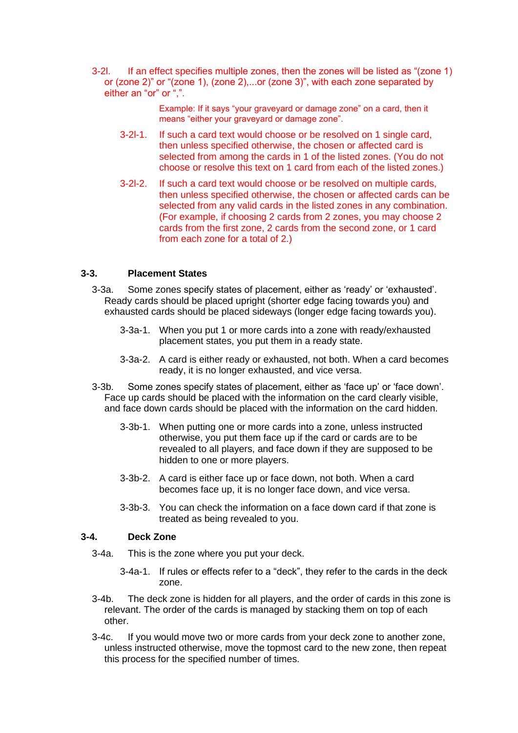3-2l. If an effect specifies multiple zones, then the zones will be listed as “(zone 1) or (zone 2)” or “(zone 1), (zone 2),...or (zone 3)”, with each zone separated by either an “or” or “,”.

> Example: If it says “your graveyard or damage zone” on a card, then it means “either your graveyard or damage zone”.

- 3-2l-1. If such a card text would choose or be resolved on 1 single card, then unless specified otherwise, the chosen or affected card is selected from among the cards in 1 of the listed zones. (You do not choose or resolve this text on 1 card from each of the listed zones.)
- 3-2l-2. If such a card text would choose or be resolved on multiple cards, then unless specified otherwise, the chosen or affected cards can be selected from any valid cards in the listed zones in any combination. (For example, if choosing 2 cards from 2 zones, you may choose 2 cards from the first zone, 2 cards from the second zone, or 1 card from each zone for a total of 2.)

## 3-3. Placement States

3-3a. Some zones specify states of placement, either as ‘ready’ or ‘exhausted’. Ready cards should be placed upright (shorter edge facing towards you) and exhausted cards should be placed sideways (longer edge facing towards you).

- 3-3a-1. When you put 1 or more cards into a zone with ready/exhausted placement states, you put them in a ready state.
- 3-3a-2. A card is either ready or exhausted, not both. When a card becomes ready, it is no longer exhausted, and vice versa.

3-3b. Some zones specify states of placement, either as ‘face up’ or ‘face down’. Face up cards should be placed with the information on the card clearly visible, and face down cards should be placed with the information on the card hidden.

- 3-3b-1. When putting one or more cards into a zone, unless instructed otherwise, you put them face up if the card or cards are to be revealed to all players, and face down if they are supposed to be hidden to one or more players.
- 3-3b-2. A card is either face up or face down, not both. When a card becomes face up, it is no longer face down, and vice versa.
- 3-3b-3. You can check the information on a face down card if that zone is treated as being revealed to you.

## 3-4. Deck Zone

3-4a. This is the zone where you put your deck.

- 3-4a-1. If rules or effects refer to a “deck”, they refer to the cards in the deck zone.

3-4b. The deck zone is hidden for all players, and the order of cards in this zone is relevant. The order of the cards is managed by stacking them on top of each other.

3-4c. If you would move two or more cards from your deck zone to another zone, unless instructed otherwise, move the topmost card to the new zone, then repeat this process for the specified number of times.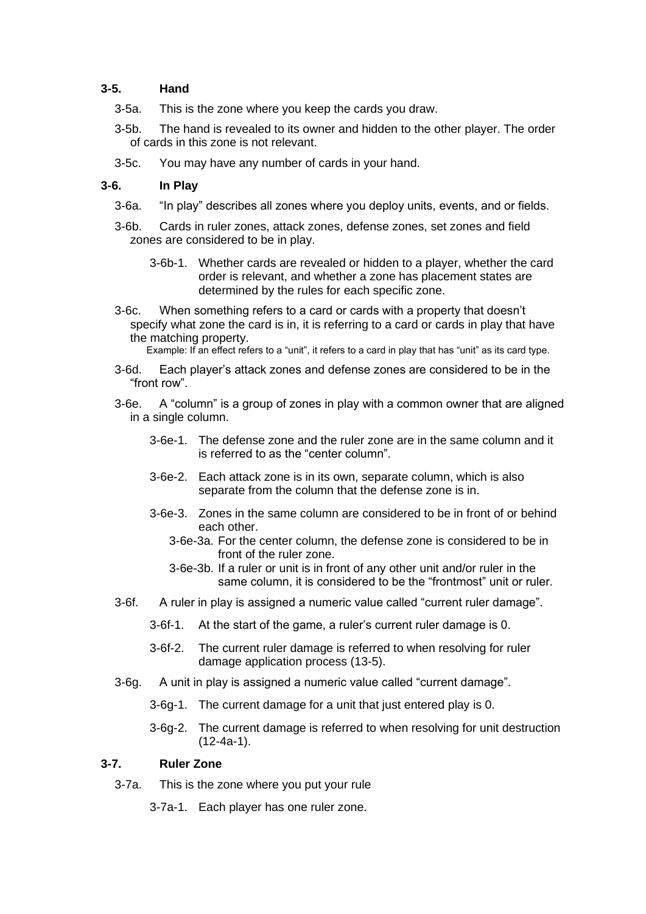### 3-5. Hand

3-5a. This is the zone where you keep the cards you draw.

3-5b. The hand is revealed to its owner and hidden to the other player. The order of cards in this zone is not relevant.

3-5c. You may have any number of cards in your hand.

### 3-6. In Play

3-6a. “In play” describes all zones where you deploy units, events, and or fields.

3-6b. Cards in ruler zones, attack zones, defense zones, set zones and field zones are considered to be in play.

- 3-6b-1. Whether cards are revealed or hidden to a player, whether the card order is relevant, and whether a zone has placement states are determined by the rules for each specific zone.

3-6c. When something refers to a card or cards with a property that doesn’t specify what zone the card is in, it is referring to a card or cards in play that have the matching property.

Example: If an effect refers to a “unit”, it refers to a card in play that has “unit” as its card type.

3-6d. Each player’s attack zones and defense zones are considered to be in the “front row”.

3-6e. A “column” is a group of zones in play with a common owner that are aligned in a single column.

- 3-6e-1. The defense zone and the ruler zone are in the same column and it is referred to as the “center column”.
- 3-6e-2. Each attack zone is in its own, separate column, which is also separate from the column that the defense zone is in.
- 3-6e-3. Zones in the same column are considered to be in front of or behind each other.
  - 3-6e-3a. For the center column, the defense zone is considered to be in front of the ruler zone.
  - 3-6e-3b. If a ruler or unit is in front of any other unit and/or ruler in the same column, it is considered to be the “frontmost” unit or ruler.

3-6f. A ruler in play is assigned a numeric value called “current ruler damage”.

- 3-6f-1. At the start of the game, a ruler’s current ruler damage is 0.
- 3-6f-2. The current ruler damage is referred to when resolving for ruler damage application process (13-5).

3-6g. A unit in play is assigned a numeric value called “current damage”.

- 3-6g-1. The current damage for a unit that just entered play is 0.
- 3-6g-2. The current damage is referred to when resolving for unit destruction (12-4a-1).

### 3-7. Ruler Zone

3-7a. This is the zone where you put your rule

- 3-7a-1. Each player has one ruler zone.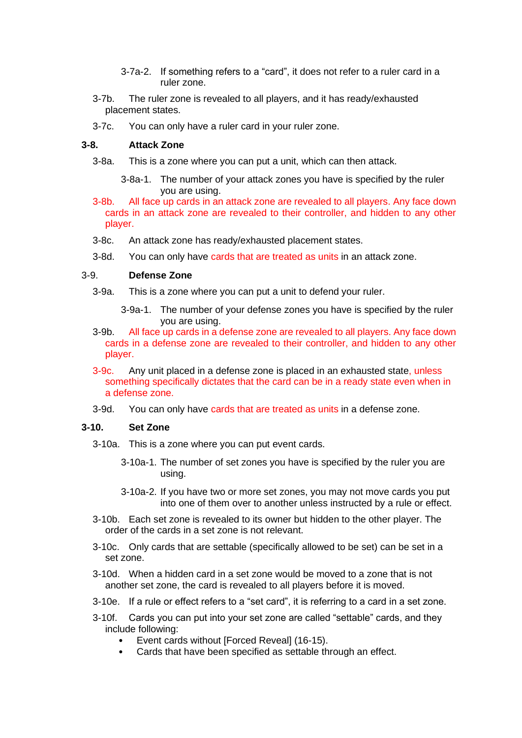3-7a-2. If something refers to a “card”, it does not refer to a ruler card in a ruler zone.

3-7b. The ruler zone is revealed to all players, and it has ready/exhausted placement states.

3-7c. You can only have a ruler card in your ruler zone.

### 3-8. Attack Zone

3-8a. This is a zone where you can put a unit, which can then attack.

3-8a-1. The number of your attack zones you have is specified by the ruler you are using.

3-8b. All face up cards in an attack zone are revealed to all players. Any face down cards in an attack zone are revealed to their controller, and hidden to any other player.

3-8c. An attack zone has ready/exhausted placement states.

3-8d. You can only have cards that are treated as units in an attack zone.

### 3-9. Defense Zone

3-9a. This is a zone where you can put a unit to defend your ruler.

3-9a-1. The number of your defense zones you have is specified by the ruler you are using.

3-9b. All face up cards in a defense zone are revealed to all players. Any face down cards in a defense zone are revealed to their controller, and hidden to any other player.

3-9c. Any unit placed in a defense zone is placed in an exhausted state, unless something specifically dictates that the card can be in a ready state even when in a defense zone.

3-9d. You can only have cards that are treated as units in a defense zone.

### 3-10. Set Zone

3-10a. This is a zone where you can put event cards.

3-10a-1. The number of set zones you have is specified by the ruler you are using.

3-10a-2. If you have two or more set zones, you may not move cards you put into one of them over to another unless instructed by a rule or effect.

3-10b. Each set zone is revealed to its owner but hidden to the other player. The order of the cards in a set zone is not relevant.

3-10c. Only cards that are settable (specifically allowed to be set) can be set in a set zone.

3-10d. When a hidden card in a set zone would be moved to a zone that is not another set zone, the card is revealed to all players before it is moved.

3-10e. If a rule or effect refers to a “set card”, it is referring to a card in a set zone.

3-10f. Cards you can put into your set zone are called “settable” cards, and they include following:

- Event cards without [Forced Reveal] (16-15).
- Cards that have been specified as settable through an effect.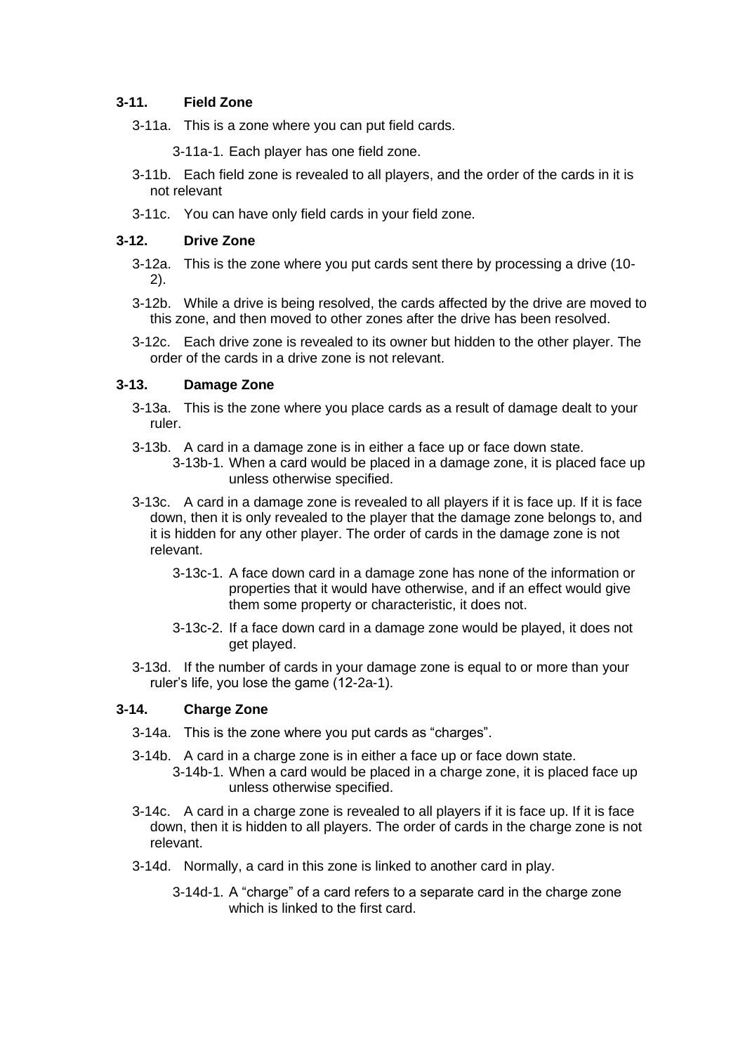### 3-11. Field Zone

3-11a. This is a zone where you can put field cards.

3-11a-1. Each player has one field zone.

3-11b. Each field zone is revealed to all players, and the order of the cards in it is not relevant

3-11c. You can have only field cards in your field zone.

### 3-12. Drive Zone

3-12a. This is the zone where you put cards sent there by processing a drive (10-2).

3-12b. While a drive is being resolved, the cards affected by the drive are moved to this zone, and then moved to other zones after the drive has been resolved.

3-12c. Each drive zone is revealed to its owner but hidden to the other player. The order of the cards in a drive zone is not relevant.

### 3-13. Damage Zone

3-13a. This is the zone where you place cards as a result of damage dealt to your ruler.

3-13b. A card in a damage zone is in either a face up or face down state.

3-13b-1. When a card would be placed in a damage zone, it is placed face up unless otherwise specified.

3-13c. A card in a damage zone is revealed to all players if it is face up. If it is face down, then it is only revealed to the player that the damage zone belongs to, and it is hidden for any other player. The order of cards in the damage zone is not relevant.

3-13c-1. A face down card in a damage zone has none of the information or properties that it would have otherwise, and if an effect would give them some property or characteristic, it does not.

3-13c-2. If a face down card in a damage zone would be played, it does not get played.

3-13d. If the number of cards in your damage zone is equal to or more than your ruler's life, you lose the game (12-2a-1).

### 3-14. Charge Zone

3-14a. This is the zone where you put cards as "charges".

3-14b. A card in a charge zone is in either a face up or face down state.

3-14b-1. When a card would be placed in a charge zone, it is placed face up unless otherwise specified.

3-14c. A card in a charge zone is revealed to all players if it is face up. If it is face down, then it is hidden to all players. The order of cards in the charge zone is not relevant.

3-14d. Normally, a card in this zone is linked to another card in play.

3-14d-1. A "charge" of a card refers to a separate card in the charge zone which is linked to the first card.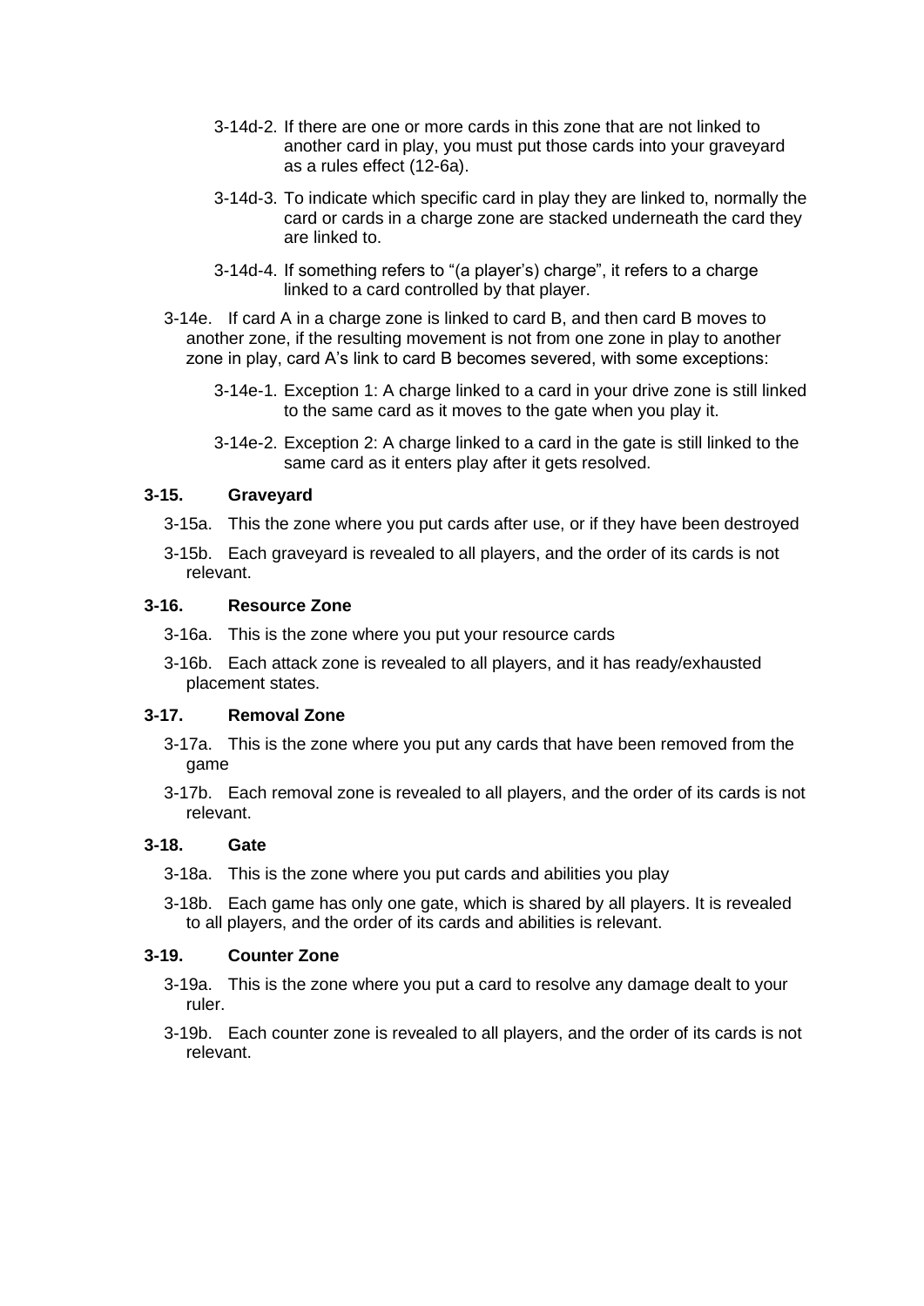3-14d-2. If there are one or more cards in this zone that are not linked to another card in play, you must put those cards into your graveyard as a rules effect (12-6a).

3-14d-3. To indicate which specific card in play they are linked to, normally the card or cards in a charge zone are stacked underneath the card they are linked to.

3-14d-4. If something refers to "(a player's) charge", it refers to a charge linked to a card controlled by that player.

3-14e. If card A in a charge zone is linked to card B, and then card B moves to another zone, if the resulting movement is not from one zone in play to another zone in play, card A's link to card B becomes severed, with some exceptions:

3-14e-1. Exception 1: A charge linked to a card in your drive zone is still linked to the same card as it moves to the gate when you play it.

3-14e-2. Exception 2: A charge linked to a card in the gate is still linked to the same card as it enters play after it gets resolved.

### 3-15. Graveyard

3-15a. This the zone where you put cards after use, or if they have been destroyed

3-15b. Each graveyard is revealed to all players, and the order of its cards is not relevant.

### 3-16. Resource Zone

3-16a. This is the zone where you put your resource cards

3-16b. Each attack zone is revealed to all players, and it has ready/exhausted placement states.

### 3-17. Removal Zone

3-17a. This is the zone where you put any cards that have been removed from the game

3-17b. Each removal zone is revealed to all players, and the order of its cards is not relevant.

### 3-18. Gate

3-18a. This is the zone where you put cards and abilities you play

3-18b. Each game has only one gate, which is shared by all players. It is revealed to all players, and the order of its cards and abilities is relevant.

### 3-19. Counter Zone

3-19a. This is the zone where you put a card to resolve any damage dealt to your ruler.

3-19b. Each counter zone is revealed to all players, and the order of its cards is not relevant.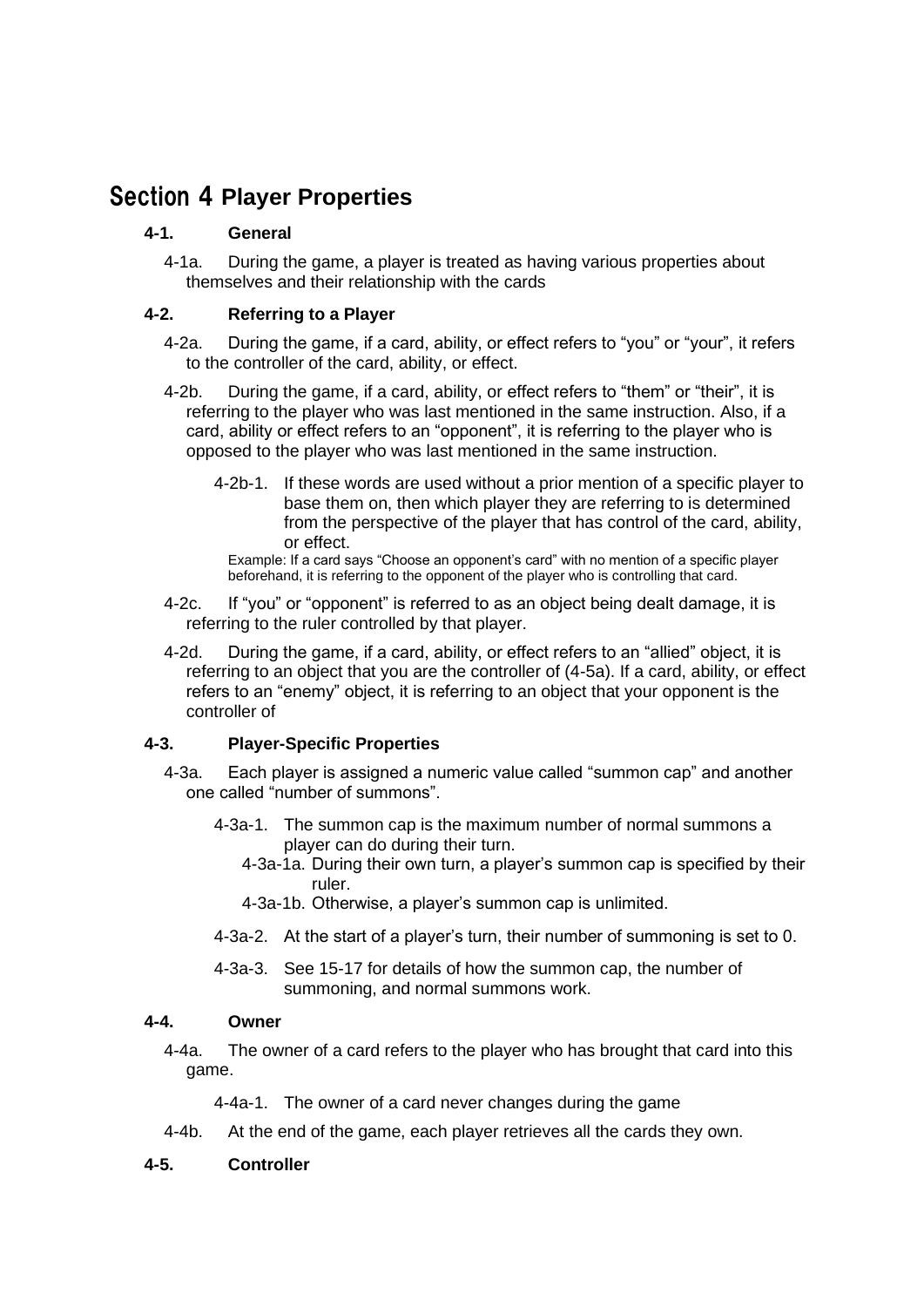# Section 4 Player Properties

## 4-1. General

4-1a. During the game, a player is treated as having various properties about themselves and their relationship with the cards

## 4-2. Referring to a Player

4-2a. During the game, if a card, ability, or effect refers to "you" or "your", it refers to the controller of the card, ability, or effect.

4-2b. During the game, if a card, ability, or effect refers to "them" or "their", it is referring to the player who was last mentioned in the same instruction. Also, if a card, ability or effect refers to an "opponent", it is referring to the player who is opposed to the player who was last mentioned in the same instruction.

4-2b-1. If these words are used without a prior mention of a specific player to base them on, then which player they are referring to is determined from the perspective of the player that has control of the card, ability, or effect.

Example: If a card says "Choose an opponent's card" with no mention of a specific player beforehand, it is referring to the opponent of the player who is controlling that card.

4-2c. If "you" or "opponent" is referred to as an object being dealt damage, it is referring to the ruler controlled by that player.

4-2d. During the game, if a card, ability, or effect refers to an "allied" object, it is referring to an object that you are the controller of (4-5a). If a card, ability, or effect refers to an "enemy" object, it is referring to an object that your opponent is the controller of

## 4-3. Player-Specific Properties

4-3a. Each player is assigned a numeric value called "summon cap" and another one called "number of summons".

4-3a-1. The summon cap is the maximum number of normal summons a player can do during their turn.

4-3a-1a. During their own turn, a player's summon cap is specified by their ruler.

4-3a-1b. Otherwise, a player's summon cap is unlimited.

4-3a-2. At the start of a player's turn, their number of summoning is set to 0.

4-3a-3. See 15-17 for details of how the summon cap, the number of summoning, and normal summons work.

## 4-4. Owner

4-4a. The owner of a card refers to the player who has brought that card into this game.

4-4a-1. The owner of a card never changes during the game

4-4b. At the end of the game, each player retrieves all the cards they own.

## 4-5. Controller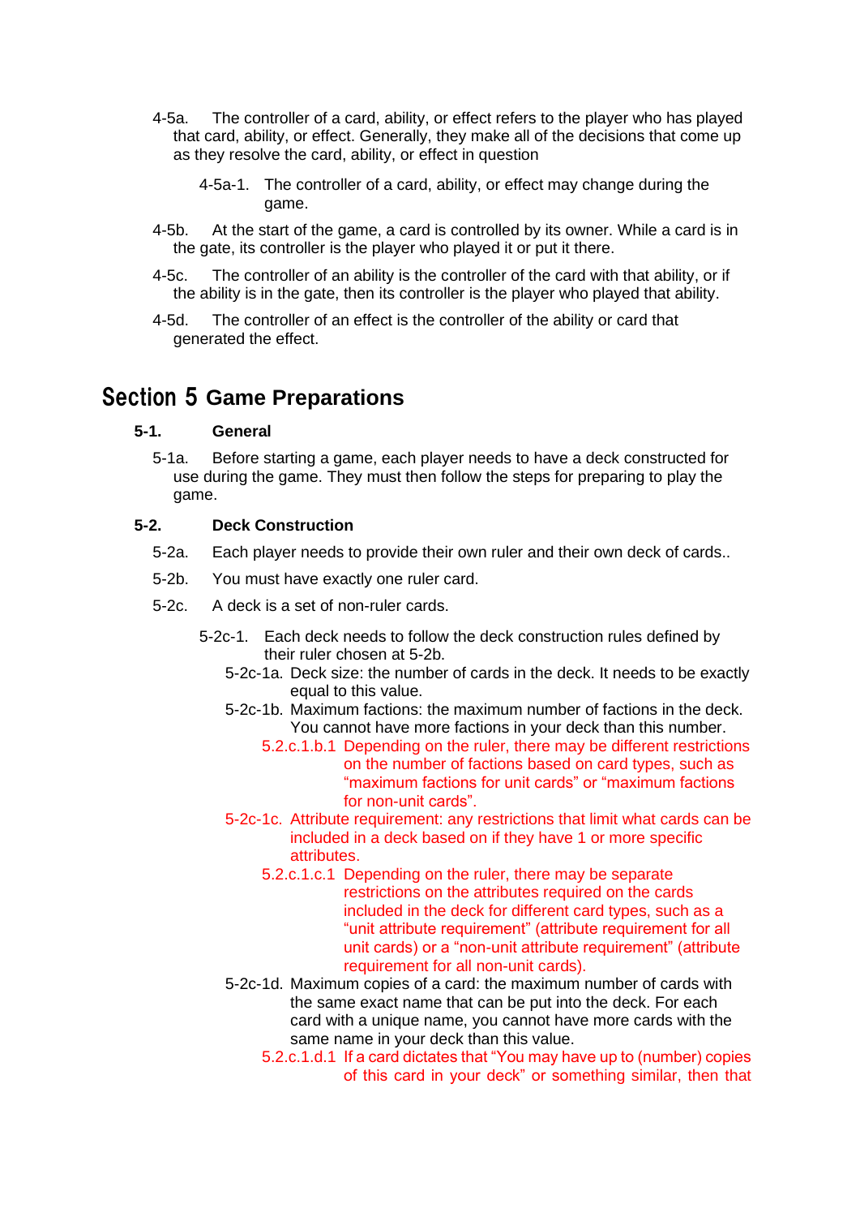4-5a. The controller of a card, ability, or effect refers to the player who has played that card, ability, or effect. Generally, they make all of the decisions that come up as they resolve the card, ability, or effect in question

4-5a-1. The controller of a card, ability, or effect may change during the game.

4-5b. At the start of the game, a card is controlled by its owner. While a card is in the gate, its controller is the player who played it or put it there.

4-5c. The controller of an ability is the controller of the card with that ability, or if the ability is in the gate, then its controller is the player who played that ability.

4-5d. The controller of an effect is the controller of the ability or card that generated the effect.

# Section 5 Game Preparations

## 5-1. General

5-1a. Before starting a game, each player needs to have a deck constructed for use during the game. They must then follow the steps for preparing to play the game.

## 5-2. Deck Construction

5-2a. Each player needs to provide their own ruler and their own deck of cards..

5-2b. You must have exactly one ruler card.

5-2c. A deck is a set of non-ruler cards.

5-2c-1. Each deck needs to follow the deck construction rules defined by their ruler chosen at 5-2b.

5-2c-1a. Deck size: the number of cards in the deck. It needs to be exactly equal to this value.

5-2c-1b. Maximum factions: the maximum number of factions in the deck. You cannot have more factions in your deck than this number.

5.2.c.1.b.1 Depending on the ruler, there may be different restrictions on the number of factions based on card types, such as "maximum factions for unit cards" or "maximum factions for non-unit cards".

5-2c-1c. Attribute requirement: any restrictions that limit what cards can be included in a deck based on if they have 1 or more specific attributes.

5.2.c.1.c.1 Depending on the ruler, there may be separate restrictions on the attributes required on the cards included in the deck for different card types, such as a "unit attribute requirement" (attribute requirement for all unit cards) or a "non-unit attribute requirement" (attribute requirement for all non-unit cards).

5-2c-1d. Maximum copies of a card: the maximum number of cards with the same exact name that can be put into the deck. For each card with a unique name, you cannot have more cards with the same name in your deck than this value.

5.2.c.1.d.1 If a card dictates that "You may have up to (number) copies of this card in your deck" or something similar, then that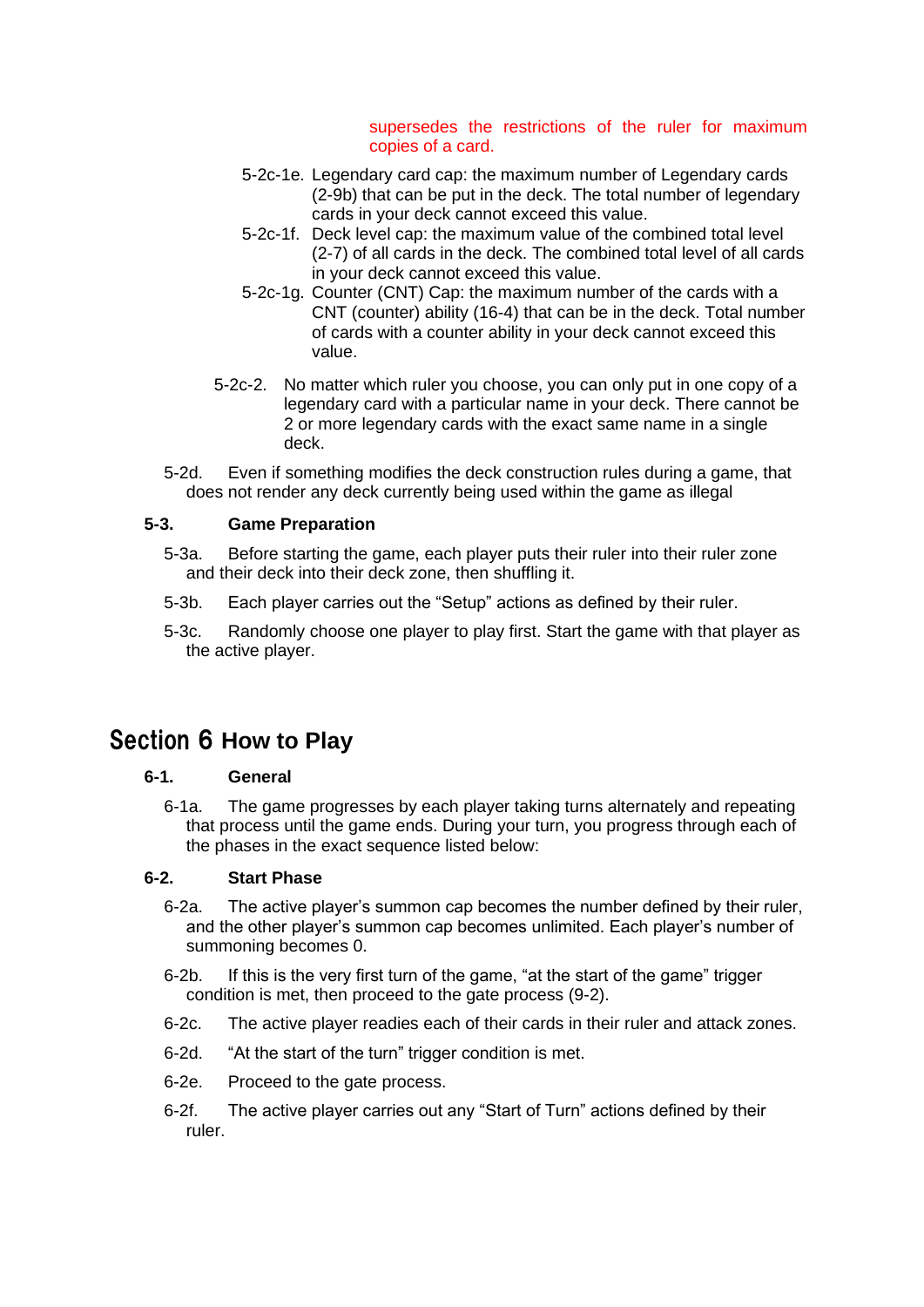supersedes the restrictions of the ruler for maximum copies of a card.

- 5-2c-1e. Legendary card cap: the maximum number of Legendary cards (2-9b) that can be put in the deck. The total number of legendary cards in your deck cannot exceed this value.
- 5-2c-1f. Deck level cap: the maximum value of the combined total level (2-7) of all cards in the deck. The combined total level of all cards in your deck cannot exceed this value.
- 5-2c-1g. Counter (CNT) Cap: the maximum number of the cards with a CNT (counter) ability (16-4) that can be in the deck. Total number of cards with a counter ability in your deck cannot exceed this value.

5-2c-2. No matter which ruler you choose, you can only put in one copy of a legendary card with a particular name in your deck. There cannot be 2 or more legendary cards with the exact same name in a single deck.

5-2d. Even if something modifies the deck construction rules during a game, that does not render any deck currently being used within the game as illegal

### 5-3. Game Preparation

5-3a. Before starting the game, each player puts their ruler into their ruler zone and their deck into their deck zone, then shuffling it.

5-3b. Each player carries out the “Setup” actions as defined by their ruler.

5-3c. Randomly choose one player to play first. Start the game with that player as the active player.

## Section 6 How to Play

### 6-1. General

6-1a. The game progresses by each player taking turns alternately and repeating that process until the game ends. During your turn, you progress through each of the phases in the exact sequence listed below:

### 6-2. Start Phase

6-2a. The active player’s summon cap becomes the number defined by their ruler, and the other player’s summon cap becomes unlimited. Each player’s number of summoning becomes 0.

6-2b. If this is the very first turn of the game, “at the start of the game” trigger condition is met, then proceed to the gate process (9-2).

6-2c. The active player readies each of their cards in their ruler and attack zones.

6-2d. “At the start of the turn” trigger condition is met.

6-2e. Proceed to the gate process.

6-2f. The active player carries out any “Start of Turn” actions defined by their ruler.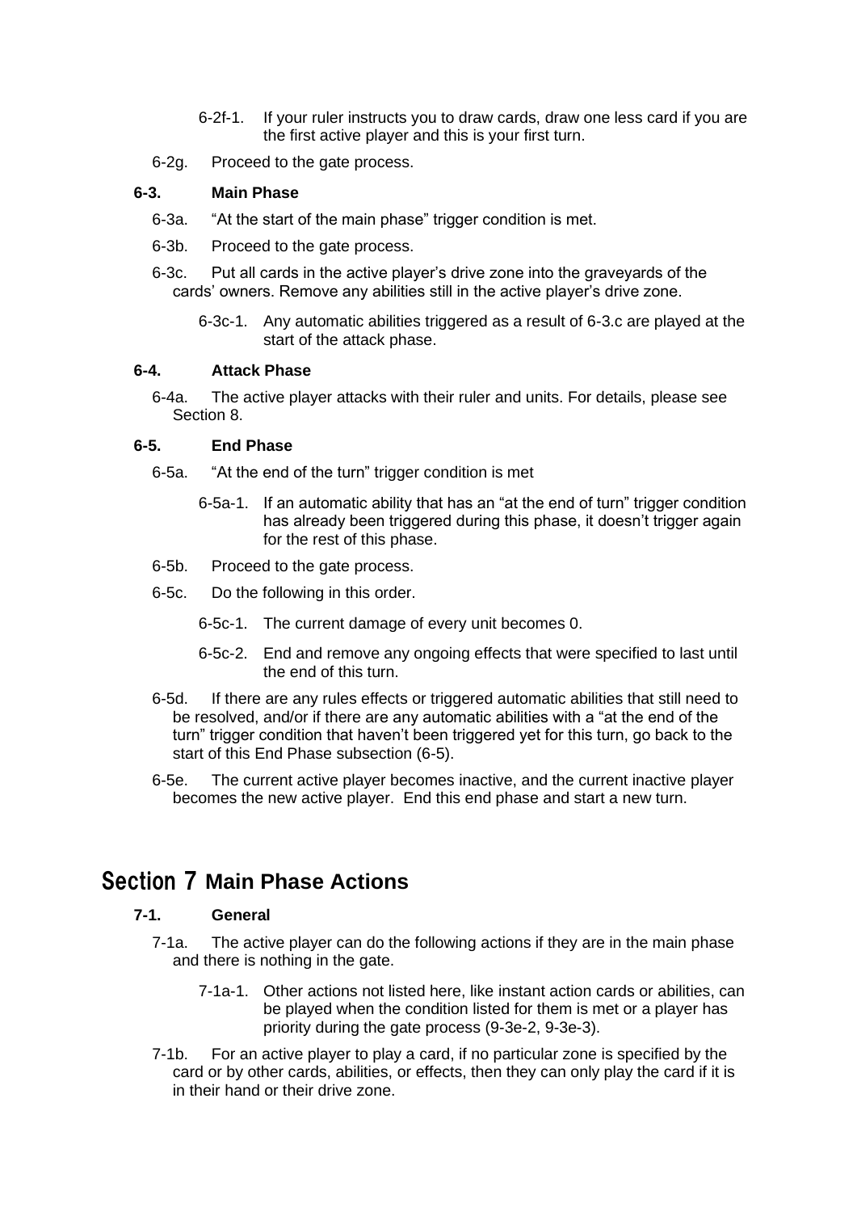- 6-2f-1. If your ruler instructs you to draw cards, draw one less card if you are the first active player and this is your first turn.

- 6-2g. Proceed to the gate process.

### 6-3. Main Phase

- 6-3a. “At the start of the main phase” trigger condition is met.
- 6-3b. Proceed to the gate process.
- 6-3c. Put all cards in the active player’s drive zone into the graveyards of the cards’ owners. Remove any abilities still in the active player’s drive zone.
  - 6-3c-1. Any automatic abilities triggered as a result of 6-3.c are played at the start of the attack phase.

### 6-4. Attack Phase

- 6-4a. The active player attacks with their ruler and units. For details, please see Section 8.

### 6-5. End Phase

- 6-5a. “At the end of the turn” trigger condition is met
  - 6-5a-1. If an automatic ability that has an “at the end of turn” trigger condition has already been triggered during this phase, it doesn’t trigger again for the rest of this phase.
- 6-5b. Proceed to the gate process.
- 6-5c. Do the following in this order.
  - 6-5c-1. The current damage of every unit becomes 0.
  - 6-5c-2. End and remove any ongoing effects that were specified to last until the end of this turn.
- 6-5d. If there are any rules effects or triggered automatic abilities that still need to be resolved, and/or if there are any automatic abilities with a “at the end of the turn” trigger condition that haven’t been triggered yet for this turn, go back to the start of this End Phase subsection (6-5).
- 6-5e. The current active player becomes inactive, and the current inactive player becomes the new active player. End this end phase and start a new turn.

## Section 7 Main Phase Actions

### 7-1. General

- 7-1a. The active player can do the following actions if they are in the main phase and there is nothing in the gate.
  - 7-1a-1. Other actions not listed here, like instant action cards or abilities, can be played when the condition listed for them is met or a player has priority during the gate process (9-3e-2, 9-3e-3).
- 7-1b. For an active player to play a card, if no particular zone is specified by the card or by other cards, abilities, or effects, then they can only play the card if it is in their hand or their drive zone.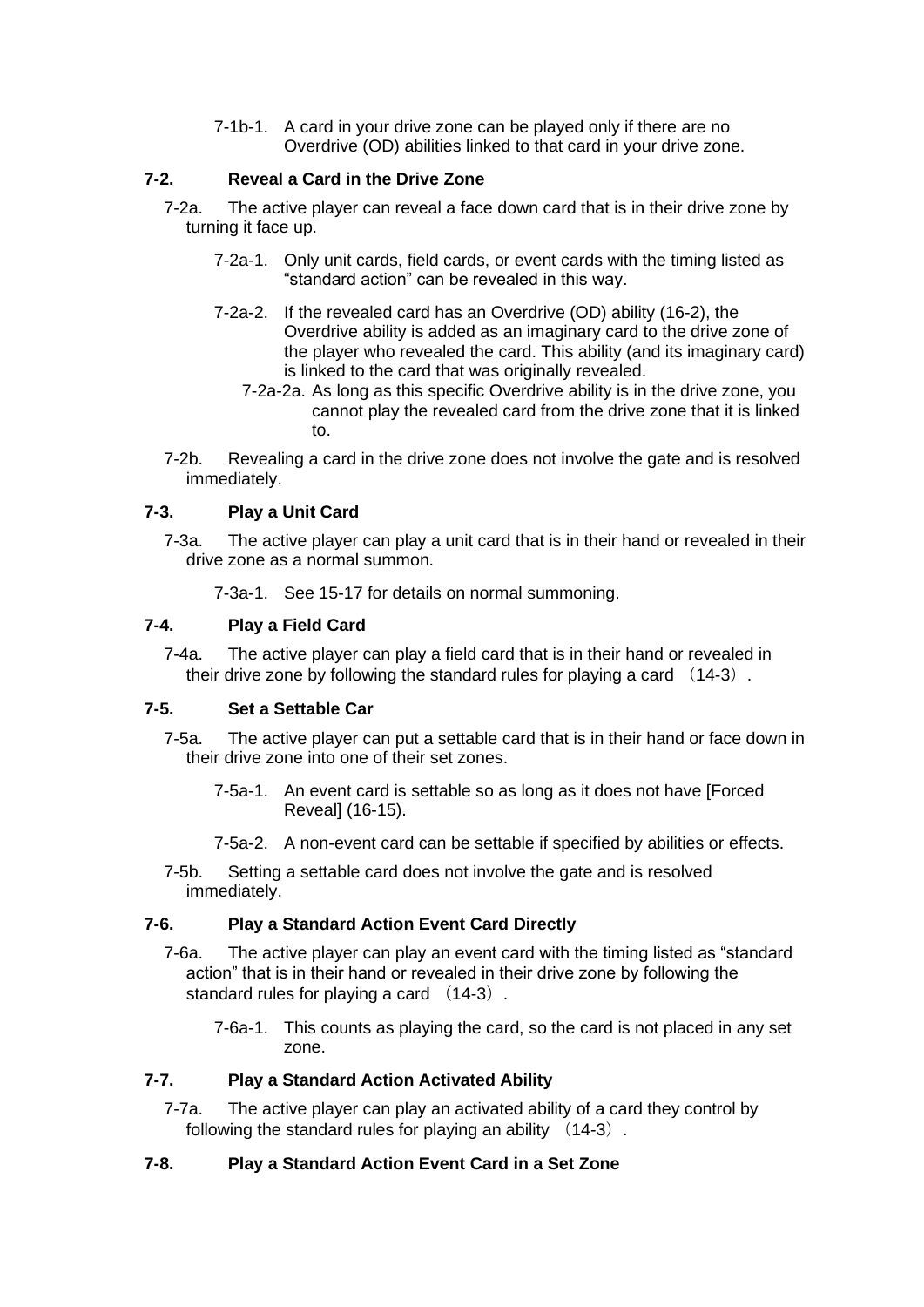7-1b-1. A card in your drive zone can be played only if there are no Overdrive (OD) abilities linked to that card in your drive zone.

### 7-2. Reveal a Card in the Drive Zone

7-2a. The active player can reveal a face down card that is in their drive zone by turning it face up.

7-2a-1. Only unit cards, field cards, or event cards with the timing listed as "standard action" can be revealed in this way.

7-2a-2. If the revealed card has an Overdrive (OD) ability (16-2), the Overdrive ability is added as an imaginary card to the drive zone of the player who revealed the card. This ability (and its imaginary card) is linked to the card that was originally revealed.

7-2a-2a. As long as this specific Overdrive ability is in the drive zone, you cannot play the revealed card from the drive zone that it is linked to.

7-2b. Revealing a card in the drive zone does not involve the gate and is resolved immediately.

### 7-3. Play a Unit Card

7-3a. The active player can play a unit card that is in their hand or revealed in their drive zone as a normal summon.

7-3a-1. See 15-17 for details on normal summoning.

### 7-4. Play a Field Card

7-4a. The active player can play a field card that is in their hand or revealed in their drive zone by following the standard rules for playing a card （14-3）.

### 7-5. Set a Settable Car

7-5a. The active player can put a settable card that is in their hand or face down in their drive zone into one of their set zones.

7-5a-1. An event card is settable so as long as it does not have [Forced Reveal] (16-15).

7-5a-2. A non-event card can be settable if specified by abilities or effects.

7-5b. Setting a settable card does not involve the gate and is resolved immediately.

### 7-6. Play a Standard Action Event Card Directly

7-6a. The active player can play an event card with the timing listed as "standard action" that is in their hand or revealed in their drive zone by following the standard rules for playing a card （14-3）.

7-6a-1. This counts as playing the card, so the card is not placed in any set zone.

### 7-7. Play a Standard Action Activated Ability

7-7a. The active player can play an activated ability of a card they control by following the standard rules for playing an ability （14-3）.

### 7-8. Play a Standard Action Event Card in a Set Zone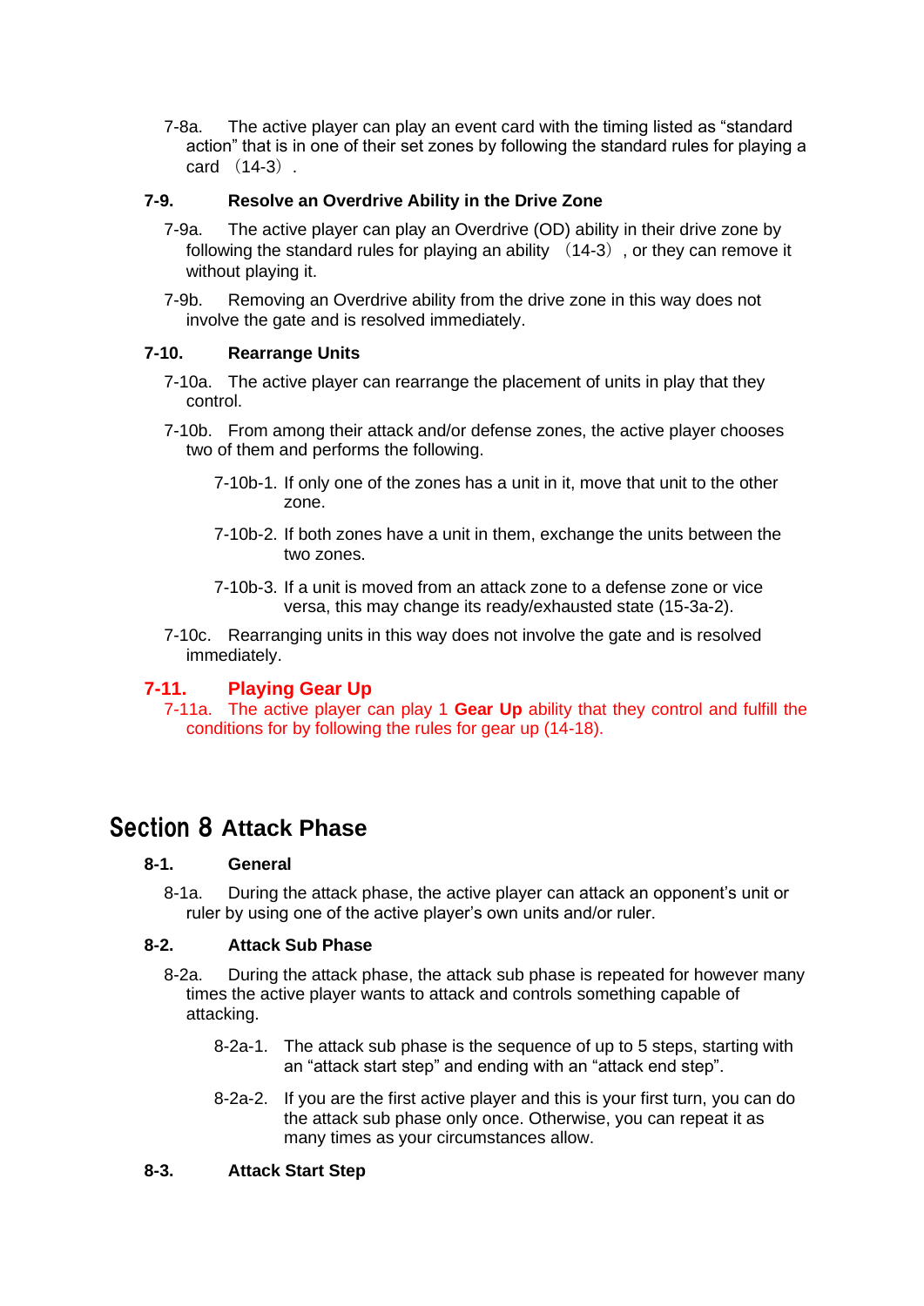7-8a. The active player can play an event card with the timing listed as “standard action” that is in one of their set zones by following the standard rules for playing a card （14-3）.

### 7-9. Resolve an Overdrive Ability in the Drive Zone

7-9a. The active player can play an Overdrive (OD) ability in their drive zone by following the standard rules for playing an ability （14-3）, or they can remove it without playing it.

7-9b. Removing an Overdrive ability from the drive zone in this way does not involve the gate and is resolved immediately.

### 7-10. Rearrange Units

7-10a. The active player can rearrange the placement of units in play that they control.

7-10b. From among their attack and/or defense zones, the active player chooses two of them and performs the following.

- 7-10b-1. If only one of the zones has a unit in it, move that unit to the other zone.
- 7-10b-2. If both zones have a unit in them, exchange the units between the two zones.
- 7-10b-3. If a unit is moved from an attack zone to a defense zone or vice versa, this may change its ready/exhausted state (15-3a-2).

7-10c. Rearranging units in this way does not involve the gate and is resolved immediately.

### 7-11. Playing Gear Up

7-11a. The active player can play 1 **Gear Up** ability that they control and fulfill the conditions for by following the rules for gear up (14-18).

## Section 8 Attack Phase

### 8-1. General

8-1a. During the attack phase, the active player can attack an opponent’s unit or ruler by using one of the active player’s own units and/or ruler.

### 8-2. Attack Sub Phase

8-2a. During the attack phase, the attack sub phase is repeated for however many times the active player wants to attack and controls something capable of attacking.

- 8-2a-1. The attack sub phase is the sequence of up to 5 steps, starting with an “attack start step” and ending with an “attack end step”.
- 8-2a-2. If you are the first active player and this is your first turn, you can do the attack sub phase only once. Otherwise, you can repeat it as many times as your circumstances allow.

### 8-3. Attack Start Step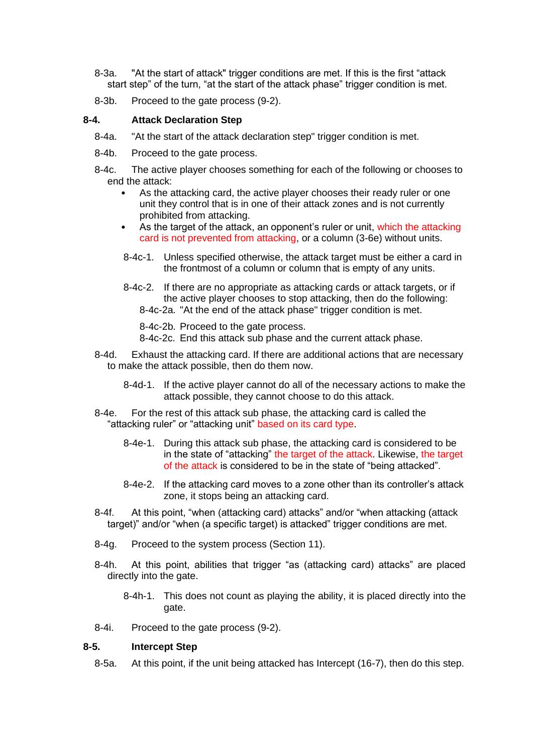8-3a. "At the start of attack" trigger conditions are met. If this is the first "attack start step" of the turn, "at the start of the attack phase" trigger condition is met.

8-3b. Proceed to the gate process (9-2).

**8-4. Attack Declaration Step**

8-4a. "At the start of the attack declaration step" trigger condition is met.

8-4b. Proceed to the gate process.

8-4c. The active player chooses something for each of the following or chooses to end the attack:

- As the attacking card, the active player chooses their ready ruler or one unit they control that is in one of their attack zones and is not currently prohibited from attacking.
- As the target of the attack, an opponent's ruler or unit, which the attacking card is not prevented from attacking, or a column (3-6e) without units.

8-4c-1. Unless specified otherwise, the attack target must be either a card in the frontmost of a column or column that is empty of any units.

8-4c-2. If there are no appropriate as attacking cards or attack targets, or if the active player chooses to stop attacking, then do the following:

8-4c-2a. "At the end of the attack phase" trigger condition is met.

8-4c-2b. Proceed to the gate process.

8-4c-2c. End this attack sub phase and the current attack phase.

8-4d. Exhaust the attacking card. If there are additional actions that are necessary to make the attack possible, then do them now.

8-4d-1. If the active player cannot do all of the necessary actions to make the attack possible, they cannot choose to do this attack.

8-4e. For the rest of this attack sub phase, the attacking card is called the "attacking ruler" or "attacking unit" based on its card type.

8-4e-1. During this attack sub phase, the attacking card is considered to be in the state of "attacking" the target of the attack. Likewise, the target of the attack is considered to be in the state of "being attacked".

8-4e-2. If the attacking card moves to a zone other than its controller's attack zone, it stops being an attacking card.

8-4f. At this point, "when (attacking card) attacks" and/or "when attacking (attack target)" and/or "when (a specific target) is attacked" trigger conditions are met.

8-4g. Proceed to the system process (Section 11).

8-4h. At this point, abilities that trigger "as (attacking card) attacks" are placed directly into the gate.

8-4h-1. This does not count as playing the ability, it is placed directly into the gate.

8-4i. Proceed to the gate process (9-2).

**8-5. Intercept Step**

8-5a. At this point, if the unit being attacked has Intercept (16-7), then do this step.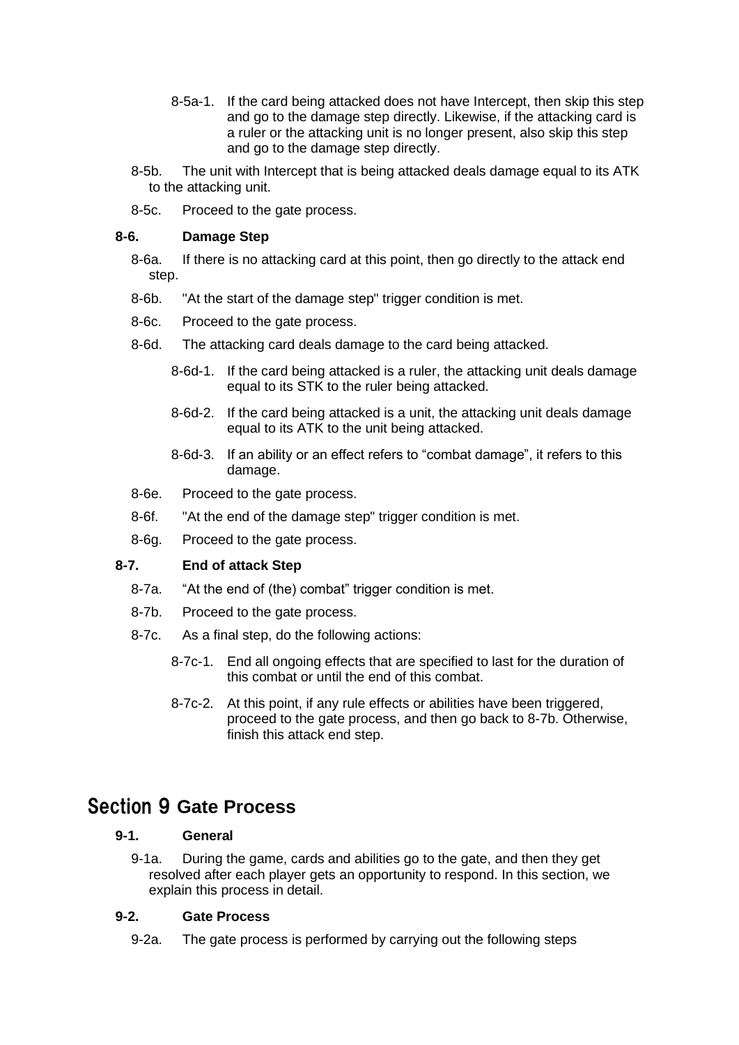8-5a-1. If the card being attacked does not have Intercept, then skip this step and go to the damage step directly. Likewise, if the attacking card is a ruler or the attacking unit is no longer present, also skip this step and go to the damage step directly.

8-5b. The unit with Intercept that is being attacked deals damage equal to its ATK to the attacking unit.

8-5c. Proceed to the gate process.

### 8-6. Damage Step

8-6a. If there is no attacking card at this point, then go directly to the attack end step.

8-6b. "At the start of the damage step" trigger condition is met.

8-6c. Proceed to the gate process.

8-6d. The attacking card deals damage to the card being attacked.

8-6d-1. If the card being attacked is a ruler, the attacking unit deals damage equal to its STK to the ruler being attacked.

8-6d-2. If the card being attacked is a unit, the attacking unit deals damage equal to its ATK to the unit being attacked.

8-6d-3. If an ability or an effect refers to "combat damage", it refers to this damage.

8-6e. Proceed to the gate process.

8-6f. "At the end of the damage step" trigger condition is met.

8-6g. Proceed to the gate process.

### 8-7. End of attack Step

8-7a. "At the end of (the) combat" trigger condition is met.

8-7b. Proceed to the gate process.

8-7c. As a final step, do the following actions:

8-7c-1. End all ongoing effects that are specified to last for the duration of this combat or until the end of this combat.

8-7c-2. At this point, if any rule effects or abilities have been triggered, proceed to the gate process, and then go back to 8-7b. Otherwise, finish this attack end step.

## Section 9 Gate Process

### 9-1. General

9-1a. During the game, cards and abilities go to the gate, and then they get resolved after each player gets an opportunity to respond. In this section, we explain this process in detail.

### 9-2. Gate Process

9-2a. The gate process is performed by carrying out the following steps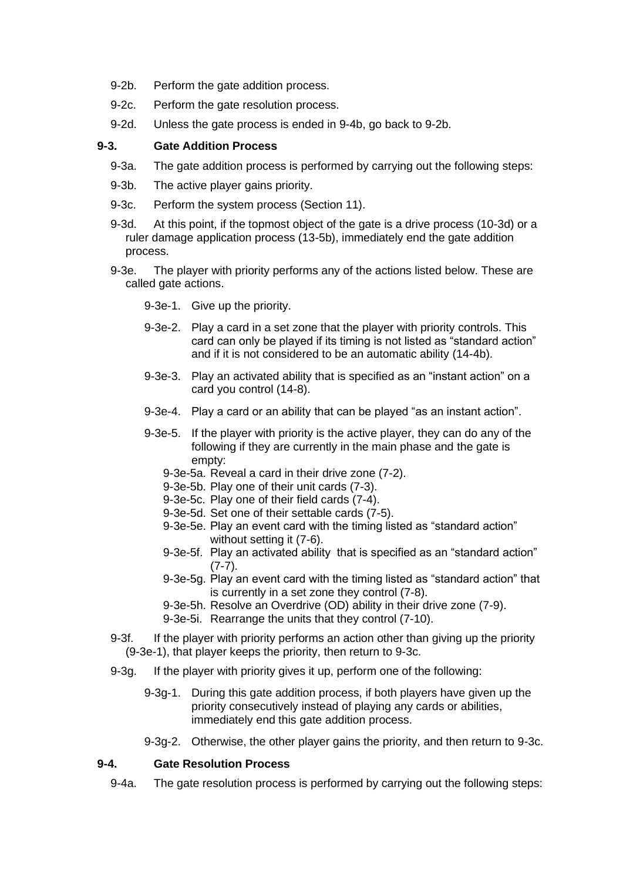9-2b. Perform the gate addition process.

9-2c. Perform the gate resolution process.

9-2d. Unless the gate process is ended in 9-4b, go back to 9-2b.

### 9-3. Gate Addition Process

9-3a. The gate addition process is performed by carrying out the following steps:

9-3b. The active player gains priority.

9-3c. Perform the system process (Section 11).

9-3d. At this point, if the topmost object of the gate is a drive process (10-3d) or a ruler damage application process (13-5b), immediately end the gate addition process.

9-3e. The player with priority performs any of the actions listed below. These are called gate actions.

- 9-3e-1. Give up the priority.
- 9-3e-2. Play a card in a set zone that the player with priority controls. This card can only be played if its timing is not listed as "standard action" and if it is not considered to be an automatic ability (14-4b).
- 9-3e-3. Play an activated ability that is specified as an "instant action" on a card you control (14-8).
- 9-3e-4. Play a card or an ability that can be played "as an instant action".
- 9-3e-5. If the player with priority is the active player, they can do any of the following if they are currently in the main phase and the gate is empty:
  - 9-3e-5a. Reveal a card in their drive zone (7-2).
  - 9-3e-5b. Play one of their unit cards (7-3).
  - 9-3e-5c. Play one of their field cards (7-4).
  - 9-3e-5d. Set one of their settable cards (7-5).
  - 9-3e-5e. Play an event card with the timing listed as "standard action" without setting it (7-6).
  - 9-3e-5f. Play an activated ability that is specified as an "standard action" (7-7).
  - 9-3e-5g. Play an event card with the timing listed as "standard action" that is currently in a set zone they control (7-8).
  - 9-3e-5h. Resolve an Overdrive (OD) ability in their drive zone (7-9).
  - 9-3e-5i. Rearrange the units that they control (7-10).

9-3f. If the player with priority performs an action other than giving up the priority (9-3e-1), that player keeps the priority, then return to 9-3c.

9-3g. If the player with priority gives it up, perform one of the following:

- 9-3g-1. During this gate addition process, if both players have given up the priority consecutively instead of playing any cards or abilities, immediately end this gate addition process.
- 9-3g-2. Otherwise, the other player gains the priority, and then return to 9-3c.

### 9-4. Gate Resolution Process

9-4a. The gate resolution process is performed by carrying out the following steps: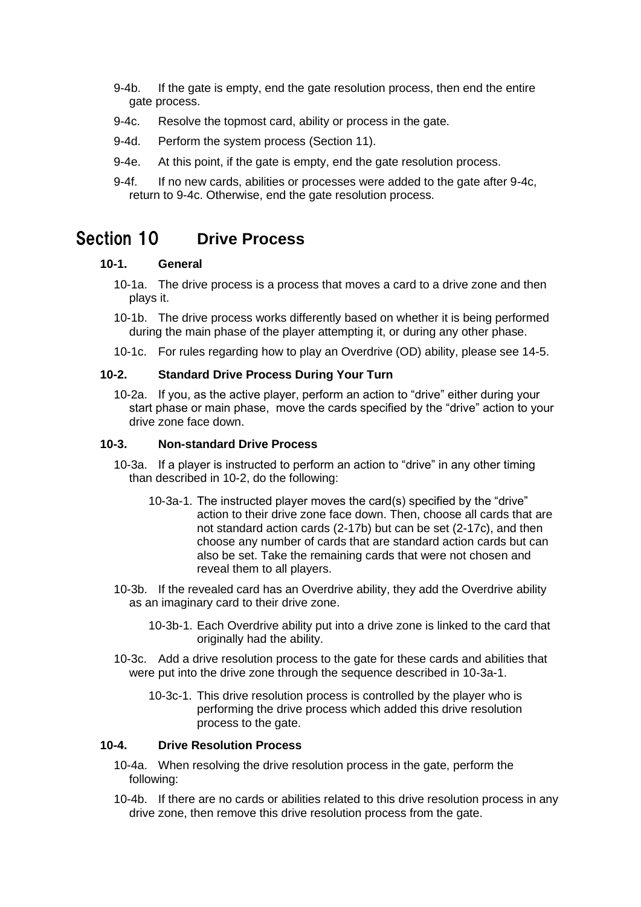9-4b. If the gate is empty, end the gate resolution process, then end the entire gate process.

9-4c. Resolve the topmost card, ability or process in the gate.

9-4d. Perform the system process (Section 11).

9-4e. At this point, if the gate is empty, end the gate resolution process.

9-4f. If no new cards, abilities or processes were added to the gate after 9-4c, return to 9-4c. Otherwise, end the gate resolution process.

# Section 10 Drive Process

### 10-1. General

10-1a. The drive process is a process that moves a card to a drive zone and then plays it.

10-1b. The drive process works differently based on whether it is being performed during the main phase of the player attempting it, or during any other phase.

10-1c. For rules regarding how to play an Overdrive (OD) ability, please see 14-5.

### 10-2. Standard Drive Process During Your Turn

10-2a. If you, as the active player, perform an action to "drive" either during your start phase or main phase, move the cards specified by the "drive" action to your drive zone face down.

### 10-3. Non-standard Drive Process

10-3a. If a player is instructed to perform an action to "drive" in any other timing than described in 10-2, do the following:

10-3a-1. The instructed player moves the card(s) specified by the "drive" action to their drive zone face down. Then, choose all cards that are not standard action cards (2-17b) but can be set (2-17c), and then choose any number of cards that are standard action cards but can also be set. Take the remaining cards that were not chosen and reveal them to all players.

10-3b. If the revealed card has an Overdrive ability, they add the Overdrive ability as an imaginary card to their drive zone.

10-3b-1. Each Overdrive ability put into a drive zone is linked to the card that originally had the ability.

10-3c. Add a drive resolution process to the gate for these cards and abilities that were put into the drive zone through the sequence described in 10-3a-1.

10-3c-1. This drive resolution process is controlled by the player who is performing the drive process which added this drive resolution process to the gate.

### 10-4. Drive Resolution Process

10-4a. When resolving the drive resolution process in the gate, perform the following:

10-4b. If there are no cards or abilities related to this drive resolution process in any drive zone, then remove this drive resolution process from the gate.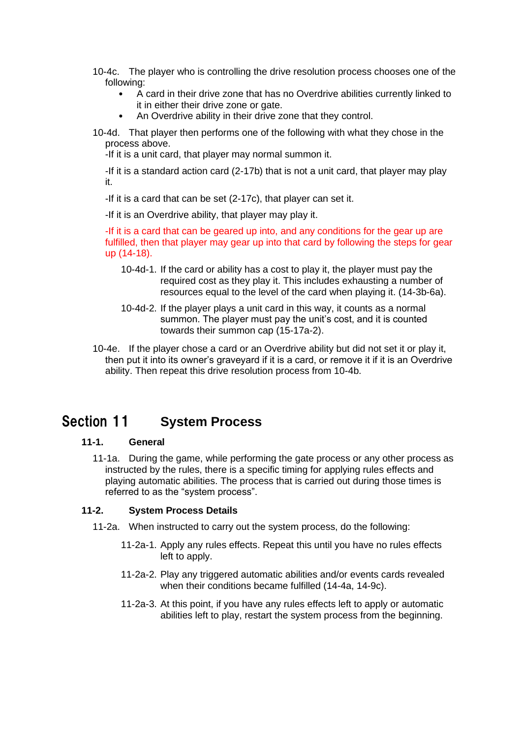10-4c. The player who is controlling the drive resolution process chooses one of the following:

- A card in their drive zone that has no Overdrive abilities currently linked to it in either their drive zone or gate.
- An Overdrive ability in their drive zone that they control.

10-4d. That player then performs one of the following with what they chose in the process above.

-If it is a unit card, that player may normal summon it.

-If it is a standard action card (2-17b) that is not a unit card, that player may play it.

-If it is a card that can be set (2-17c), that player can set it.

-If it is an Overdrive ability, that player may play it.

-If it is a card that can be geared up into, and any conditions for the gear up are fulfilled, then that player may gear up into that card by following the steps for gear up (14-18).

10-4d-1. If the card or ability has a cost to play it, the player must pay the required cost as they play it. This includes exhausting a number of resources equal to the level of the card when playing it. (14-3b-6a).

10-4d-2. If the player plays a unit card in this way, it counts as a normal summon. The player must pay the unit's cost, and it is counted towards their summon cap (15-17a-2).

10-4e. If the player chose a card or an Overdrive ability but did not set it or play it, then put it into its owner's graveyard if it is a card, or remove it if it is an Overdrive ability. Then repeat this drive resolution process from 10-4b.

# Section 11 System Process

### 11-1. General

11-1a. During the game, while performing the gate process or any other process as instructed by the rules, there is a specific timing for applying rules effects and playing automatic abilities. The process that is carried out during those times is referred to as the "system process".

### 11-2. System Process Details

11-2a. When instructed to carry out the system process, do the following:

11-2a-1. Apply any rules effects. Repeat this until you have no rules effects left to apply.

11-2a-2. Play any triggered automatic abilities and/or events cards revealed when their conditions became fulfilled (14-4a, 14-9c).

11-2a-3. At this point, if you have any rules effects left to apply or automatic abilities left to play, restart the system process from the beginning.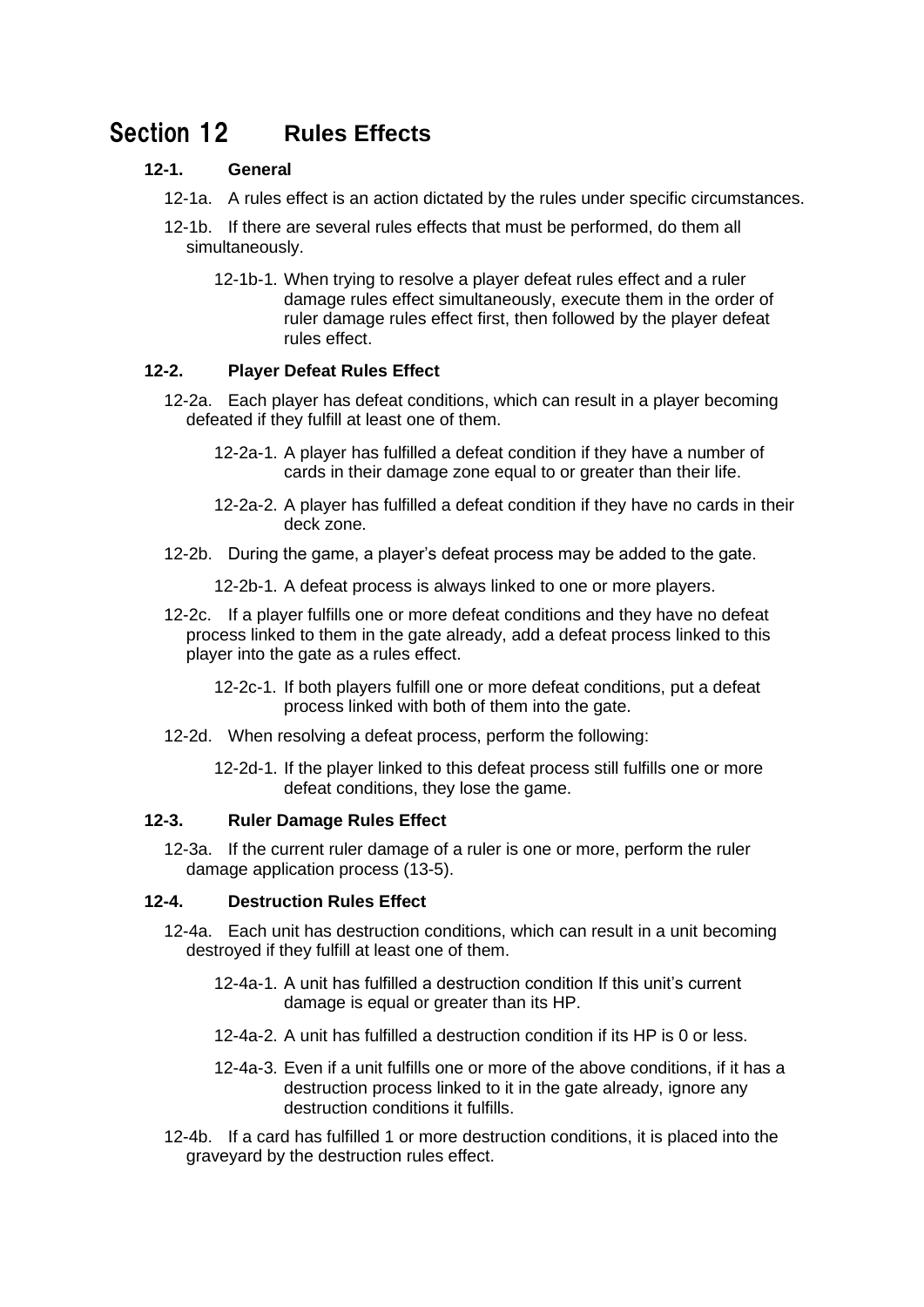# Section 12 Rules Effects

## 12-1. General

12-1a. A rules effect is an action dictated by the rules under specific circumstances.

12-1b. If there are several rules effects that must be performed, do them all simultaneously.

12-1b-1. When trying to resolve a player defeat rules effect and a ruler damage rules effect simultaneously, execute them in the order of ruler damage rules effect first, then followed by the player defeat rules effect.

## 12-2. Player Defeat Rules Effect

12-2a. Each player has defeat conditions, which can result in a player becoming defeated if they fulfill at least one of them.

12-2a-1. A player has fulfilled a defeat condition if they have a number of cards in their damage zone equal to or greater than their life.

12-2a-2. A player has fulfilled a defeat condition if they have no cards in their deck zone.

12-2b. During the game, a player's defeat process may be added to the gate.

12-2b-1. A defeat process is always linked to one or more players.

12-2c. If a player fulfills one or more defeat conditions and they have no defeat process linked to them in the gate already, add a defeat process linked to this player into the gate as a rules effect.

12-2c-1. If both players fulfill one or more defeat conditions, put a defeat process linked with both of them into the gate.

12-2d. When resolving a defeat process, perform the following:

12-2d-1. If the player linked to this defeat process still fulfills one or more defeat conditions, they lose the game.

## 12-3. Ruler Damage Rules Effect

12-3a. If the current ruler damage of a ruler is one or more, perform the ruler damage application process (13-5).

## 12-4. Destruction Rules Effect

12-4a. Each unit has destruction conditions, which can result in a unit becoming destroyed if they fulfill at least one of them.

12-4a-1. A unit has fulfilled a destruction condition If this unit's current damage is equal or greater than its HP.

12-4a-2. A unit has fulfilled a destruction condition if its HP is 0 or less.

12-4a-3. Even if a unit fulfills one or more of the above conditions, if it has a destruction process linked to it in the gate already, ignore any destruction conditions it fulfills.

12-4b. If a card has fulfilled 1 or more destruction conditions, it is placed into the graveyard by the destruction rules effect.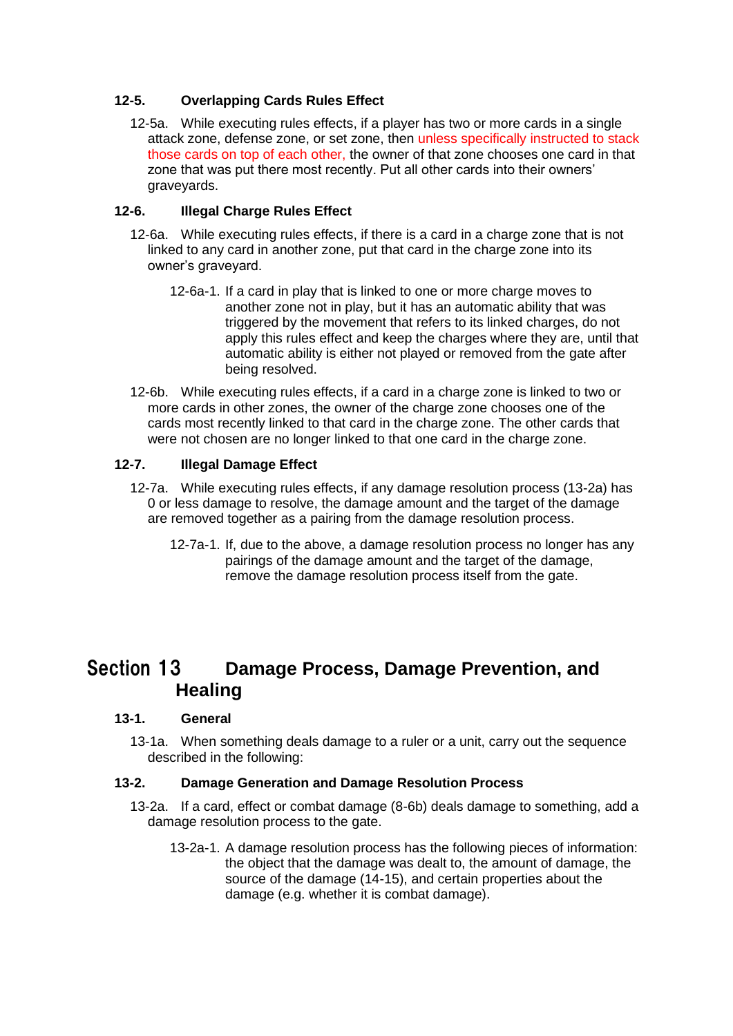### 12-5. Overlapping Cards Rules Effect

12-5a. While executing rules effects, if a player has two or more cards in a single attack zone, defense zone, or set zone, then unless specifically instructed to stack those cards on top of each other, the owner of that zone chooses one card in that zone that was put there most recently. Put all other cards into their owners' graveyards.

### 12-6. Illegal Charge Rules Effect

12-6a. While executing rules effects, if there is a card in a charge zone that is not linked to any card in another zone, put that card in the charge zone into its owner's graveyard.

12-6a-1. If a card in play that is linked to one or more charge moves to another zone not in play, but it has an automatic ability that was triggered by the movement that refers to its linked charges, do not apply this rules effect and keep the charges where they are, until that automatic ability is either not played or removed from the gate after being resolved.

12-6b. While executing rules effects, if a card in a charge zone is linked to two or more cards in other zones, the owner of the charge zone chooses one of the cards most recently linked to that card in the charge zone. The other cards that were not chosen are no longer linked to that one card in the charge zone.

### 12-7. Illegal Damage Effect

12-7a. While executing rules effects, if any damage resolution process (13-2a) has 0 or less damage to resolve, the damage amount and the target of the damage are removed together as a pairing from the damage resolution process.

12-7a-1. If, due to the above, a damage resolution process no longer has any pairings of the damage amount and the target of the damage, remove the damage resolution process itself from the gate.

## Section 13 Damage Process, Damage Prevention, and Healing

### 13-1. General

13-1a. When something deals damage to a ruler or a unit, carry out the sequence described in the following:

### 13-2. Damage Generation and Damage Resolution Process

13-2a. If a card, effect or combat damage (8-6b) deals damage to something, add a damage resolution process to the gate.

13-2a-1. A damage resolution process has the following pieces of information: the object that the damage was dealt to, the amount of damage, the source of the damage (14-15), and certain properties about the damage (e.g. whether it is combat damage).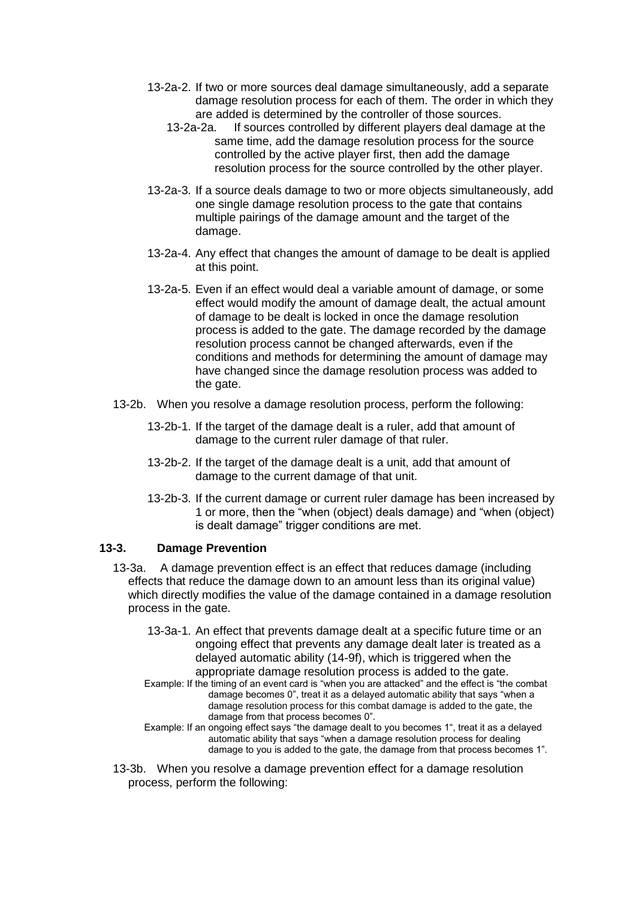13-2a-2. If two or more sources deal damage simultaneously, add a separate damage resolution process for each of them. The order in which they are added is determined by the controller of those sources.

13-2a-2a. If sources controlled by different players deal damage at the same time, add the damage resolution process for the source controlled by the active player first, then add the damage resolution process for the source controlled by the other player.

13-2a-3. If a source deals damage to two or more objects simultaneously, add one single damage resolution process to the gate that contains multiple pairings of the damage amount and the target of the damage.

13-2a-4. Any effect that changes the amount of damage to be dealt is applied at this point.

13-2a-5. Even if an effect would deal a variable amount of damage, or some effect would modify the amount of damage dealt, the actual amount of damage to be dealt is locked in once the damage resolution process is added to the gate. The damage recorded by the damage resolution process cannot be changed afterwards, even if the conditions and methods for determining the amount of damage may have changed since the damage resolution process was added to the gate.

13-2b. When you resolve a damage resolution process, perform the following:

13-2b-1. If the target of the damage dealt is a ruler, add that amount of damage to the current ruler damage of that ruler.

13-2b-2. If the target of the damage dealt is a unit, add that amount of damage to the current damage of that unit.

13-2b-3. If the current damage or current ruler damage has been increased by 1 or more, then the "when (object) deals damage) and "when (object) is dealt damage" trigger conditions are met.

### 13-3. Damage Prevention

13-3a. A damage prevention effect is an effect that reduces damage (including effects that reduce the damage down to an amount less than its original value) which directly modifies the value of the damage contained in a damage resolution process in the gate.

13-3a-1. An effect that prevents damage dealt at a specific future time or an ongoing effect that prevents any damage dealt later is treated as a delayed automatic ability (14-9f), which is triggered when the appropriate damage resolution process is added to the gate.

Example: If the timing of an event card is "when you are attacked" and the effect is "the combat damage becomes 0", treat it as a delayed automatic ability that says "when a damage resolution process for this combat damage is added to the gate, the damage from that process becomes 0".

Example: If an ongoing effect says "the damage dealt to you becomes 1", treat it as a delayed automatic ability that says "when a damage resolution process for dealing damage to you is added to the gate, the damage from that process becomes 1".

13-3b. When you resolve a damage prevention effect for a damage resolution process, perform the following: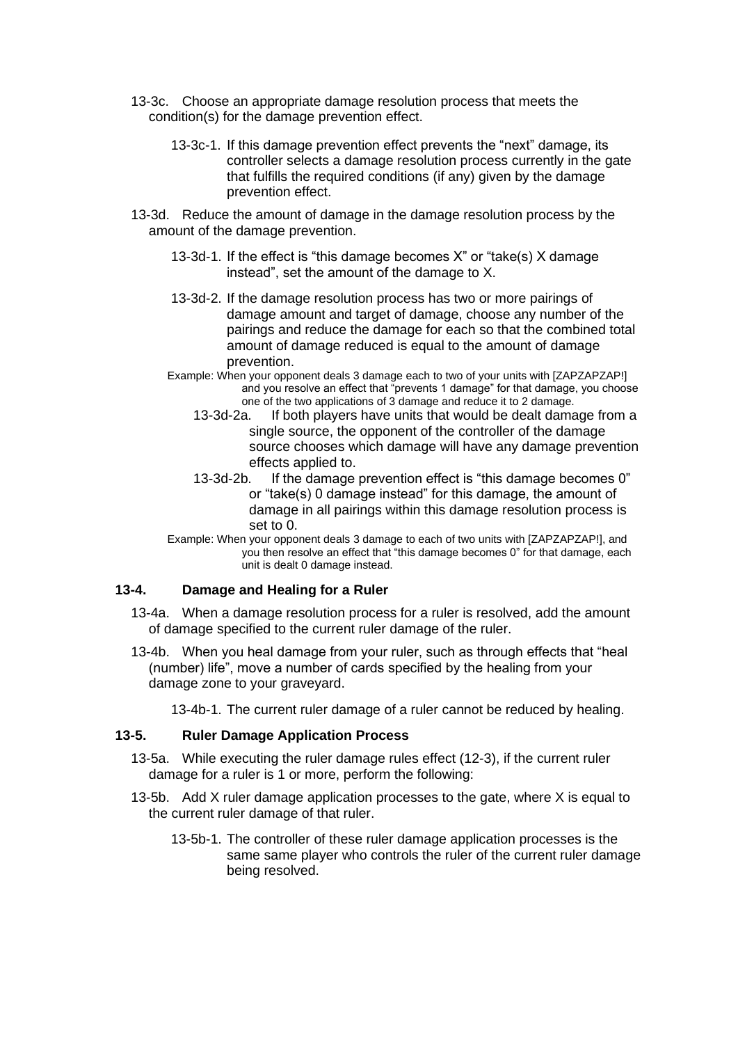13-3c. Choose an appropriate damage resolution process that meets the condition(s) for the damage prevention effect.

13-3c-1. If this damage prevention effect prevents the "next" damage, its controller selects a damage resolution process currently in the gate that fulfills the required conditions (if any) given by the damage prevention effect.

13-3d. Reduce the amount of damage in the damage resolution process by the amount of the damage prevention.

13-3d-1. If the effect is "this damage becomes X" or "take(s) X damage instead", set the amount of the damage to X.

13-3d-2. If the damage resolution process has two or more pairings of damage amount and target of damage, choose any number of the pairings and reduce the damage for each so that the combined total amount of damage reduced is equal to the amount of damage prevention.

Example: When your opponent deals 3 damage each to two of your units with [ZAPZAPZAP!] and you resolve an effect that "prevents 1 damage" for that damage, you choose one of the two applications of 3 damage and reduce it to 2 damage.

13-3d-2a. If both players have units that would be dealt damage from a single source, the opponent of the controller of the damage source chooses which damage will have any damage prevention effects applied to.

13-3d-2b. If the damage prevention effect is "this damage becomes 0" or "take(s) 0 damage instead" for this damage, the amount of damage in all pairings within this damage resolution process is set to 0.

Example: When your opponent deals 3 damage to each of two units with [ZAPZAPZAP!], and you then resolve an effect that "this damage becomes 0" for that damage, each unit is dealt 0 damage instead.

### 13-4. Damage and Healing for a Ruler

13-4a. When a damage resolution process for a ruler is resolved, add the amount of damage specified to the current ruler damage of the ruler.

13-4b. When you heal damage from your ruler, such as through effects that "heal (number) life", move a number of cards specified by the healing from your damage zone to your graveyard.

13-4b-1. The current ruler damage of a ruler cannot be reduced by healing.

### 13-5. Ruler Damage Application Process

13-5a. While executing the ruler damage rules effect (12-3), if the current ruler damage for a ruler is 1 or more, perform the following:

13-5b. Add X ruler damage application processes to the gate, where X is equal to the current ruler damage of that ruler.

13-5b-1. The controller of these ruler damage application processes is the same same player who controls the ruler of the current ruler damage being resolved.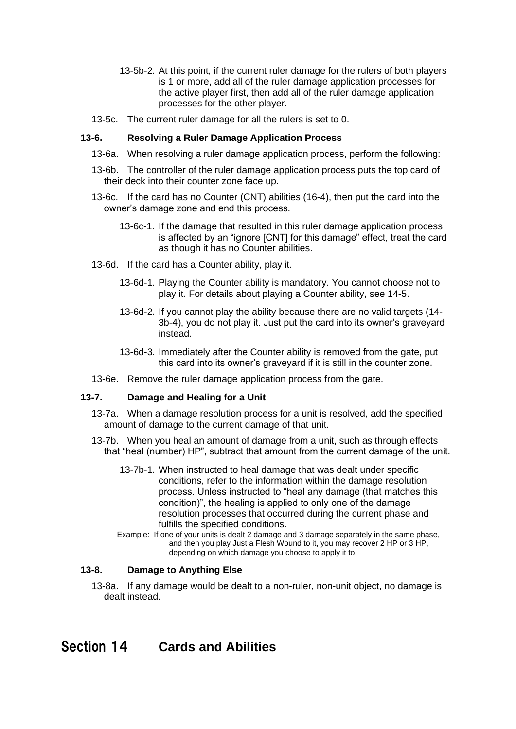13-5b-2. At this point, if the current ruler damage for the rulers of both players is 1 or more, add all of the ruler damage application processes for the active player first, then add all of the ruler damage application processes for the other player.

13-5c. The current ruler damage for all the rulers is set to 0.

### 13-6. Resolving a Ruler Damage Application Process

13-6a. When resolving a ruler damage application process, perform the following:

13-6b. The controller of the ruler damage application process puts the top card of their deck into their counter zone face up.

13-6c. If the card has no Counter (CNT) abilities (16-4), then put the card into the owner's damage zone and end this process.

13-6c-1. If the damage that resulted in this ruler damage application process is affected by an "ignore [CNT] for this damage" effect, treat the card as though it has no Counter abilities.

13-6d. If the card has a Counter ability, play it.

13-6d-1. Playing the Counter ability is mandatory. You cannot choose not to play it. For details about playing a Counter ability, see 14-5.

13-6d-2. If you cannot play the ability because there are no valid targets (14-3b-4), you do not play it. Just put the card into its owner's graveyard instead.

13-6d-3. Immediately after the Counter ability is removed from the gate, put this card into its owner's graveyard if it is still in the counter zone.

13-6e. Remove the ruler damage application process from the gate.

### 13-7. Damage and Healing for a Unit

13-7a. When a damage resolution process for a unit is resolved, add the specified amount of damage to the current damage of that unit.

13-7b. When you heal an amount of damage from a unit, such as through effects that "heal (number) HP", subtract that amount from the current damage of the unit.

13-7b-1. When instructed to heal damage that was dealt under specific conditions, refer to the information within the damage resolution process. Unless instructed to "heal any damage (that matches this condition)", the healing is applied to only one of the damage resolution processes that occurred during the current phase and fulfills the specified conditions.

Example: If one of your units is dealt 2 damage and 3 damage separately in the same phase, and then you play Just a Flesh Wound to it, you may recover 2 HP or 3 HP, depending on which damage you choose to apply it to.

### 13-8. Damage to Anything Else

13-8a. If any damage would be dealt to a non-ruler, non-unit object, no damage is dealt instead.

## Section 14 Cards and Abilities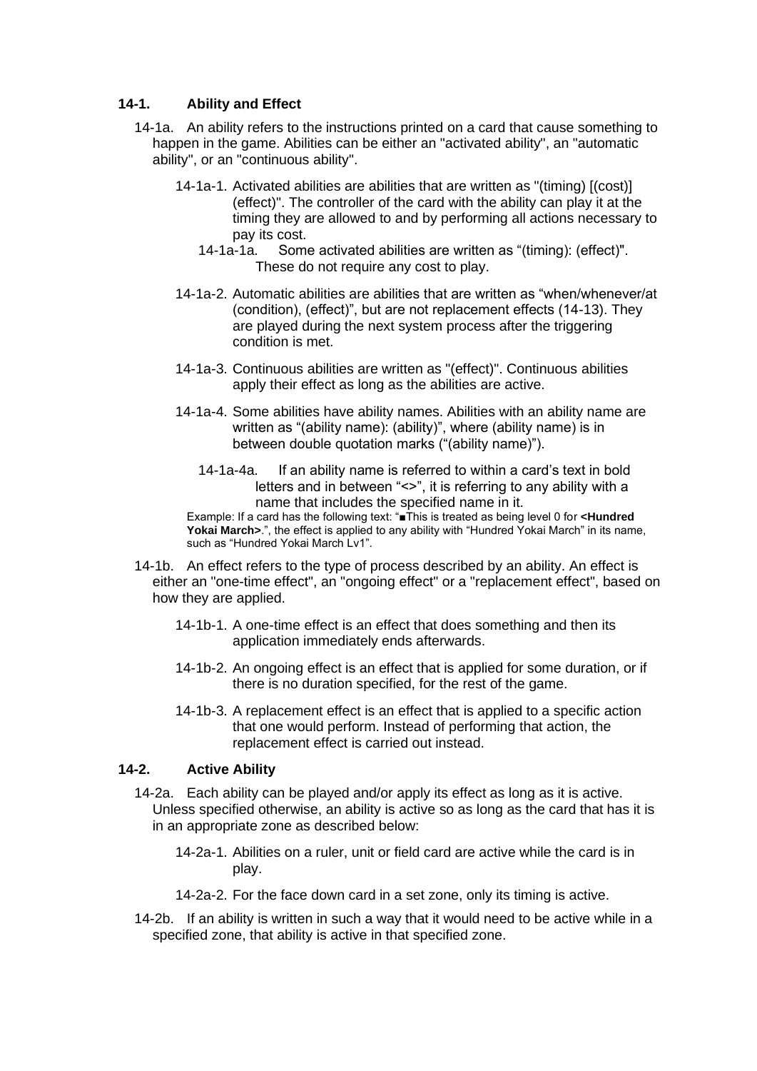## 14-1. Ability and Effect

14-1a. An ability refers to the instructions printed on a card that cause something to happen in the game. Abilities can be either an "activated ability", an "automatic ability", or an "continuous ability".

14-1a-1. Activated abilities are abilities that are written as "(timing) [(cost)] (effect)". The controller of the card with the ability can play it at the timing they are allowed to and by performing all actions necessary to pay its cost.

14-1a-1a. Some activated abilities are written as "(timing): (effect)". These do not require any cost to play.

14-1a-2. Automatic abilities are abilities that are written as "when/whenever/at (condition), (effect)", but are not replacement effects (14-13). They are played during the next system process after the triggering condition is met.

14-1a-3. Continuous abilities are written as "(effect)". Continuous abilities apply their effect as long as the abilities are active.

14-1a-4. Some abilities have ability names. Abilities with an ability name are written as "(ability name): (ability)", where (ability name) is in between double quotation marks ("(ability name)").

14-1a-4a. If an ability name is referred to within a card's text in bold letters and in between "<>", it is referring to any ability with a name that includes the specified name in it.

Example: If a card has the following text: "■This is treated as being level 0 for **<Hundred Yokai March>**.", the effect is applied to any ability with "Hundred Yokai March" in its name, such as "Hundred Yokai March Lv1".

14-1b. An effect refers to the type of process described by an ability. An effect is either an "one-time effect", an "ongoing effect" or a "replacement effect", based on how they are applied.

14-1b-1. A one-time effect is an effect that does something and then its application immediately ends afterwards.

14-1b-2. An ongoing effect is an effect that is applied for some duration, or if there is no duration specified, for the rest of the game.

14-1b-3. A replacement effect is an effect that is applied to a specific action that one would perform. Instead of performing that action, the replacement effect is carried out instead.

## 14-2. Active Ability

14-2a. Each ability can be played and/or apply its effect as long as it is active. Unless specified otherwise, an ability is active so as long as the card that has it is in an appropriate zone as described below:

14-2a-1. Abilities on a ruler, unit or field card are active while the card is in play.

14-2a-2. For the face down card in a set zone, only its timing is active.

14-2b. If an ability is written in such a way that it would need to be active while in a specified zone, that ability is active in that specified zone.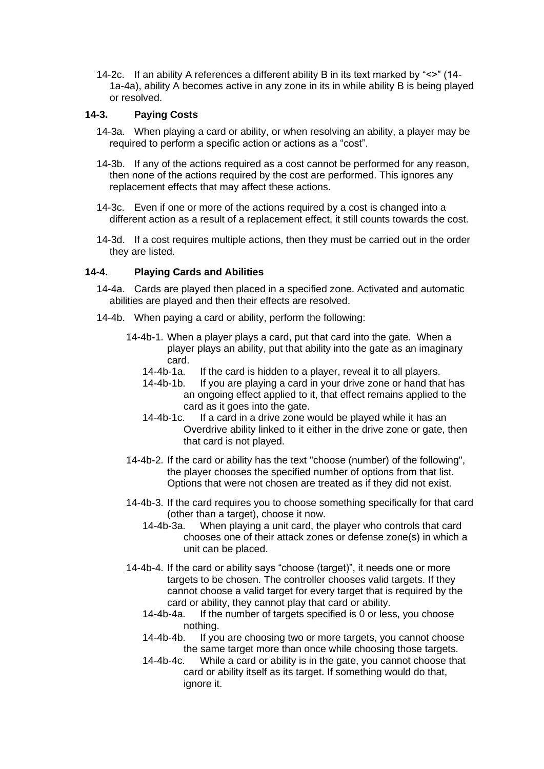14-2c. If an ability A references a different ability B in its text marked by "<>" (14-1a-4a), ability A becomes active in any zone in its in while ability B is being played or resolved.

### 14-3. Paying Costs

14-3a. When playing a card or ability, or when resolving an ability, a player may be required to perform a specific action or actions as a "cost".

14-3b. If any of the actions required as a cost cannot be performed for any reason, then none of the actions required by the cost are performed. This ignores any replacement effects that may affect these actions.

14-3c. Even if one or more of the actions required by a cost is changed into a different action as a result of a replacement effect, it still counts towards the cost.

14-3d. If a cost requires multiple actions, then they must be carried out in the order they are listed.

### 14-4. Playing Cards and Abilities

14-4a. Cards are played then placed in a specified zone. Activated and automatic abilities are played and then their effects are resolved.

14-4b. When paying a card or ability, perform the following:

- 14-4b-1. When a player plays a card, put that card into the gate. When a player plays an ability, put that ability into the gate as an imaginary card.
  - 14-4b-1a. If the card is hidden to a player, reveal it to all players.
  - 14-4b-1b. If you are playing a card in your drive zone or hand that has an ongoing effect applied to it, that effect remains applied to the card as it goes into the gate.
  - 14-4b-1c. If a card in a drive zone would be played while it has an Overdrive ability linked to it either in the drive zone or gate, then that card is not played.
- 14-4b-2. If the card or ability has the text "choose (number) of the following", the player chooses the specified number of options from that list. Options that were not chosen are treated as if they did not exist.
- 14-4b-3. If the card requires you to choose something specifically for that card (other than a target), choose it now.
  - 14-4b-3a. When playing a unit card, the player who controls that card chooses one of their attack zones or defense zone(s) in which a unit can be placed.
- 14-4b-4. If the card or ability says "choose (target)", it needs one or more targets to be chosen. The controller chooses valid targets. If they cannot choose a valid target for every target that is required by the card or ability, they cannot play that card or ability.
  - 14-4b-4a. If the number of targets specified is 0 or less, you choose nothing.
  - 14-4b-4b. If you are choosing two or more targets, you cannot choose the same target more than once while choosing those targets.
  - 14-4b-4c. While a card or ability is in the gate, you cannot choose that card or ability itself as its target. If something would do that, ignore it.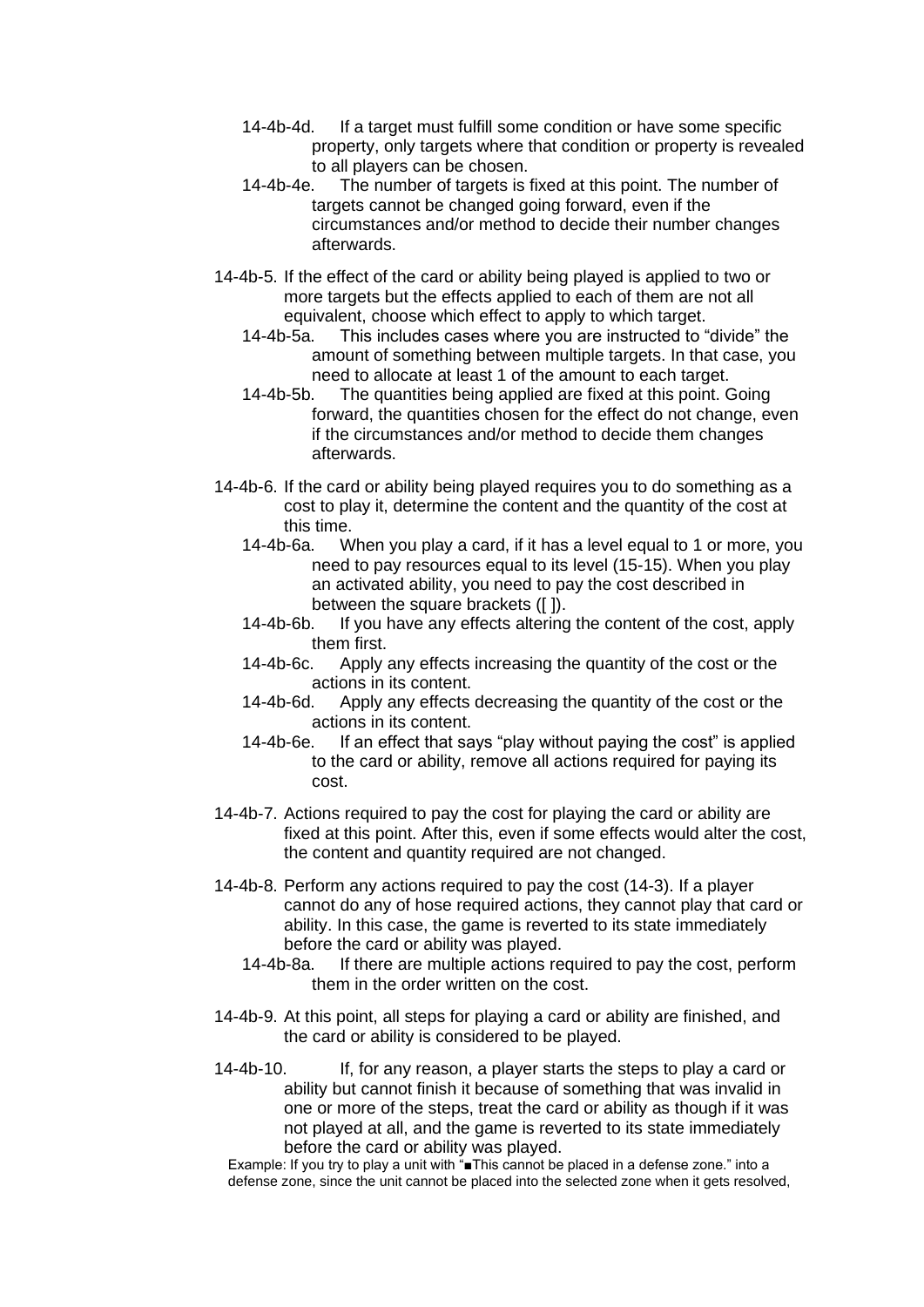14-4b-4d. If a target must fulfill some condition or have some specific property, only targets where that condition or property is revealed to all players can be chosen.

14-4b-4e. The number of targets is fixed at this point. The number of targets cannot be changed going forward, even if the circumstances and/or method to decide their number changes afterwards.

14-4b-5. If the effect of the card or ability being played is applied to two or more targets but the effects applied to each of them are not all equivalent, choose which effect to apply to which target.

14-4b-5a. This includes cases where you are instructed to "divide" the amount of something between multiple targets. In that case, you need to allocate at least 1 of the amount to each target.

14-4b-5b. The quantities being applied are fixed at this point. Going forward, the quantities chosen for the effect do not change, even if the circumstances and/or method to decide them changes afterwards.

14-4b-6. If the card or ability being played requires you to do something as a cost to play it, determine the content and the quantity of the cost at this time.

14-4b-6a. When you play a card, if it has a level equal to 1 or more, you need to pay resources equal to its level (15-15). When you play an activated ability, you need to pay the cost described in between the square brackets ([ ]).

14-4b-6b. If you have any effects altering the content of the cost, apply them first.

14-4b-6c. Apply any effects increasing the quantity of the cost or the actions in its content.

14-4b-6d. Apply any effects decreasing the quantity of the cost or the actions in its content.

14-4b-6e. If an effect that says "play without paying the cost" is applied to the card or ability, remove all actions required for paying its cost.

14-4b-7. Actions required to pay the cost for playing the card or ability are fixed at this point. After this, even if some effects would alter the cost, the content and quantity required are not changed.

14-4b-8. Perform any actions required to pay the cost (14-3). If a player cannot do any of hose required actions, they cannot play that card or ability. In this case, the game is reverted to its state immediately before the card or ability was played.

14-4b-8a. If there are multiple actions required to pay the cost, perform them in the order written on the cost.

14-4b-9. At this point, all steps for playing a card or ability are finished, and the card or ability is considered to be played.

14-4b-10. If, for any reason, a player starts the steps to play a card or ability but cannot finish it because of something that was invalid in one or more of the steps, treat the card or ability as though if it was not played at all, and the game is reverted to its state immediately before the card or ability was played.

Example: If you try to play a unit with "■This cannot be placed in a defense zone." into a defense zone, since the unit cannot be placed into the selected zone when it gets resolved,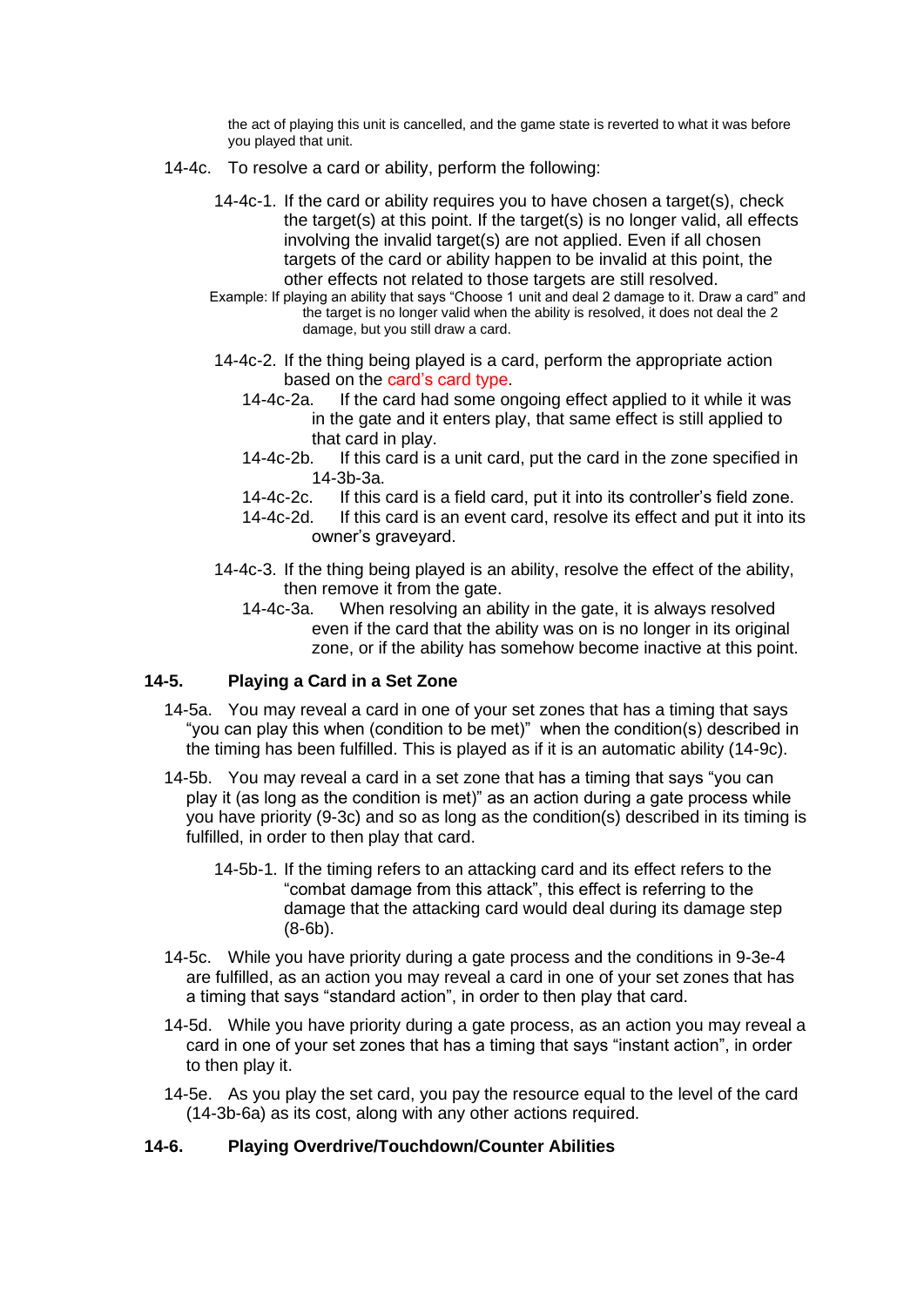the act of playing this unit is cancelled, and the game state is reverted to what it was before you played that unit.

14-4c. To resolve a card or ability, perform the following:

14-4c-1. If the card or ability requires you to have chosen a target(s), check the target(s) at this point. If the target(s) is no longer valid, all effects involving the invalid target(s) are not applied. Even if all chosen targets of the card or ability happen to be invalid at this point, the other effects not related to those targets are still resolved.

Example: If playing an ability that says "Choose 1 unit and deal 2 damage to it. Draw a card" and the target is no longer valid when the ability is resolved, it does not deal the 2 damage, but you still draw a card.

14-4c-2. If the thing being played is a card, perform the appropriate action based on the card's card type.

14-4c-2a. If the card had some ongoing effect applied to it while it was in the gate and it enters play, that same effect is still applied to that card in play.

14-4c-2b. If this card is a unit card, put the card in the zone specified in 14-3b-3a.

14-4c-2c. If this card is a field card, put it into its controller's field zone.

14-4c-2d. If this card is an event card, resolve its effect and put it into its owner's graveyard.

14-4c-3. If the thing being played is an ability, resolve the effect of the ability, then remove it from the gate.

14-4c-3a. When resolving an ability in the gate, it is always resolved even if the card that the ability was on is no longer in its original zone, or if the ability has somehow become inactive at this point.

### 14-5. Playing a Card in a Set Zone

14-5a. You may reveal a card in one of your set zones that has a timing that says "you can play this when (condition to be met)" when the condition(s) described in the timing has been fulfilled. This is played as if it is an automatic ability (14-9c).

14-5b. You may reveal a card in a set zone that has a timing that says "you can play it (as long as the condition is met)" as an action during a gate process while you have priority (9-3c) and so as long as the condition(s) described in its timing is fulfilled, in order to then play that card.

14-5b-1. If the timing refers to an attacking card and its effect refers to the "combat damage from this attack", this effect is referring to the damage that the attacking card would deal during its damage step (8-6b).

14-5c. While you have priority during a gate process and the conditions in 9-3e-4 are fulfilled, as an action you may reveal a card in one of your set zones that has a timing that says "standard action", in order to then play that card.

14-5d. While you have priority during a gate process, as an action you may reveal a card in one of your set zones that has a timing that says "instant action", in order to then play it.

14-5e. As you play the set card, you pay the resource equal to the level of the card (14-3b-6a) as its cost, along with any other actions required.

### 14-6. Playing Overdrive/Touchdown/Counter Abilities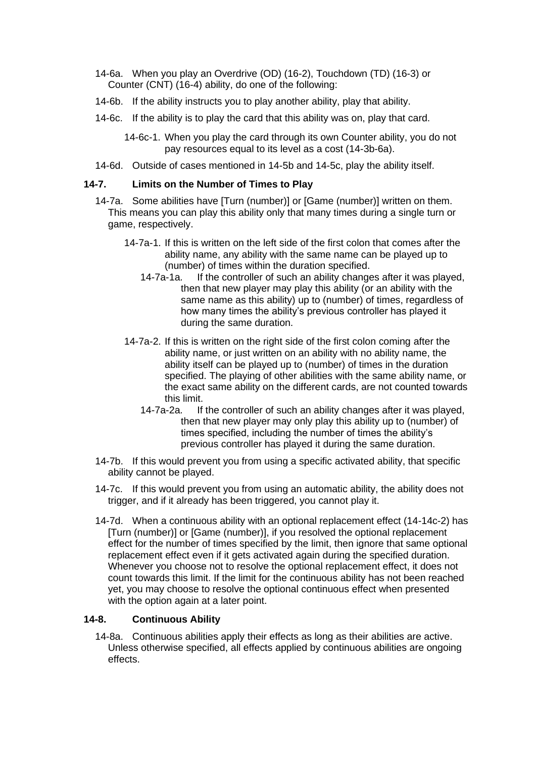14-6a. When you play an Overdrive (OD) (16-2), Touchdown (TD) (16-3) or Counter (CNT) (16-4) ability, do one of the following:

14-6b. If the ability instructs you to play another ability, play that ability.

14-6c. If the ability is to play the card that this ability was on, play that card.

14-6c-1. When you play the card through its own Counter ability, you do not pay resources equal to its level as a cost (14-3b-6a).

14-6d. Outside of cases mentioned in 14-5b and 14-5c, play the ability itself.

### 14-7. Limits on the Number of Times to Play

14-7a. Some abilities have [Turn (number)] or [Game (number)] written on them. This means you can play this ability only that many times during a single turn or game, respectively.

14-7a-1. If this is written on the left side of the first colon that comes after the ability name, any ability with the same name can be played up to (number) of times within the duration specified.

14-7a-1a. If the controller of such an ability changes after it was played, then that new player may play this ability (or an ability with the same name as this ability) up to (number) of times, regardless of how many times the ability's previous controller has played it during the same duration.

14-7a-2. If this is written on the right side of the first colon coming after the ability name, or just written on an ability with no ability name, the ability itself can be played up to (number) of times in the duration specified. The playing of other abilities with the same ability name, or the exact same ability on the different cards, are not counted towards this limit.

14-7a-2a. If the controller of such an ability changes after it was played, then that new player may only play this ability up to (number) of times specified, including the number of times the ability's previous controller has played it during the same duration.

14-7b. If this would prevent you from using a specific activated ability, that specific ability cannot be played.

14-7c. If this would prevent you from using an automatic ability, the ability does not trigger, and if it already has been triggered, you cannot play it.

14-7d. When a continuous ability with an optional replacement effect (14-14c-2) has [Turn (number)] or [Game (number)], if you resolved the optional replacement effect for the number of times specified by the limit, then ignore that same optional replacement effect even if it gets activated again during the specified duration. Whenever you choose not to resolve the optional replacement effect, it does not count towards this limit. If the limit for the continuous ability has not been reached yet, you may choose to resolve the optional continuous effect when presented with the option again at a later point.

### 14-8. Continuous Ability

14-8a. Continuous abilities apply their effects as long as their abilities are active. Unless otherwise specified, all effects applied by continuous abilities are ongoing effects.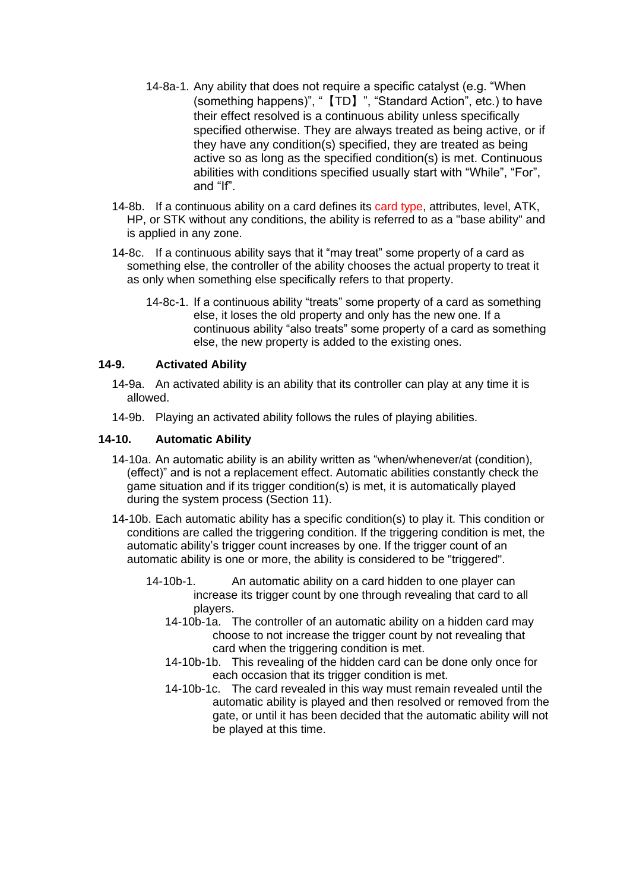14-8a-1. Any ability that does not require a specific catalyst (e.g. “When (something happens)”, “【TD】”, “Standard Action”, etc.) to have their effect resolved is a continuous ability unless specifically specified otherwise. They are always treated as being active, or if they have any condition(s) specified, they are treated as being active so as long as the specified condition(s) is met. Continuous abilities with conditions specified usually start with “While”, “For”, and “If”.

14-8b. If a continuous ability on a card defines its card type, attributes, level, ATK, HP, or STK without any conditions, the ability is referred to as a "base ability" and is applied in any zone.

14-8c. If a continuous ability says that it “may treat” some property of a card as something else, the controller of the ability chooses the actual property to treat it as only when something else specifically refers to that property.

14-8c-1. If a continuous ability “treats” some property of a card as something else, it loses the old property and only has the new one. If a continuous ability “also treats” some property of a card as something else, the new property is added to the existing ones.

### 14-9. Activated Ability

14-9a. An activated ability is an ability that its controller can play at any time it is allowed.

14-9b. Playing an activated ability follows the rules of playing abilities.

### 14-10. Automatic Ability

14-10a. An automatic ability is an ability written as “when/whenever/at (condition), (effect)” and is not a replacement effect. Automatic abilities constantly check the game situation and if its trigger condition(s) is met, it is automatically played during the system process (Section 11).

14-10b. Each automatic ability has a specific condition(s) to play it. This condition or conditions are called the triggering condition. If the triggering condition is met, the automatic ability’s trigger count increases by one. If the trigger count of an automatic ability is one or more, the ability is considered to be "triggered".

14-10b-1. An automatic ability on a card hidden to one player can increase its trigger count by one through revealing that card to all players.

14-10b-1a. The controller of an automatic ability on a hidden card may choose to not increase the trigger count by not revealing that card when the triggering condition is met.

14-10b-1b. This revealing of the hidden card can be done only once for each occasion that its trigger condition is met.

14-10b-1c. The card revealed in this way must remain revealed until the automatic ability is played and then resolved or removed from the gate, or until it has been decided that the automatic ability will not be played at this time.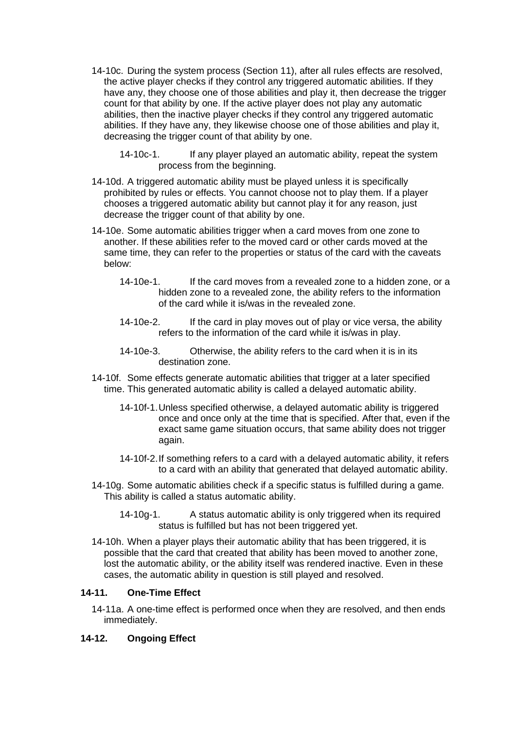14-10c. During the system process (Section 11), after all rules effects are resolved, the active player checks if they control any triggered automatic abilities. If they have any, they choose one of those abilities and play it, then decrease the trigger count for that ability by one. If the active player does not play any automatic abilities, then the inactive player checks if they control any triggered automatic abilities. If they have any, they likewise choose one of those abilities and play it, decreasing the trigger count of that ability by one.

14-10c-1. If any player played an automatic ability, repeat the system process from the beginning.

14-10d. A triggered automatic ability must be played unless it is specifically prohibited by rules or effects. You cannot choose not to play them. If a player chooses a triggered automatic ability but cannot play it for any reason, just decrease the trigger count of that ability by one.

14-10e. Some automatic abilities trigger when a card moves from one zone to another. If these abilities refer to the moved card or other cards moved at the same time, they can refer to the properties or status of the card with the caveats below:

14-10e-1. If the card moves from a revealed zone to a hidden zone, or a hidden zone to a revealed zone, the ability refers to the information of the card while it is/was in the revealed zone.

14-10e-2. If the card in play moves out of play or vice versa, the ability refers to the information of the card while it is/was in play.

14-10e-3. Otherwise, the ability refers to the card when it is in its destination zone.

14-10f. Some effects generate automatic abilities that trigger at a later specified time. This generated automatic ability is called a delayed automatic ability.

14-10f-1. Unless specified otherwise, a delayed automatic ability is triggered once and once only at the time that is specified. After that, even if the exact same game situation occurs, that same ability does not trigger again.

14-10f-2. If something refers to a card with a delayed automatic ability, it refers to a card with an ability that generated that delayed automatic ability.

14-10g. Some automatic abilities check if a specific status is fulfilled during a game. This ability is called a status automatic ability.

14-10g-1. A status automatic ability is only triggered when its required status is fulfilled but has not been triggered yet.

14-10h. When a player plays their automatic ability that has been triggered, it is possible that the card that created that ability has been moved to another zone, lost the automatic ability, or the ability itself was rendered inactive. Even in these cases, the automatic ability in question is still played and resolved.

### 14-11. One-Time Effect

14-11a. A one-time effect is performed once when they are resolved, and then ends immediately.

### 14-12. Ongoing Effect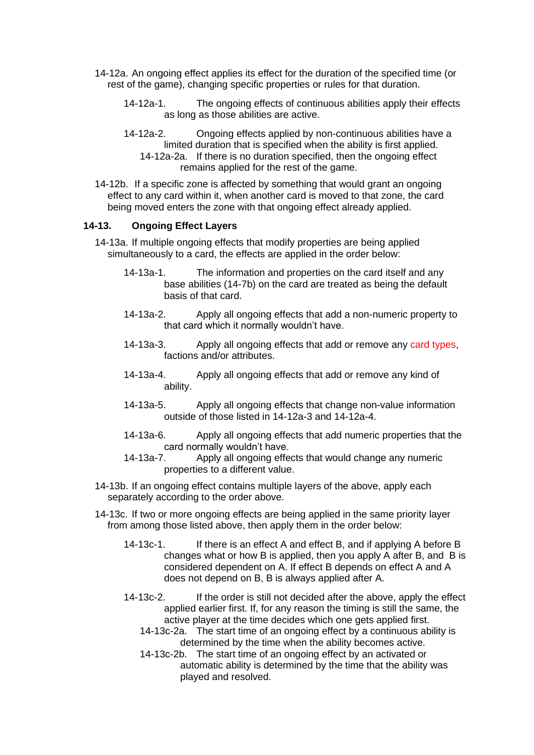14-12a. An ongoing effect applies its effect for the duration of the specified time (or rest of the game), changing specific properties or rules for that duration.

14-12a-1. The ongoing effects of continuous abilities apply their effects as long as those abilities are active.

14-12a-2. Ongoing effects applied by non-continuous abilities have a limited duration that is specified when the ability is first applied.

14-12a-2a. If there is no duration specified, then the ongoing effect remains applied for the rest of the game.

14-12b. If a specific zone is affected by something that would grant an ongoing effect to any card within it, when another card is moved to that zone, the card being moved enters the zone with that ongoing effect already applied.

### 14-13. Ongoing Effect Layers

14-13a. If multiple ongoing effects that modify properties are being applied simultaneously to a card, the effects are applied in the order below:

14-13a-1. The information and properties on the card itself and any base abilities (14-7b) on the card are treated as being the default basis of that card.

14-13a-2. Apply all ongoing effects that add a non-numeric property to that card which it normally wouldn't have.

14-13a-3. Apply all ongoing effects that add or remove any card types, factions and/or attributes.

14-13a-4. Apply all ongoing effects that add or remove any kind of ability.

14-13a-5. Apply all ongoing effects that change non-value information outside of those listed in 14-12a-3 and 14-12a-4.

14-13a-6. Apply all ongoing effects that add numeric properties that the card normally wouldn't have.

14-13a-7. Apply all ongoing effects that would change any numeric properties to a different value.

14-13b. If an ongoing effect contains multiple layers of the above, apply each separately according to the order above.

14-13c. If two or more ongoing effects are being applied in the same priority layer from among those listed above, then apply them in the order below:

14-13c-1. If there is an effect A and effect B, and if applying A before B changes what or how B is applied, then you apply A after B, and B is considered dependent on A. If effect B depends on effect A and A does not depend on B, B is always applied after A.

14-13c-2. If the order is still not decided after the above, apply the effect applied earlier first. If, for any reason the timing is still the same, the active player at the time decides which one gets applied first.

14-13c-2a. The start time of an ongoing effect by a continuous ability is determined by the time when the ability becomes active.

14-13c-2b. The start time of an ongoing effect by an activated or automatic ability is determined by the time that the ability was played and resolved.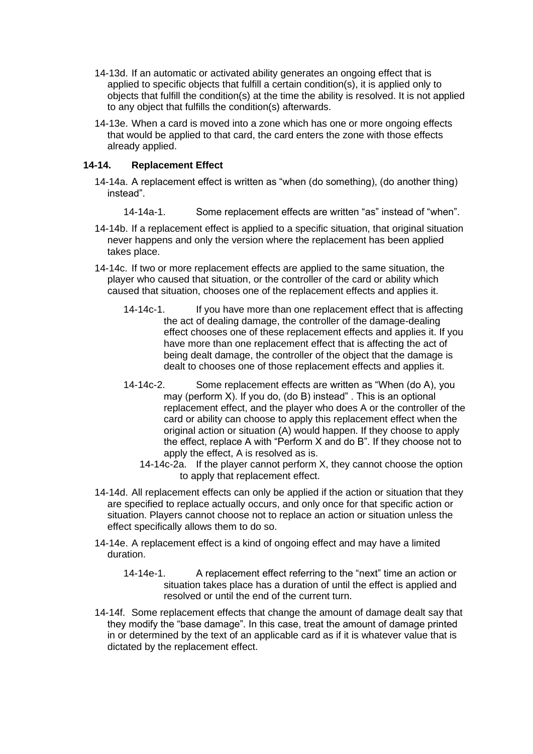14-13d. If an automatic or activated ability generates an ongoing effect that is applied to specific objects that fulfill a certain condition(s), it is applied only to objects that fulfill the condition(s) at the time the ability is resolved. It is not applied to any object that fulfills the condition(s) afterwards.

14-13e. When a card is moved into a zone which has one or more ongoing effects that would be applied to that card, the card enters the zone with those effects already applied.

### 14-14. Replacement Effect

14-14a. A replacement effect is written as “when (do something), (do another thing) instead”.

- 14-14a-1. Some replacement effects are written “as” instead of “when”.

14-14b. If a replacement effect is applied to a specific situation, that original situation never happens and only the version where the replacement has been applied takes place.

14-14c. If two or more replacement effects are applied to the same situation, the player who caused that situation, or the controller of the card or ability which caused that situation, chooses one of the replacement effects and applies it.

- 14-14c-1. If you have more than one replacement effect that is affecting the act of dealing damage, the controller of the damage-dealing effect chooses one of these replacement effects and applies it. If you have more than one replacement effect that is affecting the act of being dealt damage, the controller of the object that the damage is dealt to chooses one of those replacement effects and applies it.
- 14-14c-2. Some replacement effects are written as “When (do A), you may (perform X). If you do, (do B) instead” . This is an optional replacement effect, and the player who does A or the controller of the card or ability can choose to apply this replacement effect when the original action or situation (A) would happen. If they choose to apply the effect, replace A with “Perform X and do B”. If they choose not to apply the effect, A is resolved as is.
  - 14-14c-2a. If the player cannot perform X, they cannot choose the option to apply that replacement effect.

14-14d. All replacement effects can only be applied if the action or situation that they are specified to replace actually occurs, and only once for that specific action or situation. Players cannot choose not to replace an action or situation unless the effect specifically allows them to do so.

14-14e. A replacement effect is a kind of ongoing effect and may have a limited duration.

- 14-14e-1. A replacement effect referring to the “next” time an action or situation takes place has a duration of until the effect is applied and resolved or until the end of the current turn.

14-14f. Some replacement effects that change the amount of damage dealt say that they modify the “base damage”. In this case, treat the amount of damage printed in or determined by the text of an applicable card as if it is whatever value that is dictated by the replacement effect.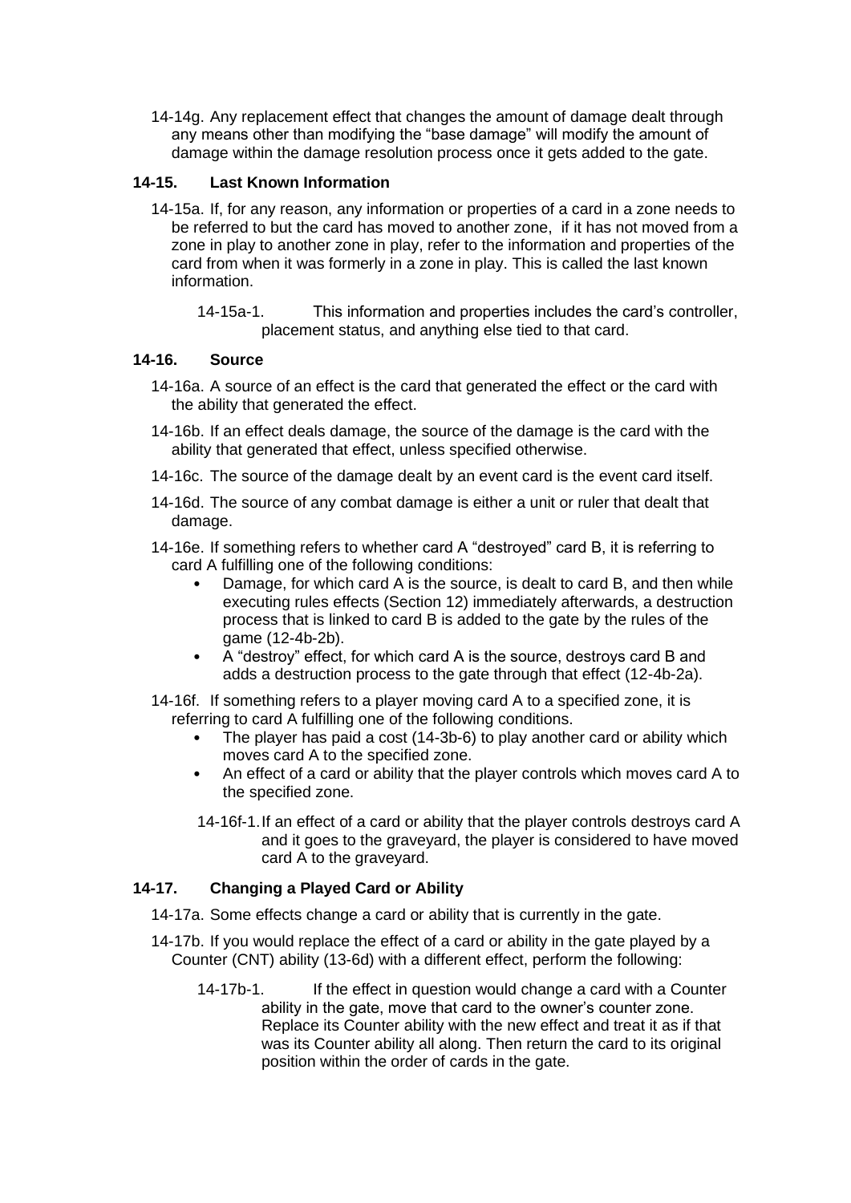14-14g. Any replacement effect that changes the amount of damage dealt through any means other than modifying the "base damage" will modify the amount of damage within the damage resolution process once it gets added to the gate.

### 14-15. Last Known Information

14-15a. If, for any reason, any information or properties of a card in a zone needs to be referred to but the card has moved to another zone, if it has not moved from a zone in play to another zone in play, refer to the information and properties of the card from when it was formerly in a zone in play. This is called the last known information.

14-15a-1. This information and properties includes the card's controller, placement status, and anything else tied to that card.

### 14-16. Source

14-16a. A source of an effect is the card that generated the effect or the card with the ability that generated the effect.

14-16b. If an effect deals damage, the source of the damage is the card with the ability that generated that effect, unless specified otherwise.

14-16c. The source of the damage dealt by an event card is the event card itself.

14-16d. The source of any combat damage is either a unit or ruler that dealt that damage.

14-16e. If something refers to whether card A "destroyed" card B, it is referring to card A fulfilling one of the following conditions:

- Damage, for which card A is the source, is dealt to card B, and then while executing rules effects (Section 12) immediately afterwards, a destruction process that is linked to card B is added to the gate by the rules of the game (12-4b-2b).
- A "destroy" effect, for which card A is the source, destroys card B and adds a destruction process to the gate through that effect (12-4b-2a).

14-16f. If something refers to a player moving card A to a specified zone, it is referring to card A fulfilling one of the following conditions.

- The player has paid a cost (14-3b-6) to play another card or ability which moves card A to the specified zone.
- An effect of a card or ability that the player controls which moves card A to the specified zone.

14-16f-1. If an effect of a card or ability that the player controls destroys card A and it goes to the graveyard, the player is considered to have moved card A to the graveyard.

### 14-17. Changing a Played Card or Ability

14-17a. Some effects change a card or ability that is currently in the gate.

14-17b. If you would replace the effect of a card or ability in the gate played by a Counter (CNT) ability (13-6d) with a different effect, perform the following:

14-17b-1. If the effect in question would change a card with a Counter ability in the gate, move that card to the owner's counter zone. Replace its Counter ability with the new effect and treat it as if that was its Counter ability all along. Then return the card to its original position within the order of cards in the gate.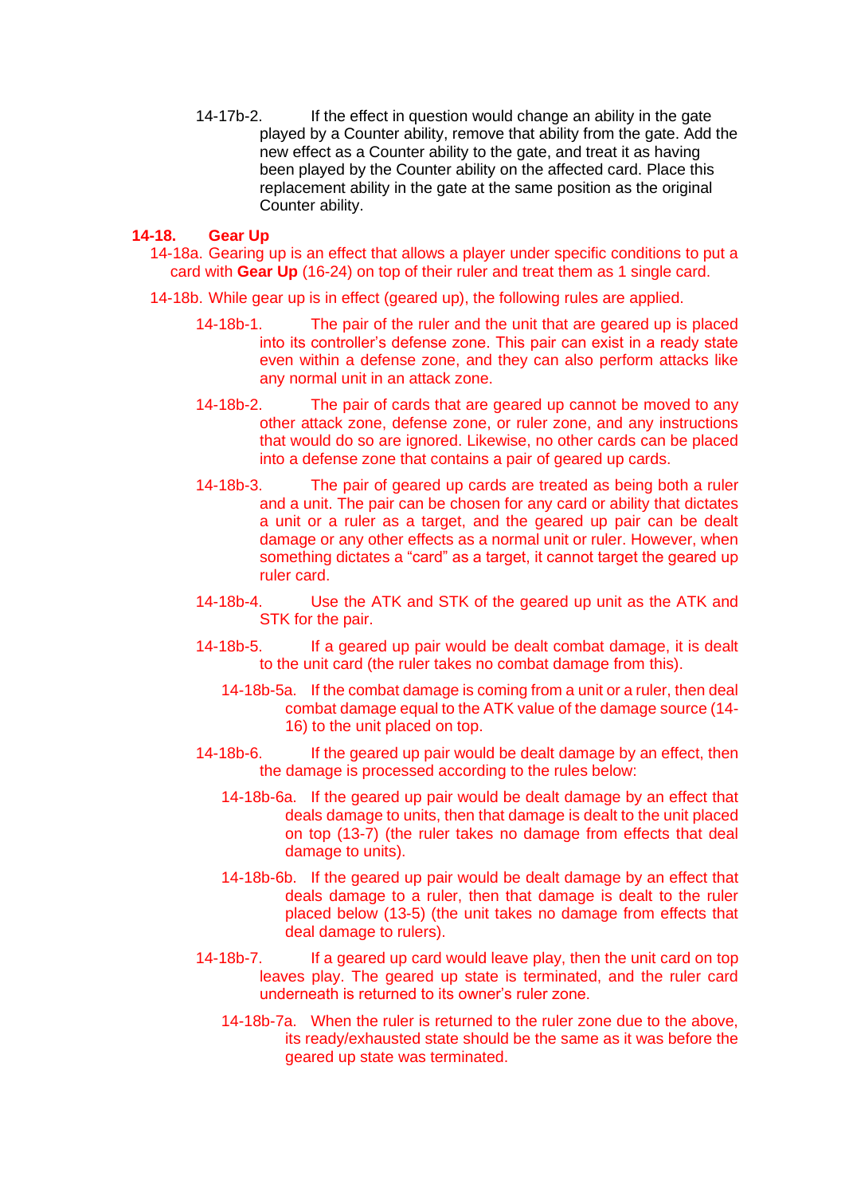14-17b-2. If the effect in question would change an ability in the gate played by a Counter ability, remove that ability from the gate. Add the new effect as a Counter ability to the gate, and treat it as having been played by the Counter ability on the affected card. Place this replacement ability in the gate at the same position as the original Counter ability.

## 14-18. Gear Up

14-18a. Gearing up is an effect that allows a player under specific conditions to put a card with **Gear Up** (16-24) on top of their ruler and treat them as 1 single card.

14-18b. While gear up is in effect (geared up), the following rules are applied.

14-18b-1. The pair of the ruler and the unit that are geared up is placed into its controller's defense zone. This pair can exist in a ready state even within a defense zone, and they can also perform attacks like any normal unit in an attack zone.

14-18b-2. The pair of cards that are geared up cannot be moved to any other attack zone, defense zone, or ruler zone, and any instructions that would do so are ignored. Likewise, no other cards can be placed into a defense zone that contains a pair of geared up cards.

14-18b-3. The pair of geared up cards are treated as being both a ruler and a unit. The pair can be chosen for any card or ability that dictates a unit or a ruler as a target, and the geared up pair can be dealt damage or any other effects as a normal unit or ruler. However, when something dictates a "card" as a target, it cannot target the geared up ruler card.

14-18b-4. Use the ATK and STK of the geared up unit as the ATK and STK for the pair.

14-18b-5. If a geared up pair would be dealt combat damage, it is dealt to the unit card (the ruler takes no combat damage from this).

14-18b-5a. If the combat damage is coming from a unit or a ruler, then deal combat damage equal to the ATK value of the damage source (14-16) to the unit placed on top.

14-18b-6. If the geared up pair would be dealt damage by an effect, then the damage is processed according to the rules below:

14-18b-6a. If the geared up pair would be dealt damage by an effect that deals damage to units, then that damage is dealt to the unit placed on top (13-7) (the ruler takes no damage from effects that deal damage to units).

14-18b-6b. If the geared up pair would be dealt damage by an effect that deals damage to a ruler, then that damage is dealt to the ruler placed below (13-5) (the unit takes no damage from effects that deal damage to rulers).

14-18b-7. If a geared up card would leave play, then the unit card on top leaves play. The geared up state is terminated, and the ruler card underneath is returned to its owner's ruler zone.

14-18b-7a. When the ruler is returned to the ruler zone due to the above, its ready/exhausted state should be the same as it was before the geared up state was terminated.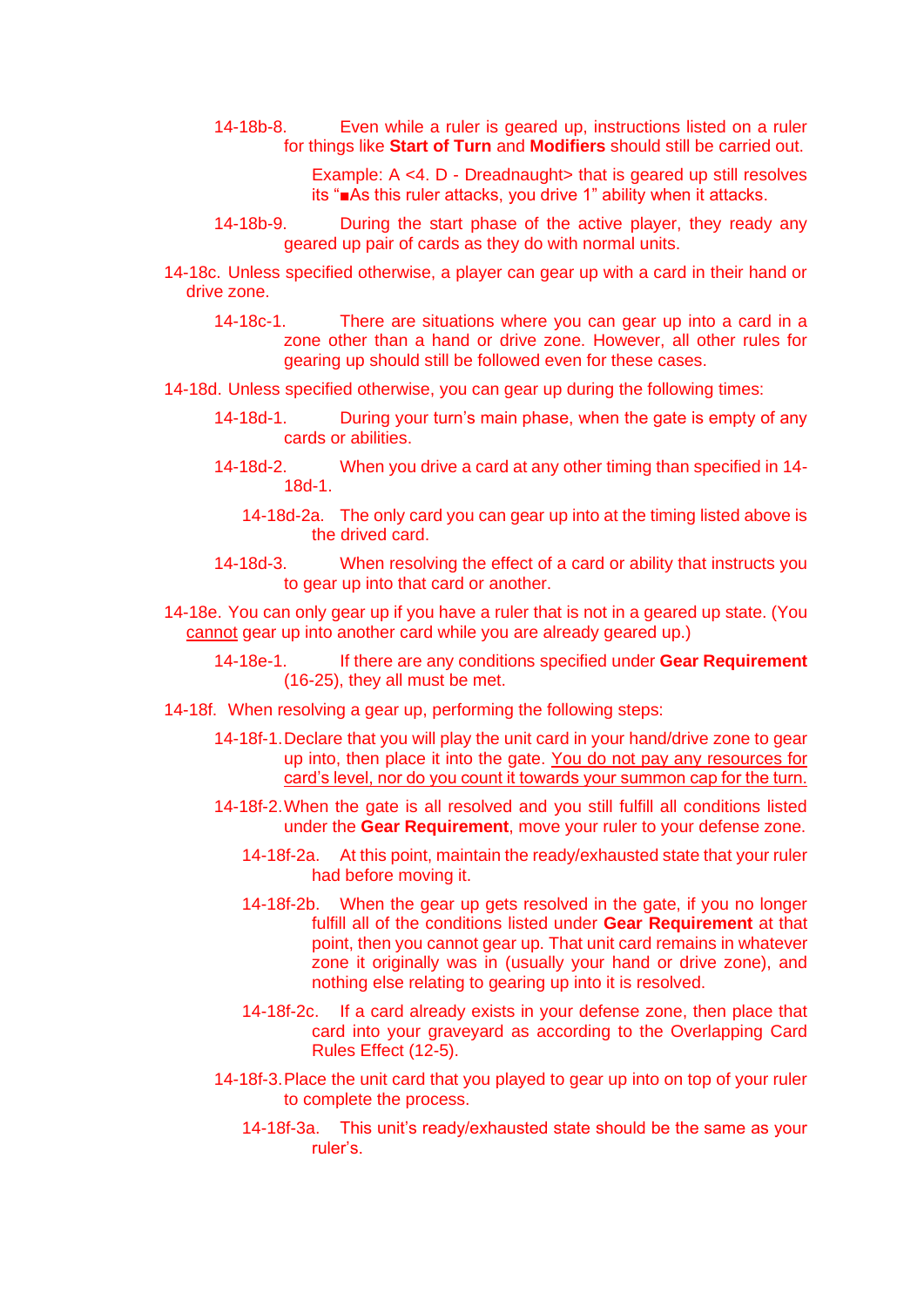14-18b-8. Even while a ruler is geared up, instructions listed on a ruler for things like **Start of Turn** and **Modifiers** should still be carried out.

Example: A <4. D - Dreadnaught> that is geared up still resolves its "■As this ruler attacks, you drive 1" ability when it attacks.

14-18b-9. During the start phase of the active player, they ready any geared up pair of cards as they do with normal units.

14-18c. Unless specified otherwise, a player can gear up with a card in their hand or drive zone.

14-18c-1. There are situations where you can gear up into a card in a zone other than a hand or drive zone. However, all other rules for gearing up should still be followed even for these cases.

14-18d. Unless specified otherwise, you can gear up during the following times:

14-18d-1. During your turn's main phase, when the gate is empty of any cards or abilities.

14-18d-2. When you drive a card at any other timing than specified in 14-18d-1.

14-18d-2a. The only card you can gear up into at the timing listed above is the drived card.

14-18d-3. When resolving the effect of a card or ability that instructs you to gear up into that card or another.

14-18e. You can only gear up if you have a ruler that is not in a geared up state. (You <u>cannot</u> gear up into another card while you are already geared up.)

14-18e-1. If there are any conditions specified under **Gear Requirement** (16-25), they all must be met.

14-18f. When resolving a gear up, performing the following steps:

14-18f-1. Declare that you will play the unit card in your hand/drive zone to gear up into, then place it into the gate. <u>You do not pay any resources for card's level, nor do you count it towards your summon cap for the turn.</u>

14-18f-2. When the gate is all resolved and you still fulfill all conditions listed under the **Gear Requirement**, move your ruler to your defense zone.

14-18f-2a. At this point, maintain the ready/exhausted state that your ruler had before moving it.

14-18f-2b. When the gear up gets resolved in the gate, if you no longer fulfill all of the conditions listed under **Gear Requirement** at that point, then you cannot gear up. That unit card remains in whatever zone it originally was in (usually your hand or drive zone), and nothing else relating to gearing up into it is resolved.

14-18f-2c. If a card already exists in your defense zone, then place that card into your graveyard as according to the Overlapping Card Rules Effect (12-5).

14-18f-3. Place the unit card that you played to gear up into on top of your ruler to complete the process.

14-18f-3a. This unit's ready/exhausted state should be the same as your ruler's.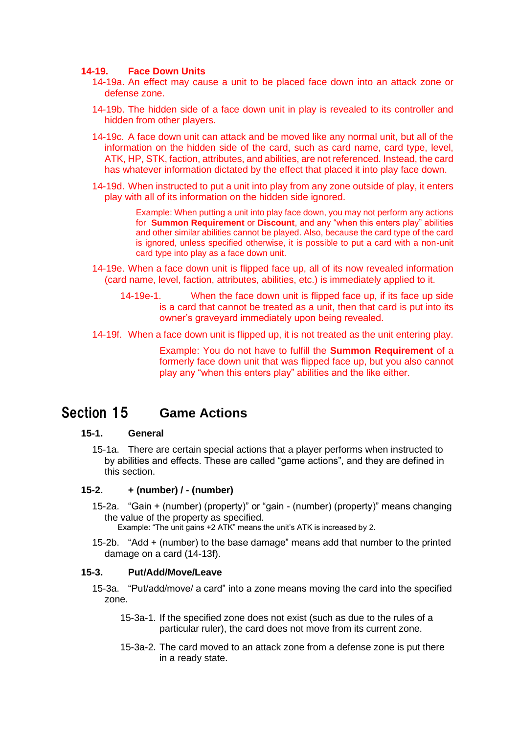### 14-19. Face Down Units

14-19a. An effect may cause a unit to be placed face down into an attack zone or defense zone.

14-19b. The hidden side of a face down unit in play is revealed to its controller and hidden from other players.

14-19c. A face down unit can attack and be moved like any normal unit, but all of the information on the hidden side of the card, such as card name, card type, level, ATK, HP, STK, faction, attributes, and abilities, are not referenced. Instead, the card has whatever information dictated by the effect that placed it into play face down.

14-19d. When instructed to put a unit into play from any zone outside of play, it enters play with all of its information on the hidden side ignored.

> Example: When putting a unit into play face down, you may not perform any actions for **Summon Requirement** or **Discount**, and any "when this enters play" abilities and other similar abilities cannot be played. Also, because the card type of the card is ignored, unless specified otherwise, it is possible to put a card with a non-unit card type into play as a face down unit.

14-19e. When a face down unit is flipped face up, all of its now revealed information (card name, level, faction, attributes, abilities, etc.) is immediately applied to it.

14-19e-1. When the face down unit is flipped face up, if its face up side is a card that cannot be treated as a unit, then that card is put into its owner's graveyard immediately upon being revealed.

14-19f. When a face down unit is flipped up, it is not treated as the unit entering play.

> Example: You do not have to fulfill the **Summon Requirement** of a formerly face down unit that was flipped face up, but you also cannot play any "when this enters play" abilities and the like either.

## Section 15 Game Actions

### 15-1. General

15-1a. There are certain special actions that a player performs when instructed to by abilities and effects. These are called "game actions", and they are defined in this section.

### 15-2. + (number) / - (number)

15-2a. "Gain + (number) (property)" or "gain - (number) (property)" means changing the value of the property as specified.

> Example: "The unit gains +2 ATK" means the unit's ATK is increased by 2.

15-2b. "Add + (number) to the base damage" means add that number to the printed damage on a card (14-13f).

### 15-3. Put/Add/Move/Leave

15-3a. "Put/add/move/ a card" into a zone means moving the card into the specified zone.

15-3a-1. If the specified zone does not exist (such as due to the rules of a particular ruler), the card does not move from its current zone.

15-3a-2. The card moved to an attack zone from a defense zone is put there in a ready state.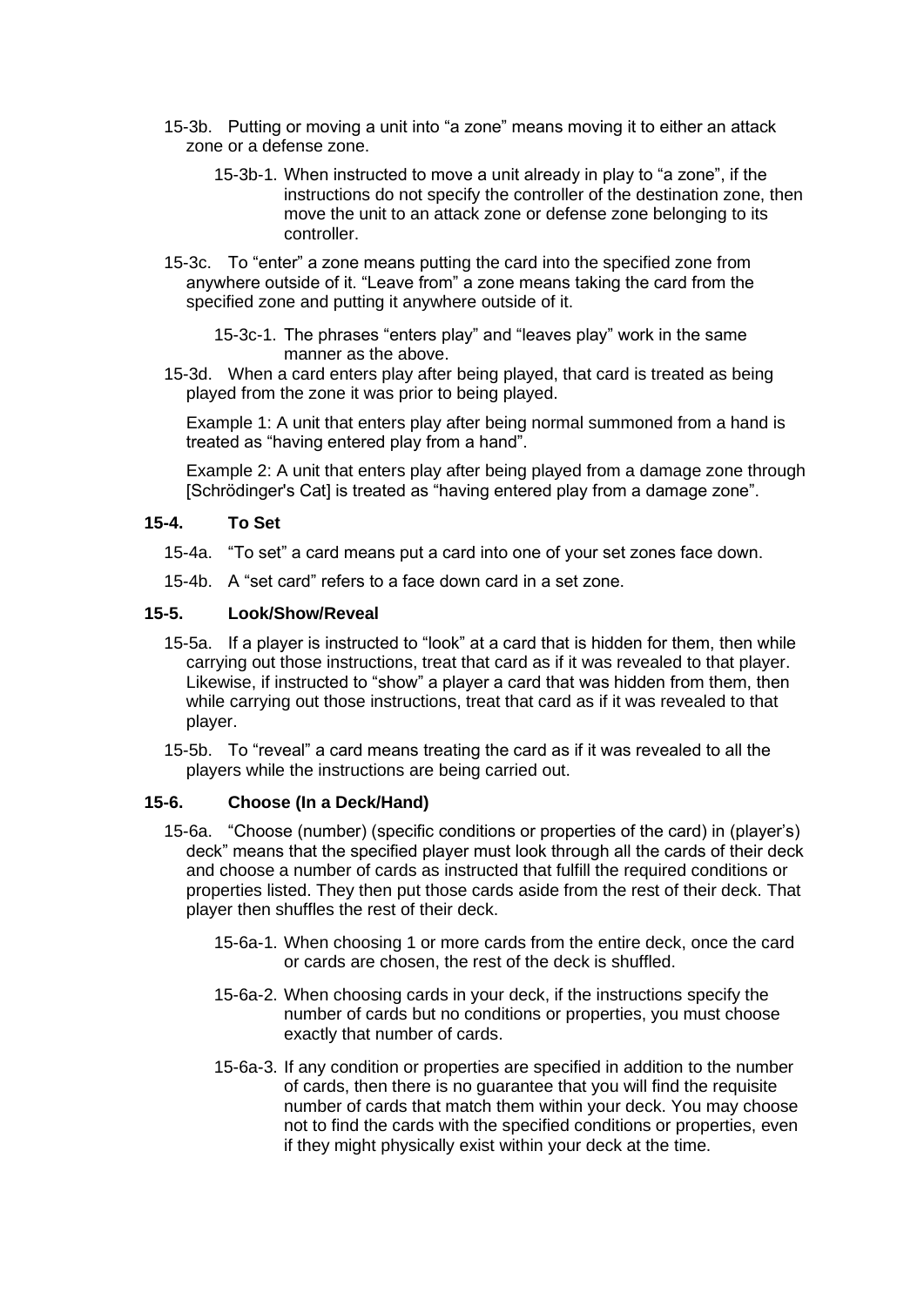15-3b. Putting or moving a unit into “a zone” means moving it to either an attack zone or a defense zone.

15-3b-1. When instructed to move a unit already in play to “a zone”, if the instructions do not specify the controller of the destination zone, then move the unit to an attack zone or defense zone belonging to its controller.

15-3c. To “enter” a zone means putting the card into the specified zone from anywhere outside of it. “Leave from” a zone means taking the card from the specified zone and putting it anywhere outside of it.

15-3c-1. The phrases “enters play” and “leaves play” work in the same manner as the above.

15-3d. When a card enters play after being played, that card is treated as being played from the zone it was prior to being played.

Example 1: A unit that enters play after being normal summoned from a hand is treated as “having entered play from a hand”.

Example 2: A unit that enters play after being played from a damage zone through [Schrödinger's Cat] is treated as “having entered play from a damage zone”.

### 15-4. To Set

15-4a. “To set” a card means put a card into one of your set zones face down.

15-4b. A “set card” refers to a face down card in a set zone.

### 15-5. Look/Show/Reveal

15-5a. If a player is instructed to “look” at a card that is hidden for them, then while carrying out those instructions, treat that card as if it was revealed to that player. Likewise, if instructed to “show” a player a card that was hidden from them, then while carrying out those instructions, treat that card as if it was revealed to that player.

15-5b. To “reveal” a card means treating the card as if it was revealed to all the players while the instructions are being carried out.

### 15-6. Choose (In a Deck/Hand)

15-6a. “Choose (number) (specific conditions or properties of the card) in (player’s) deck” means that the specified player must look through all the cards of their deck and choose a number of cards as instructed that fulfill the required conditions or properties listed. They then put those cards aside from the rest of their deck. That player then shuffles the rest of their deck.

15-6a-1. When choosing 1 or more cards from the entire deck, once the card or cards are chosen, the rest of the deck is shuffled.

15-6a-2. When choosing cards in your deck, if the instructions specify the number of cards but no conditions or properties, you must choose exactly that number of cards.

15-6a-3. If any condition or properties are specified in addition to the number of cards, then there is no guarantee that you will find the requisite number of cards that match them within your deck. You may choose not to find the cards with the specified conditions or properties, even if they might physically exist within your deck at the time.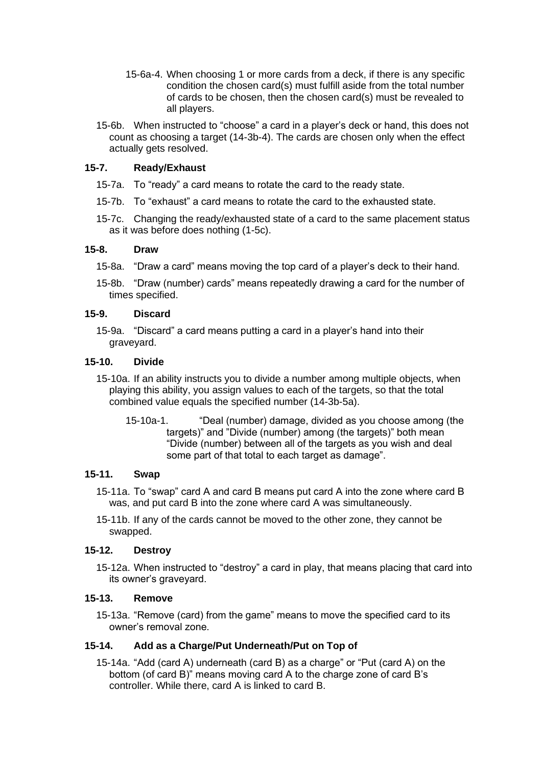15-6a-4. When choosing 1 or more cards from a deck, if there is any specific condition the chosen card(s) must fulfill aside from the total number of cards to be chosen, then the chosen card(s) must be revealed to all players.

15-6b. When instructed to "choose" a card in a player's deck or hand, this does not count as choosing a target (14-3b-4). The cards are chosen only when the effect actually gets resolved.

### 15-7. Ready/Exhaust

15-7a. To "ready" a card means to rotate the card to the ready state.

15-7b. To "exhaust" a card means to rotate the card to the exhausted state.

15-7c. Changing the ready/exhausted state of a card to the same placement status as it was before does nothing (1-5c).

### 15-8. Draw

15-8a. "Draw a card" means moving the top card of a player's deck to their hand.

15-8b. "Draw (number) cards" means repeatedly drawing a card for the number of times specified.

### 15-9. Discard

15-9a. "Discard" a card means putting a card in a player's hand into their graveyard.

### 15-10. Divide

15-10a. If an ability instructs you to divide a number among multiple objects, when playing this ability, you assign values to each of the targets, so that the total combined value equals the specified number (14-3b-5a).

15-10a-1. "Deal (number) damage, divided as you choose among (the targets)" and "Divide (number) among (the targets)" both mean "Divide (number) between all of the targets as you wish and deal some part of that total to each target as damage".

### 15-11. Swap

15-11a. To "swap" card A and card B means put card A into the zone where card B was, and put card B into the zone where card A was simultaneously.

15-11b. If any of the cards cannot be moved to the other zone, they cannot be swapped.

### 15-12. Destroy

15-12a. When instructed to "destroy" a card in play, that means placing that card into its owner's graveyard.

### 15-13. Remove

15-13a. "Remove (card) from the game" means to move the specified card to its owner's removal zone.

### 15-14. Add as a Charge/Put Underneath/Put on Top of

15-14a. "Add (card A) underneath (card B) as a charge" or "Put (card A) on the bottom (of card B)" means moving card A to the charge zone of card B's controller. While there, card A is linked to card B.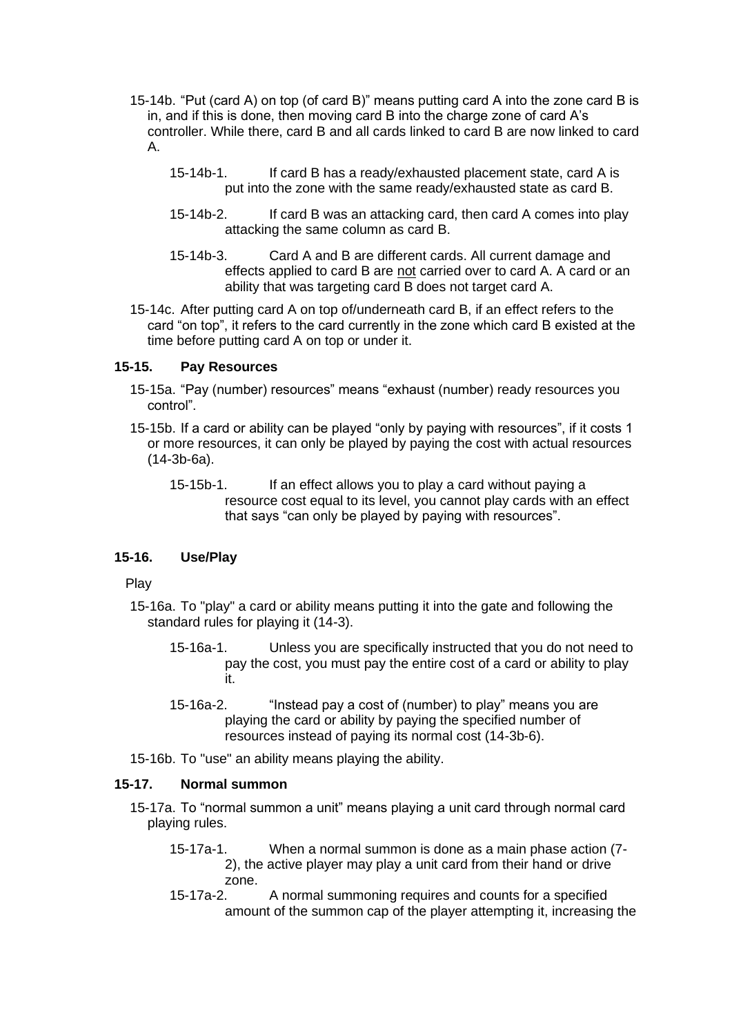15-14b. “Put (card A) on top (of card B)” means putting card A into the zone card B is in, and if this is done, then moving card B into the charge zone of card A’s controller. While there, card B and all cards linked to card B are now linked to card A.

15-14b-1. If card B has a ready/exhausted placement state, card A is put into the zone with the same ready/exhausted state as card B.

15-14b-2. If card B was an attacking card, then card A comes into play attacking the same column as card B.

15-14b-3. Card A and B are different cards. All current damage and effects applied to card B are <u>not</u> carried over to card A. A card or an ability that was targeting card B does not target card A.

15-14c. After putting card A on top of/underneath card B, if an effect refers to the card “on top”, it refers to the card currently in the zone which card B existed at the time before putting card A on top or under it.

### 15-15. Pay Resources

15-15a. “Pay (number) resources” means “exhaust (number) ready resources you control”.

15-15b. If a card or ability can be played “only by paying with resources”, if it costs 1 or more resources, it can only be played by paying the cost with actual resources (14-3b-6a).

15-15b-1. If an effect allows you to play a card without paying a resource cost equal to its level, you cannot play cards with an effect that says “can only be played by paying with resources”.

### 15-16. Use/Play

Play

15-16a. To "play" a card or ability means putting it into the gate and following the standard rules for playing it (14-3).

15-16a-1. Unless you are specifically instructed that you do not need to pay the cost, you must pay the entire cost of a card or ability to play it.

15-16a-2. “Instead pay a cost of (number) to play” means you are playing the card or ability by paying the specified number of resources instead of paying its normal cost (14-3b-6).

15-16b. To "use" an ability means playing the ability.

### 15-17. Normal summon

15-17a. To “normal summon a unit” means playing a unit card through normal card playing rules.

15-17a-1. When a normal summon is done as a main phase action (7-2), the active player may play a unit card from their hand or drive zone.

15-17a-2. A normal summoning requires and counts for a specified amount of the summon cap of the player attempting it, increasing the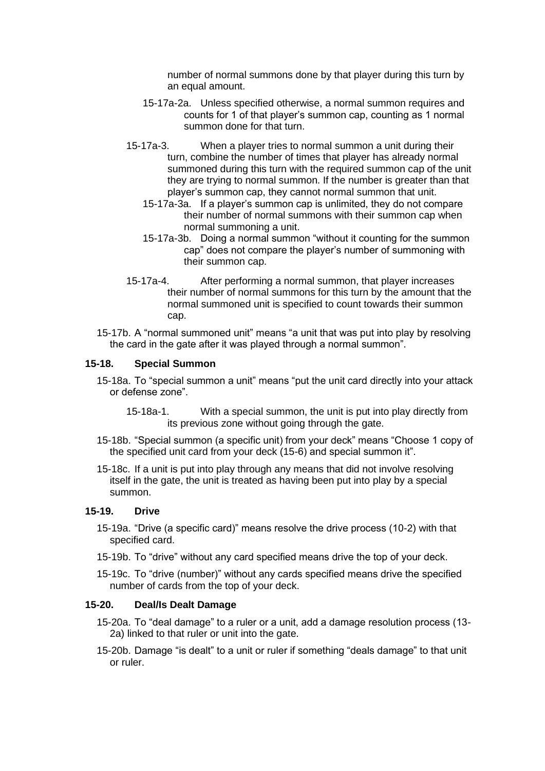number of normal summons done by that player during this turn by an equal amount.

15-17a-2a. Unless specified otherwise, a normal summon requires and counts for 1 of that player's summon cap, counting as 1 normal summon done for that turn.

15-17a-3. When a player tries to normal summon a unit during their turn, combine the number of times that player has already normal summoned during this turn with the required summon cap of the unit they are trying to normal summon. If the number is greater than that player's summon cap, they cannot normal summon that unit.

15-17a-3a. If a player's summon cap is unlimited, they do not compare their number of normal summons with their summon cap when normal summoning a unit.

15-17a-3b. Doing a normal summon "without it counting for the summon cap" does not compare the player's number of summoning with their summon cap.

15-17a-4. After performing a normal summon, that player increases their number of normal summons for this turn by the amount that the normal summoned unit is specified to count towards their summon cap.

15-17b. A "normal summoned unit" means "a unit that was put into play by resolving the card in the gate after it was played through a normal summon".

### 15-18. Special Summon

15-18a. To "special summon a unit" means "put the unit card directly into your attack or defense zone".

15-18a-1. With a special summon, the unit is put into play directly from its previous zone without going through the gate.

15-18b. "Special summon (a specific unit) from your deck" means "Choose 1 copy of the specified unit card from your deck (15-6) and special summon it".

15-18c. If a unit is put into play through any means that did not involve resolving itself in the gate, the unit is treated as having been put into play by a special summon.

### 15-19. Drive

15-19a. "Drive (a specific card)" means resolve the drive process (10-2) with that specified card.

15-19b. To "drive" without any card specified means drive the top of your deck.

15-19c. To "drive (number)" without any cards specified means drive the specified number of cards from the top of your deck.

### 15-20. Deal/Is Dealt Damage

15-20a. To "deal damage" to a ruler or a unit, add a damage resolution process (13-2a) linked to that ruler or unit into the gate.

15-20b. Damage "is dealt" to a unit or ruler if something "deals damage" to that unit or ruler.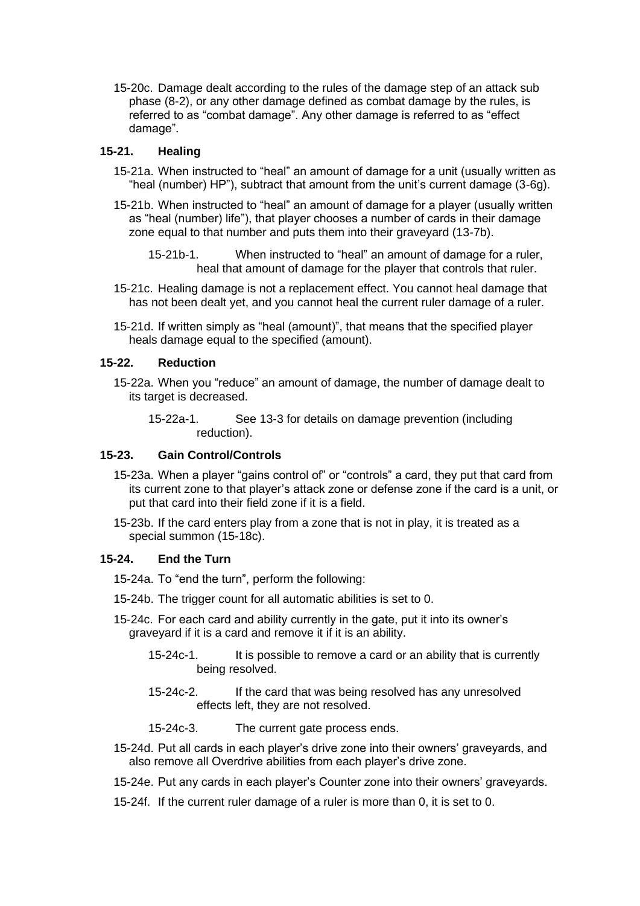15-20c. Damage dealt according to the rules of the damage step of an attack sub phase (8-2), or any other damage defined as combat damage by the rules, is referred to as "combat damage". Any other damage is referred to as "effect damage".

### 15-21. Healing

15-21a. When instructed to "heal" an amount of damage for a unit (usually written as "heal (number) HP"), subtract that amount from the unit's current damage (3-6g).

15-21b. When instructed to "heal" an amount of damage for a player (usually written as "heal (number) life"), that player chooses a number of cards in their damage zone equal to that number and puts them into their graveyard (13-7b).

15-21b-1. When instructed to "heal" an amount of damage for a ruler, heal that amount of damage for the player that controls that ruler.

15-21c. Healing damage is not a replacement effect. You cannot heal damage that has not been dealt yet, and you cannot heal the current ruler damage of a ruler.

15-21d. If written simply as "heal (amount)", that means that the specified player heals damage equal to the specified (amount).

### 15-22. Reduction

15-22a. When you "reduce" an amount of damage, the number of damage dealt to its target is decreased.

15-22a-1. See 13-3 for details on damage prevention (including reduction).

### 15-23. Gain Control/Controls

15-23a. When a player "gains control of" or "controls" a card, they put that card from its current zone to that player's attack zone or defense zone if the card is a unit, or put that card into their field zone if it is a field.

15-23b. If the card enters play from a zone that is not in play, it is treated as a special summon (15-18c).

### 15-24. End the Turn

15-24a. To "end the turn", perform the following:

15-24b. The trigger count for all automatic abilities is set to 0.

15-24c. For each card and ability currently in the gate, put it into its owner's graveyard if it is a card and remove it if it is an ability.

15-24c-1. It is possible to remove a card or an ability that is currently being resolved.

15-24c-2. If the card that was being resolved has any unresolved effects left, they are not resolved.

15-24c-3. The current gate process ends.

15-24d. Put all cards in each player's drive zone into their owners' graveyards, and also remove all Overdrive abilities from each player's drive zone.

15-24e. Put any cards in each player's Counter zone into their owners' graveyards.

15-24f. If the current ruler damage of a ruler is more than 0, it is set to 0.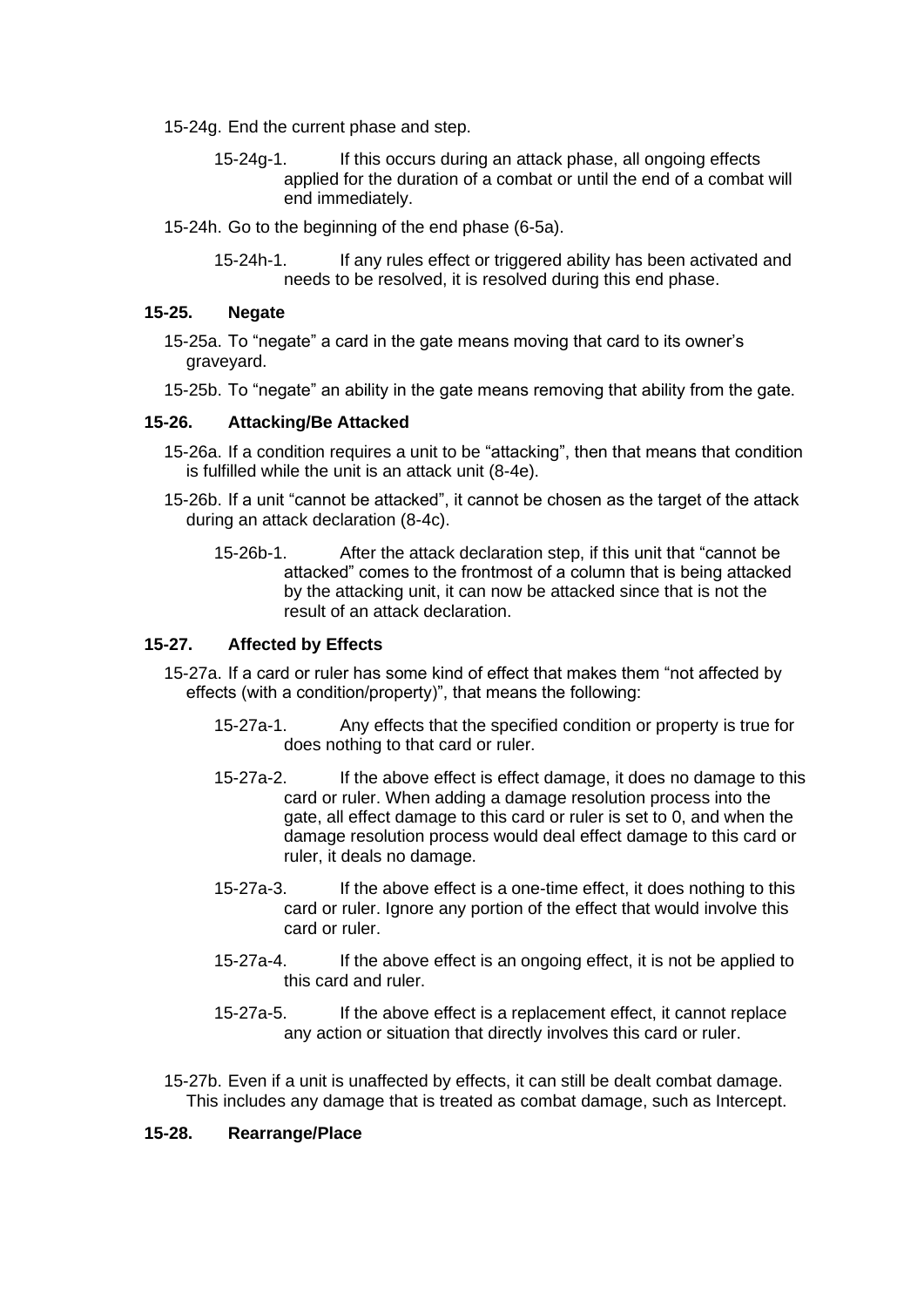15-24g. End the current phase and step.

15-24g-1. If this occurs during an attack phase, all ongoing effects applied for the duration of a combat or until the end of a combat will end immediately.

15-24h. Go to the beginning of the end phase (6-5a).

15-24h-1. If any rules effect or triggered ability has been activated and needs to be resolved, it is resolved during this end phase.

### 15-25. Negate

15-25a. To "negate" a card in the gate means moving that card to its owner's graveyard.

15-25b. To "negate" an ability in the gate means removing that ability from the gate.

### 15-26. Attacking/Be Attacked

15-26a. If a condition requires a unit to be "attacking", then that means that condition is fulfilled while the unit is an attack unit (8-4e).

15-26b. If a unit "cannot be attacked", it cannot be chosen as the target of the attack during an attack declaration (8-4c).

15-26b-1. After the attack declaration step, if this unit that "cannot be attacked" comes to the frontmost of a column that is being attacked by the attacking unit, it can now be attacked since that is not the result of an attack declaration.

### 15-27. Affected by Effects

15-27a. If a card or ruler has some kind of effect that makes them "not affected by effects (with a condition/property)", that means the following:

15-27a-1. Any effects that the specified condition or property is true for does nothing to that card or ruler.

15-27a-2. If the above effect is effect damage, it does no damage to this card or ruler. When adding a damage resolution process into the gate, all effect damage to this card or ruler is set to 0, and when the damage resolution process would deal effect damage to this card or ruler, it deals no damage.

15-27a-3. If the above effect is a one-time effect, it does nothing to this card or ruler. Ignore any portion of the effect that would involve this card or ruler.

15-27a-4. If the above effect is an ongoing effect, it is not be applied to this card and ruler.

15-27a-5. If the above effect is a replacement effect, it cannot replace any action or situation that directly involves this card or ruler.

15-27b. Even if a unit is unaffected by effects, it can still be dealt combat damage. This includes any damage that is treated as combat damage, such as Intercept.

### 15-28. Rearrange/Place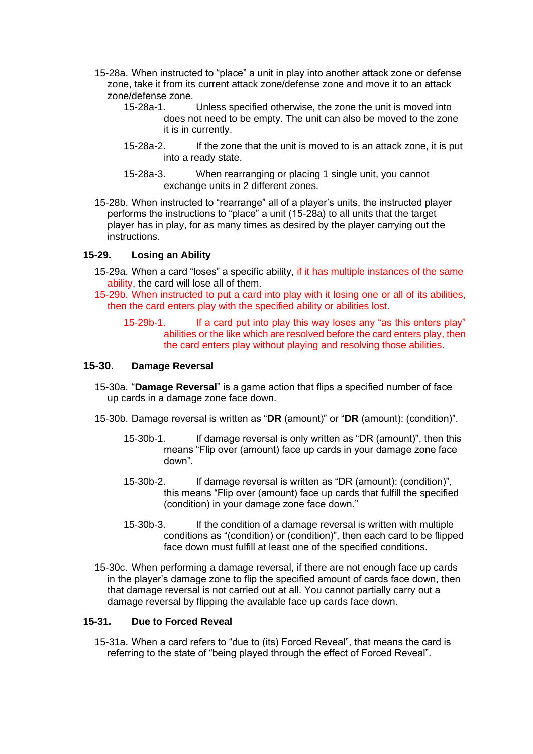15-28a. When instructed to “place” a unit in play into another attack zone or defense zone, take it from its current attack zone/defense zone and move it to an attack zone/defense zone.

- 15-28a-1. Unless specified otherwise, the zone the unit is moved into does not need to be empty. The unit can also be moved to the zone it is in currently.
- 15-28a-2. If the zone that the unit is moved to is an attack zone, it is put into a ready state.
- 15-28a-3. When rearranging or placing 1 single unit, you cannot exchange units in 2 different zones.

15-28b. When instructed to “rearrange” all of a player’s units, the instructed player performs the instructions to “place” a unit (15-28a) to all units that the target player has in play, for as many times as desired by the player carrying out the instructions.

## 15-29. Losing an Ability

15-29a. When a card “loses” a specific ability, if it has multiple instances of the same ability, the card will lose all of them.

15-29b. When instructed to put a card into play with it losing one or all of its abilities, then the card enters play with the specified ability or abilities lost.

- 15-29b-1. If a card put into play this way loses any “as this enters play” abilities or the like which are resolved before the card enters play, then the card enters play without playing and resolving those abilities.

## 15-30. Damage Reversal

15-30a. “**Damage Reversal**” is a game action that flips a specified number of face up cards in a damage zone face down.

15-30b. Damage reversal is written as “**DR** (amount)” or “**DR** (amount): (condition)”.

- 15-30b-1. If damage reversal is only written as “DR (amount)”, then this means “Flip over (amount) face up cards in your damage zone face down”.
- 15-30b-2. If damage reversal is written as “DR (amount): (condition)”, this means “Flip over (amount) face up cards that fulfill the specified (condition) in your damage zone face down.”
- 15-30b-3. If the condition of a damage reversal is written with multiple conditions as “(condition) or (condition)”, then each card to be flipped face down must fulfill at least one of the specified conditions.

15-30c. When performing a damage reversal, if there are not enough face up cards in the player’s damage zone to flip the specified amount of cards face down, then that damage reversal is not carried out at all. You cannot partially carry out a damage reversal by flipping the available face up cards face down.

## 15-31. Due to Forced Reveal

15-31a. When a card refers to “due to (its) Forced Reveal”, that means the card is referring to the state of “being played through the effect of Forced Reveal”.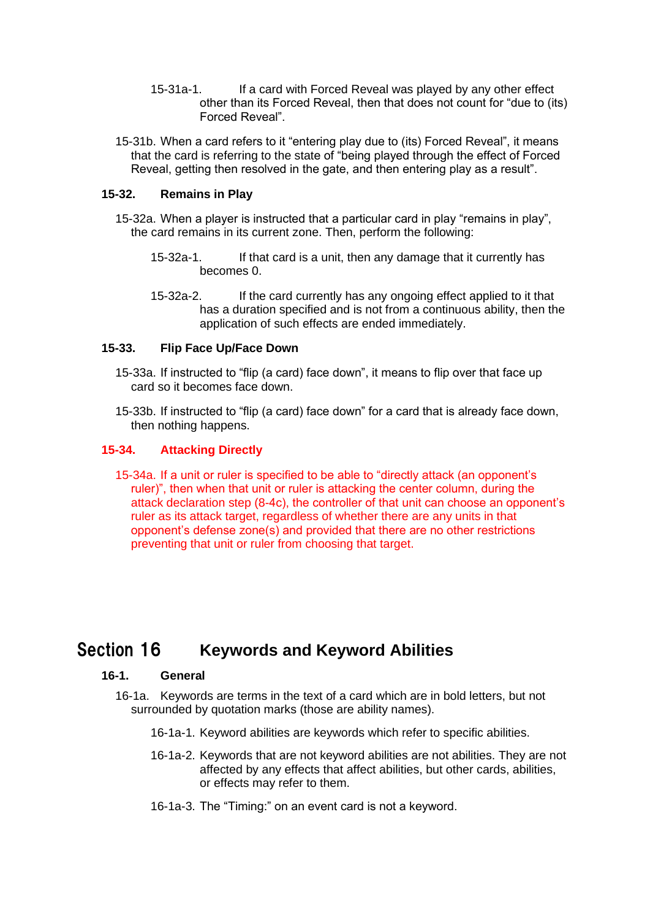15-31a-1. If a card with Forced Reveal was played by any other effect other than its Forced Reveal, then that does not count for "due to (its) Forced Reveal".

15-31b. When a card refers to it "entering play due to (its) Forced Reveal", it means that the card is referring to the state of "being played through the effect of Forced Reveal, getting then resolved in the gate, and then entering play as a result".

### 15-32. Remains in Play

15-32a. When a player is instructed that a particular card in play "remains in play", the card remains in its current zone. Then, perform the following:

15-32a-1. If that card is a unit, then any damage that it currently has becomes 0.

15-32a-2. If the card currently has any ongoing effect applied to it that has a duration specified and is not from a continuous ability, then the application of such effects are ended immediately.

### 15-33. Flip Face Up/Face Down

15-33a. If instructed to "flip (a card) face down", it means to flip over that face up card so it becomes face down.

15-33b. If instructed to "flip (a card) face down" for a card that is already face down, then nothing happens.

### 15-34. Attacking Directly

15-34a. If a unit or ruler is specified to be able to "directly attack (an opponent's ruler)", then when that unit or ruler is attacking the center column, during the attack declaration step (8-4c), the controller of that unit can choose an opponent's ruler as its attack target, regardless of whether there are any units in that opponent's defense zone(s) and provided that there are no other restrictions preventing that unit or ruler from choosing that target.

# Section 16 Keywords and Keyword Abilities

### 16-1. General

16-1a. Keywords are terms in the text of a card which are in bold letters, but not surrounded by quotation marks (those are ability names).

16-1a-1. Keyword abilities are keywords which refer to specific abilities.

16-1a-2. Keywords that are not keyword abilities are not abilities. They are not affected by any effects that affect abilities, but other cards, abilities, or effects may refer to them.

16-1a-3. The "Timing:" on an event card is not a keyword.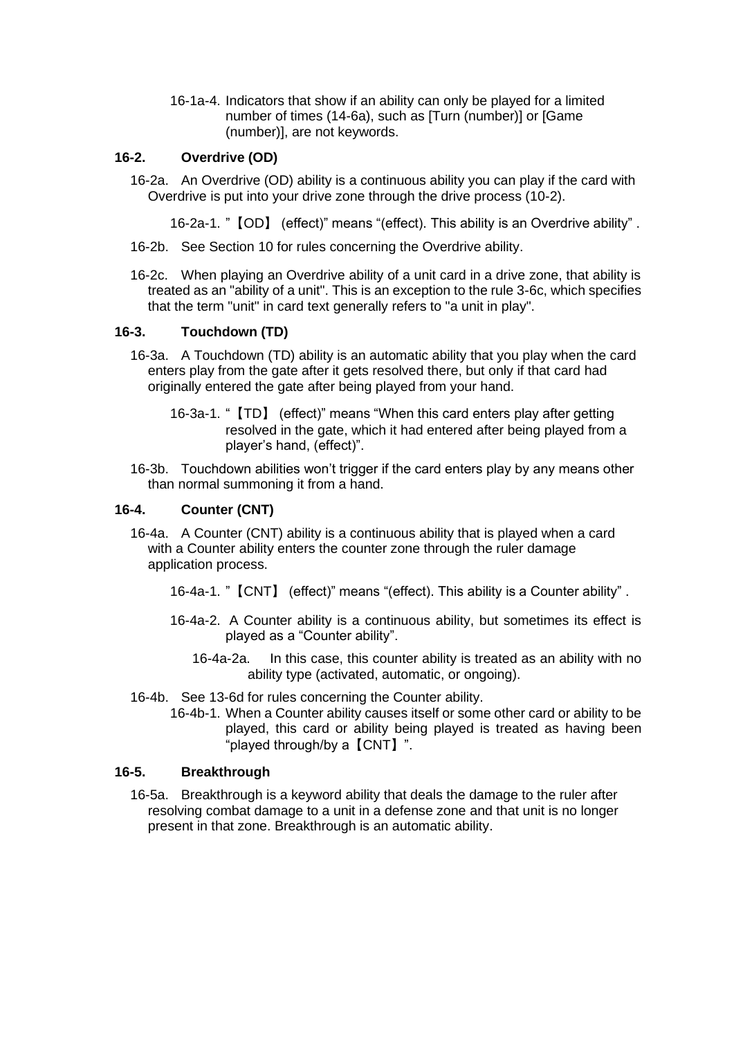16-1a-4. Indicators that show if an ability can only be played for a limited number of times (14-6a), such as [Turn (number)] or [Game (number)], are not keywords.

### 16-2. Overdrive (OD)

16-2a. An Overdrive (OD) ability is a continuous ability you can play if the card with Overdrive is put into your drive zone through the drive process (10-2).

16-2a-1. "【OD】 (effect)" means "(effect). This ability is an Overdrive ability" .

16-2b. See Section 10 for rules concerning the Overdrive ability.

16-2c. When playing an Overdrive ability of a unit card in a drive zone, that ability is treated as an "ability of a unit". This is an exception to the rule 3-6c, which specifies that the term "unit" in card text generally refers to "a unit in play".

### 16-3. Touchdown (TD)

16-3a. A Touchdown (TD) ability is an automatic ability that you play when the card enters play from the gate after it gets resolved there, but only if that card had originally entered the gate after being played from your hand.

16-3a-1. "【TD】 (effect)" means "When this card enters play after getting resolved in the gate, which it had entered after being played from a player's hand, (effect)".

16-3b. Touchdown abilities won't trigger if the card enters play by any means other than normal summoning it from a hand.

### 16-4. Counter (CNT)

16-4a. A Counter (CNT) ability is a continuous ability that is played when a card with a Counter ability enters the counter zone through the ruler damage application process.

16-4a-1. "【CNT】 (effect)" means "(effect). This ability is a Counter ability" .

16-4a-2. A Counter ability is a continuous ability, but sometimes its effect is played as a "Counter ability".

16-4a-2a. In this case, this counter ability is treated as an ability with no ability type (activated, automatic, or ongoing).

16-4b. See 13-6d for rules concerning the Counter ability.

16-4b-1. When a Counter ability causes itself or some other card or ability to be played, this card or ability being played is treated as having been "played through/by a【CNT】".

### 16-5. Breakthrough

16-5a. Breakthrough is a keyword ability that deals the damage to the ruler after resolving combat damage to a unit in a defense zone and that unit is no longer present in that zone. Breakthrough is an automatic ability.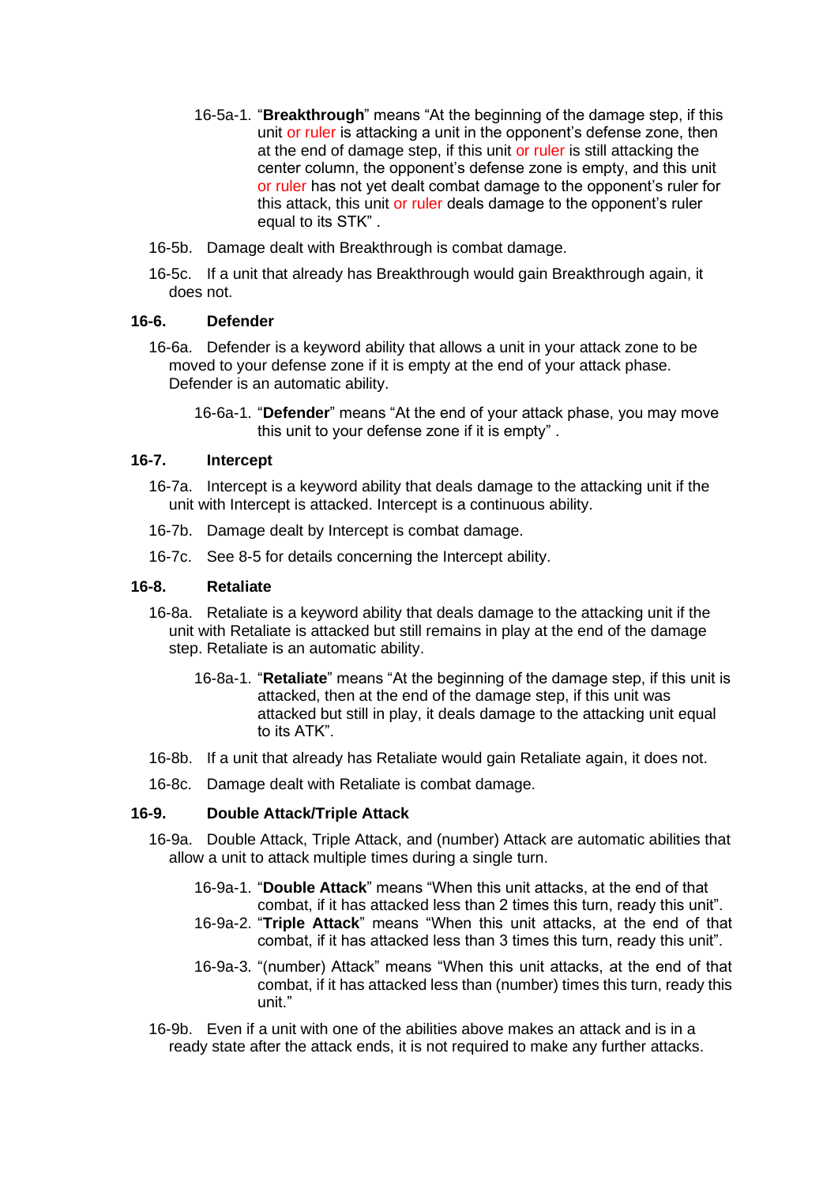16-5a-1. "**Breakthrough**" means "At the beginning of the damage step, if this unit or ruler is attacking a unit in the opponent's defense zone, then at the end of damage step, if this unit or ruler is still attacking the center column, the opponent's defense zone is empty, and this unit or ruler has not yet dealt combat damage to the opponent's ruler for this attack, this unit or ruler deals damage to the opponent's ruler equal to its STK" .

16-5b. Damage dealt with Breakthrough is combat damage.

16-5c. If a unit that already has Breakthrough would gain Breakthrough again, it does not.

## 16-6. Defender

16-6a. Defender is a keyword ability that allows a unit in your attack zone to be moved to your defense zone if it is empty at the end of your attack phase. Defender is an automatic ability.

16-6a-1. "**Defender**" means "At the end of your attack phase, you may move this unit to your defense zone if it is empty" .

## 16-7. Intercept

16-7a. Intercept is a keyword ability that deals damage to the attacking unit if the unit with Intercept is attacked. Intercept is a continuous ability.

16-7b. Damage dealt by Intercept is combat damage.

16-7c. See 8-5 for details concerning the Intercept ability.

## 16-8. Retaliate

16-8a. Retaliate is a keyword ability that deals damage to the attacking unit if the unit with Retaliate is attacked but still remains in play at the end of the damage step. Retaliate is an automatic ability.

16-8a-1. "**Retaliate**" means "At the beginning of the damage step, if this unit is attacked, then at the end of the damage step, if this unit was attacked but still in play, it deals damage to the attacking unit equal to its ATK".

16-8b. If a unit that already has Retaliate would gain Retaliate again, it does not.

16-8c. Damage dealt with Retaliate is combat damage.

## 16-9. Double Attack/Triple Attack

16-9a. Double Attack, Triple Attack, and (number) Attack are automatic abilities that allow a unit to attack multiple times during a single turn.

16-9a-1. "**Double Attack**" means "When this unit attacks, at the end of that combat, if it has attacked less than 2 times this turn, ready this unit".

16-9a-2. "**Triple Attack**" means "When this unit attacks, at the end of that combat, if it has attacked less than 3 times this turn, ready this unit".

16-9a-3. "(number) Attack" means "When this unit attacks, at the end of that combat, if it has attacked less than (number) times this turn, ready this unit."

16-9b. Even if a unit with one of the abilities above makes an attack and is in a ready state after the attack ends, it is not required to make any further attacks.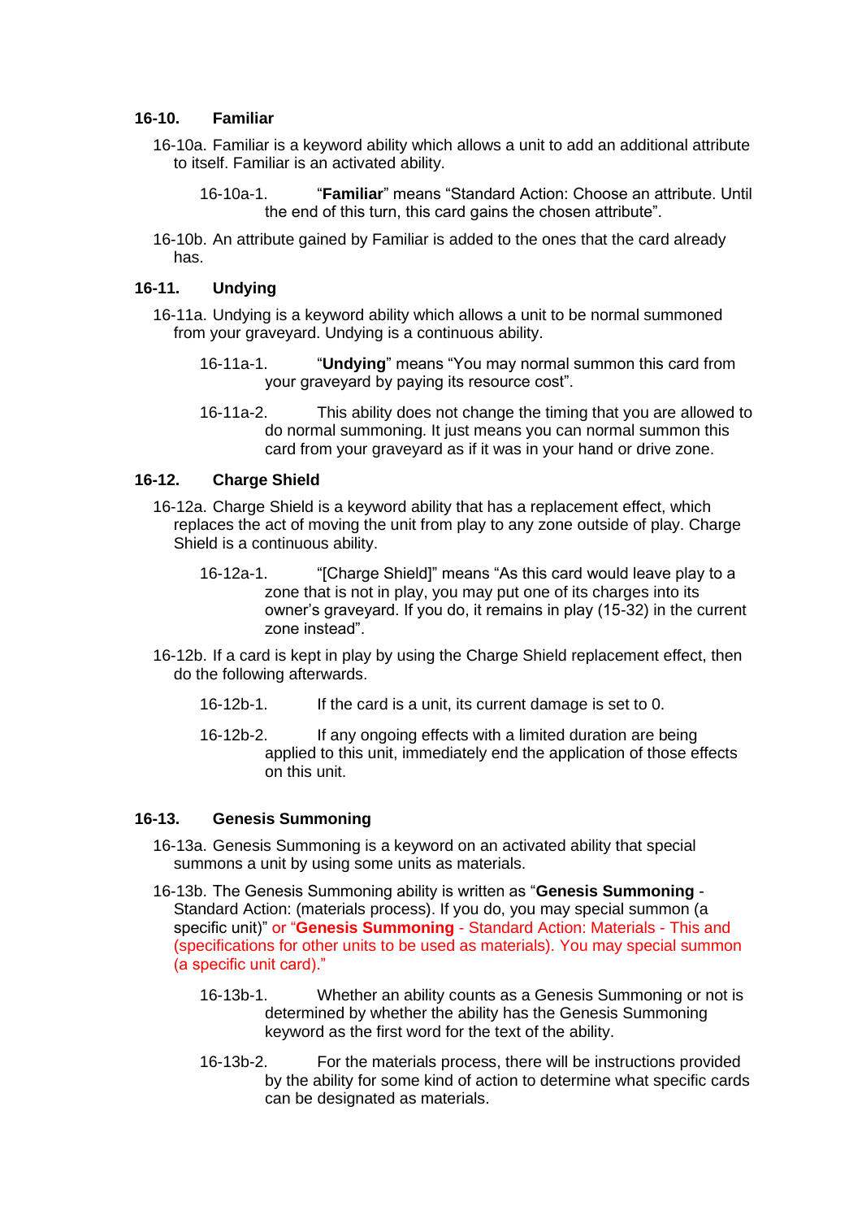## 16-10. Familiar

16-10a. Familiar is a keyword ability which allows a unit to add an additional attribute to itself. Familiar is an activated ability.

16-10a-1. "**Familiar**" means "Standard Action: Choose an attribute. Until the end of this turn, this card gains the chosen attribute".

16-10b. An attribute gained by Familiar is added to the ones that the card already has.

## 16-11. Undying

16-11a. Undying is a keyword ability which allows a unit to be normal summoned from your graveyard. Undying is a continuous ability.

16-11a-1. "**Undying**" means "You may normal summon this card from your graveyard by paying its resource cost".

16-11a-2. This ability does not change the timing that you are allowed to do normal summoning. It just means you can normal summon this card from your graveyard as if it was in your hand or drive zone.

## 16-12. Charge Shield

16-12a. Charge Shield is a keyword ability that has a replacement effect, which replaces the act of moving the unit from play to any zone outside of play. Charge Shield is a continuous ability.

16-12a-1. "[Charge Shield]" means "As this card would leave play to a zone that is not in play, you may put one of its charges into its owner's graveyard. If you do, it remains in play (15-32) in the current zone instead".

16-12b. If a card is kept in play by using the Charge Shield replacement effect, then do the following afterwards.

16-12b-1. If the card is a unit, its current damage is set to 0.

16-12b-2. If any ongoing effects with a limited duration are being applied to this unit, immediately end the application of those effects on this unit.

## 16-13. Genesis Summoning

16-13a. Genesis Summoning is a keyword on an activated ability that special summons a unit by using some units as materials.

16-13b. The Genesis Summoning ability is written as "**Genesis Summoning** - Standard Action: (materials process). If you do, you may special summon (a specific unit)" or "**Genesis Summoning** - Standard Action: Materials - This and (specifications for other units to be used as materials). You may special summon (a specific unit card)."

16-13b-1. Whether an ability counts as a Genesis Summoning or not is determined by whether the ability has the Genesis Summoning keyword as the first word for the text of the ability.

16-13b-2. For the materials process, there will be instructions provided by the ability for some kind of action to determine what specific cards can be designated as materials.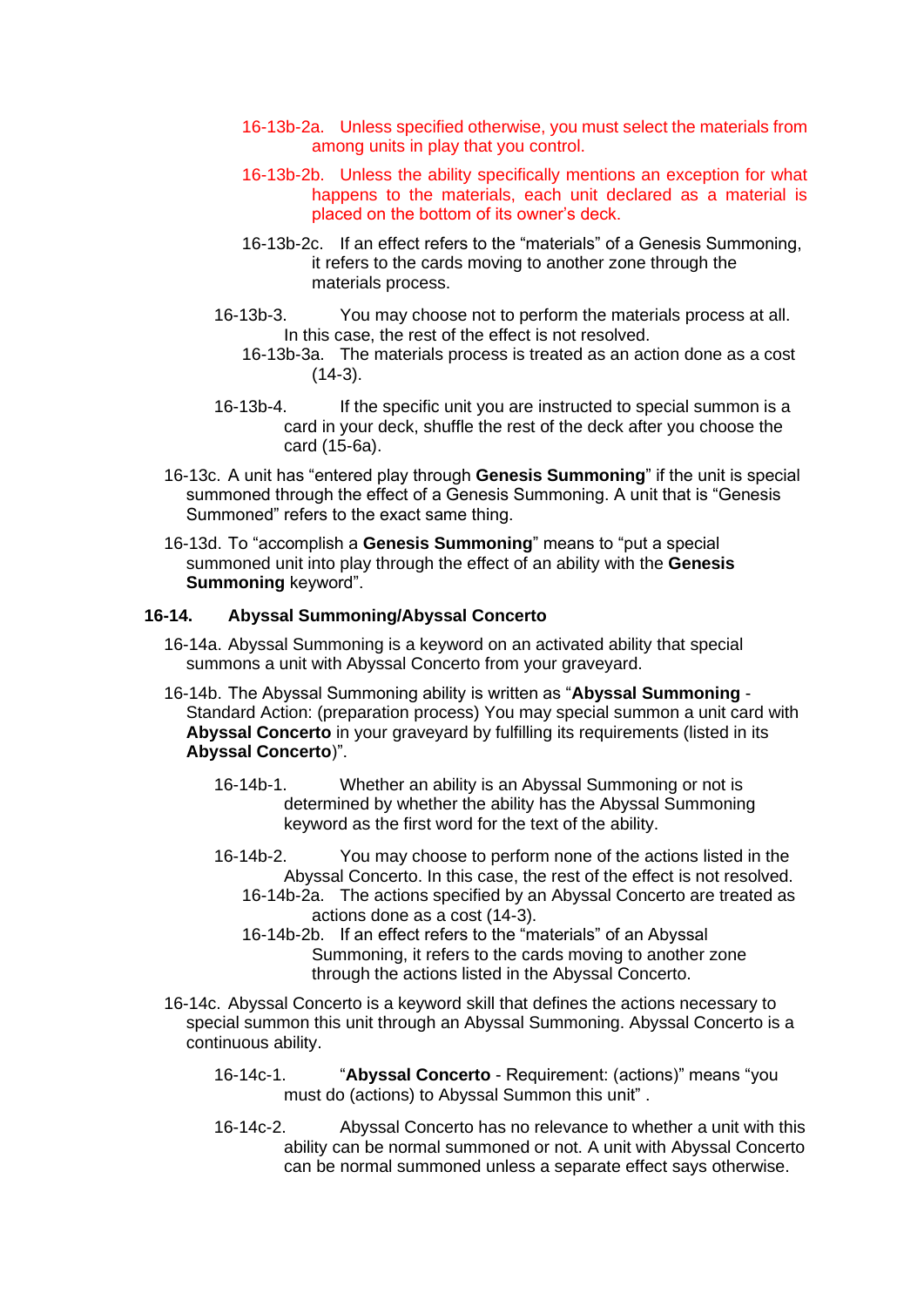16-13b-2a. Unless specified otherwise, you must select the materials from among units in play that you control.

16-13b-2b. Unless the ability specifically mentions an exception for what happens to the materials, each unit declared as a material is placed on the bottom of its owner's deck.

16-13b-2c. If an effect refers to the "materials" of a Genesis Summoning, it refers to the cards moving to another zone through the materials process.

16-13b-3. You may choose not to perform the materials process at all. In this case, the rest of the effect is not resolved.

16-13b-3a. The materials process is treated as an action done as a cost (14-3).

16-13b-4. If the specific unit you are instructed to special summon is a card in your deck, shuffle the rest of the deck after you choose the card (15-6a).

16-13c. A unit has "entered play through **Genesis Summoning**" if the unit is special summoned through the effect of a Genesis Summoning. A unit that is "Genesis Summoned" refers to the exact same thing.

16-13d. To "accomplish a **Genesis Summoning**" means to "put a special summoned unit into play through the effect of an ability with the **Genesis Summoning** keyword".

### 16-14. Abyssal Summoning/Abyssal Concerto

16-14a. Abyssal Summoning is a keyword on an activated ability that special summons a unit with Abyssal Concerto from your graveyard.

16-14b. The Abyssal Summoning ability is written as "**Abyssal Summoning** - Standard Action: (preparation process) You may special summon a unit card with **Abyssal Concerto** in your graveyard by fulfilling its requirements (listed in its **Abyssal Concerto**)".

16-14b-1. Whether an ability is an Abyssal Summoning or not is determined by whether the ability has the Abyssal Summoning keyword as the first word for the text of the ability.

16-14b-2. You may choose to perform none of the actions listed in the Abyssal Concerto. In this case, the rest of the effect is not resolved.

16-14b-2a. The actions specified by an Abyssal Concerto are treated as actions done as a cost (14-3).

16-14b-2b. If an effect refers to the "materials" of an Abyssal Summoning, it refers to the cards moving to another zone through the actions listed in the Abyssal Concerto.

16-14c. Abyssal Concerto is a keyword skill that defines the actions necessary to special summon this unit through an Abyssal Summoning. Abyssal Concerto is a continuous ability.

16-14c-1. "**Abyssal Concerto** - Requirement: (actions)" means "you must do (actions) to Abyssal Summon this unit".

16-14c-2. Abyssal Concerto has no relevance to whether a unit with this ability can be normal summoned or not. A unit with Abyssal Concerto can be normal summoned unless a separate effect says otherwise.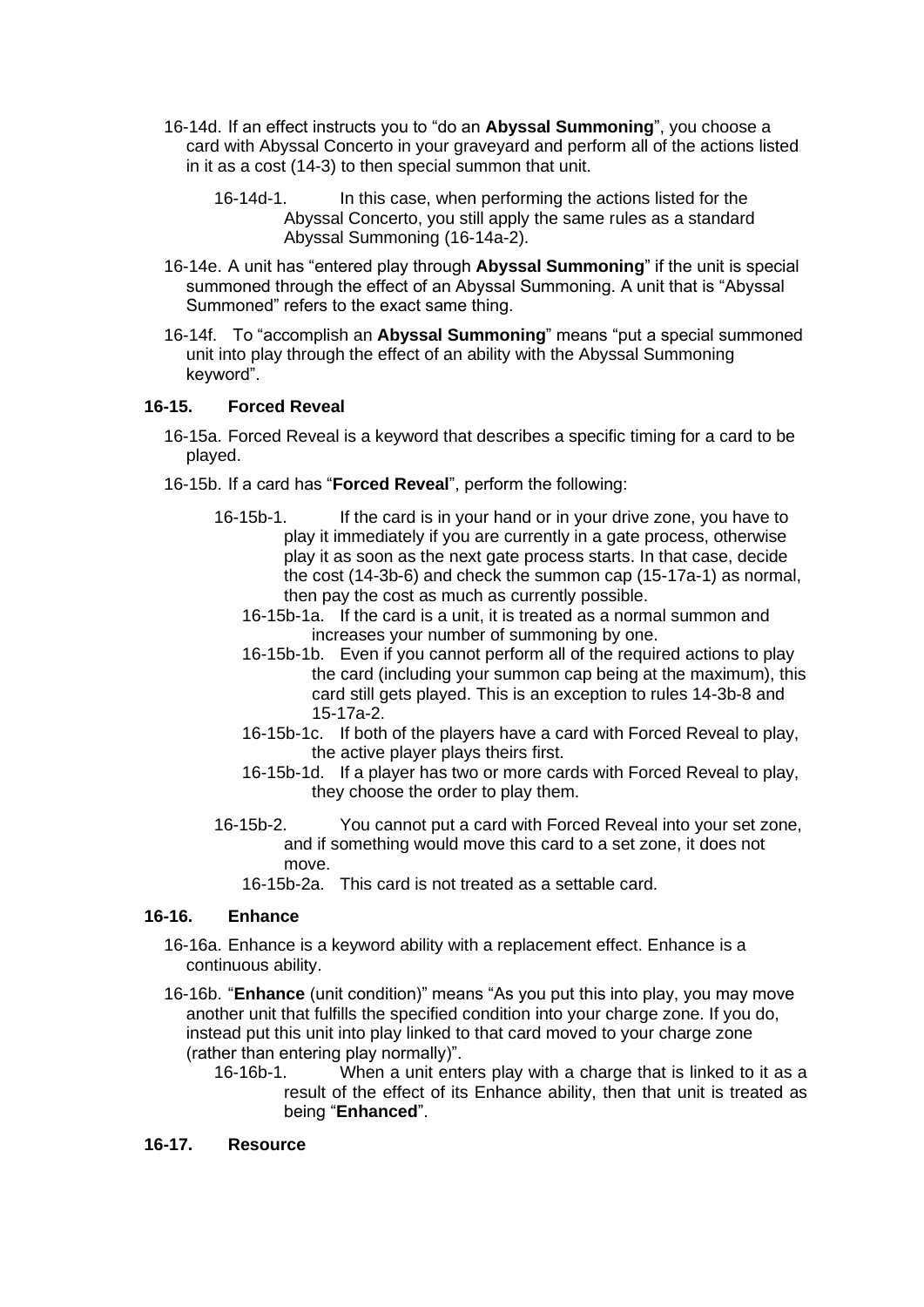16-14d. If an effect instructs you to "do an **Abyssal Summoning**", you choose a card with Abyssal Concerto in your graveyard and perform all of the actions listed in it as a cost (14-3) to then special summon that unit.

16-14d-1. In this case, when performing the actions listed for the Abyssal Concerto, you still apply the same rules as a standard Abyssal Summoning (16-14a-2).

16-14e. A unit has "entered play through **Abyssal Summoning**" if the unit is special summoned through the effect of an Abyssal Summoning. A unit that is "Abyssal Summoned" refers to the exact same thing.

16-14f. To "accomplish an **Abyssal Summoning**" means "put a special summoned unit into play through the effect of an ability with the Abyssal Summoning keyword".

### 16-15. Forced Reveal

16-15a. Forced Reveal is a keyword that describes a specific timing for a card to be played.

16-15b. If a card has "**Forced Reveal**", perform the following:

16-15b-1. If the card is in your hand or in your drive zone, you have to play it immediately if you are currently in a gate process, otherwise play it as soon as the next gate process starts. In that case, decide the cost (14-3b-6) and check the summon cap (15-17a-1) as normal, then pay the cost as much as currently possible.

16-15b-1a. If the card is a unit, it is treated as a normal summon and increases your number of summoning by one.

16-15b-1b. Even if you cannot perform all of the required actions to play the card (including your summon cap being at the maximum), this card still gets played. This is an exception to rules 14-3b-8 and 15-17a-2.

16-15b-1c. If both of the players have a card with Forced Reveal to play, the active player plays theirs first.

16-15b-1d. If a player has two or more cards with Forced Reveal to play, they choose the order to play them.

16-15b-2. You cannot put a card with Forced Reveal into your set zone, and if something would move this card to a set zone, it does not move.

16-15b-2a. This card is not treated as a settable card.

### 16-16. Enhance

16-16a. Enhance is a keyword ability with a replacement effect. Enhance is a continuous ability.

16-16b. "**Enhance** (unit condition)" means "As you put this into play, you may move another unit that fulfills the specified condition into your charge zone. If you do, instead put this unit into play linked to that card moved to your charge zone (rather than entering play normally)".

16-16b-1. When a unit enters play with a charge that is linked to it as a result of the effect of its Enhance ability, then that unit is treated as being "**Enhanced**".

### 16-17. Resource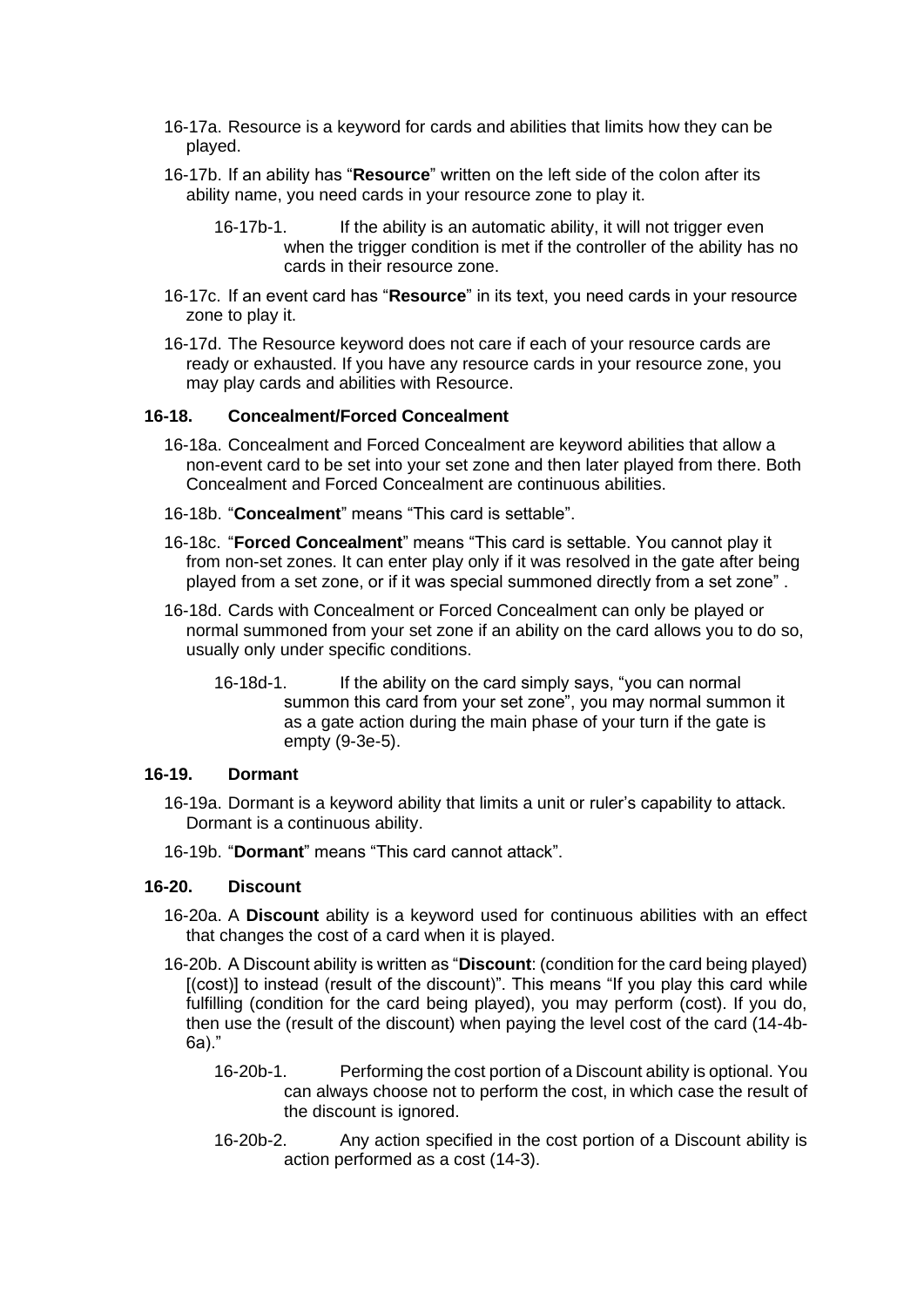16-17a. Resource is a keyword for cards and abilities that limits how they can be played.

16-17b. If an ability has "**Resource**" written on the left side of the colon after its ability name, you need cards in your resource zone to play it.

16-17b-1. If the ability is an automatic ability, it will not trigger even when the trigger condition is met if the controller of the ability has no cards in their resource zone.

16-17c. If an event card has "**Resource**" in its text, you need cards in your resource zone to play it.

16-17d. The Resource keyword does not care if each of your resource cards are ready or exhausted. If you have any resource cards in your resource zone, you may play cards and abilities with Resource.

### 16-18. Concealment/Forced Concealment

16-18a. Concealment and Forced Concealment are keyword abilities that allow a non-event card to be set into your set zone and then later played from there. Both Concealment and Forced Concealment are continuous abilities.

16-18b. "**Concealment**" means "This card is settable".

16-18c. "**Forced Concealment**" means "This card is settable. You cannot play it from non-set zones. It can enter play only if it was resolved in the gate after being played from a set zone, or if it was special summoned directly from a set zone" .

16-18d. Cards with Concealment or Forced Concealment can only be played or normal summoned from your set zone if an ability on the card allows you to do so, usually only under specific conditions.

16-18d-1. If the ability on the card simply says, "you can normal summon this card from your set zone", you may normal summon it as a gate action during the main phase of your turn if the gate is empty (9-3e-5).

### 16-19. Dormant

16-19a. Dormant is a keyword ability that limits a unit or ruler's capability to attack. Dormant is a continuous ability.

16-19b. "**Dormant**" means "This card cannot attack".

### 16-20. Discount

16-20a. A **Discount** ability is a keyword used for continuous abilities with an effect that changes the cost of a card when it is played.

16-20b. A Discount ability is written as "**Discount**: (condition for the card being played) [(cost)] to instead (result of the discount)". This means "If you play this card while fulfilling (condition for the card being played), you may perform (cost). If you do, then use the (result of the discount) when paying the level cost of the card (14-4b-6a)."

16-20b-1. Performing the cost portion of a Discount ability is optional. You can always choose not to perform the cost, in which case the result of the discount is ignored.

16-20b-2. Any action specified in the cost portion of a Discount ability is action performed as a cost (14-3).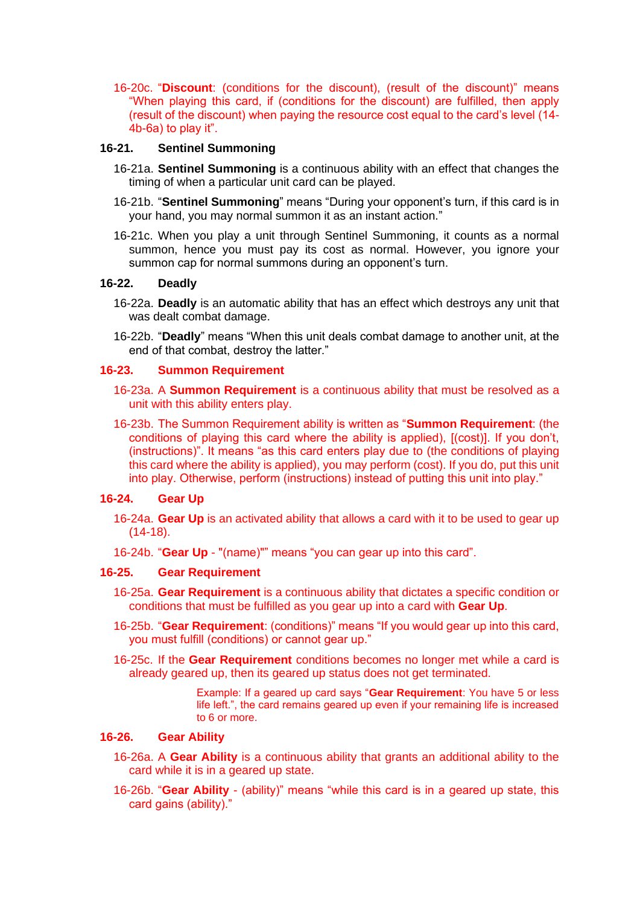16-20c. "**Discount**: (conditions for the discount), (result of the discount)" means "When playing this card, if (conditions for the discount) are fulfilled, then apply (result of the discount) when paying the resource cost equal to the card's level (14-4b-6a) to play it".

### 16-21. Sentinel Summoning

16-21a. **Sentinel Summoning** is a continuous ability with an effect that changes the timing of when a particular unit card can be played.

16-21b. "**Sentinel Summoning**" means "During your opponent's turn, if this card is in your hand, you may normal summon it as an instant action."

16-21c. When you play a unit through Sentinel Summoning, it counts as a normal summon, hence you must pay its cost as normal. However, you ignore your summon cap for normal summons during an opponent's turn.

### 16-22. Deadly

16-22a. **Deadly** is an automatic ability that has an effect which destroys any unit that was dealt combat damage.

16-22b. "**Deadly**" means "When this unit deals combat damage to another unit, at the end of that combat, destroy the latter."

### 16-23. Summon Requirement

16-23a. A **Summon Requirement** is a continuous ability that must be resolved as a unit with this ability enters play.

16-23b. The Summon Requirement ability is written as "**Summon Requirement**: (the conditions of playing this card where the ability is applied), [(cost)]. If you don't, (instructions)". It means "as this card enters play due to (the conditions of playing this card where the ability is applied), you may perform (cost). If you do, put this unit into play. Otherwise, perform (instructions) instead of putting this unit into play."

### 16-24. Gear Up

16-24a. **Gear Up** is an activated ability that allows a card with it to be used to gear up (14-18).

16-24b. "**Gear Up** - "(name)"" means "you can gear up into this card".

### 16-25. Gear Requirement

16-25a. **Gear Requirement** is a continuous ability that dictates a specific condition or conditions that must be fulfilled as you gear up into a card with **Gear Up**.

16-25b. "**Gear Requirement**: (conditions)" means "If you would gear up into this card, you must fulfill (conditions) or cannot gear up."

16-25c. If the **Gear Requirement** conditions becomes no longer met while a card is already geared up, then its geared up status does not get terminated.

> Example: If a geared up card says "**Gear Requirement**: You have 5 or less life left.", the card remains geared up even if your remaining life is increased to 6 or more.

### 16-26. Gear Ability

16-26a. A **Gear Ability** is a continuous ability that grants an additional ability to the card while it is in a geared up state.

16-26b. "**Gear Ability** - (ability)" means "while this card is in a geared up state, this card gains (ability)."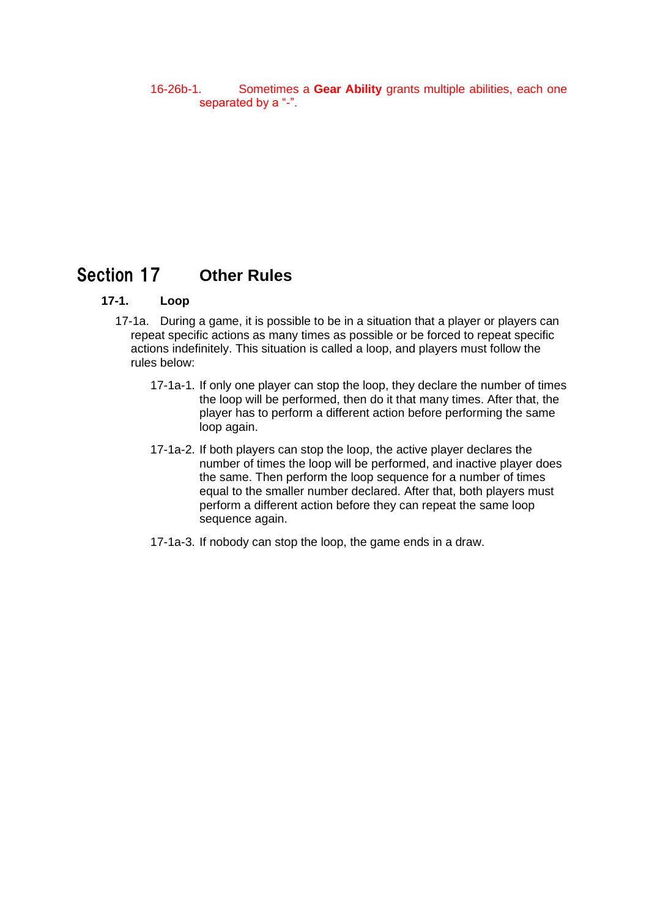16-26b-1. Sometimes a **Gear Ability** grants multiple abilities, each one separated by a "-".

# Section 17 Other Rules

## 17-1. Loop

17-1a. During a game, it is possible to be in a situation that a player or players can repeat specific actions as many times as possible or be forced to repeat specific actions indefinitely. This situation is called a loop, and players must follow the rules below:

17-1a-1. If only one player can stop the loop, they declare the number of times the loop will be performed, then do it that many times. After that, the player has to perform a different action before performing the same loop again.

17-1a-2. If both players can stop the loop, the active player declares the number of times the loop will be performed, and inactive player does the same. Then perform the loop sequence for a number of times equal to the smaller number declared. After that, both players must perform a different action before they can repeat the same loop sequence again.

17-1a-3. If nobody can stop the loop, the game ends in a draw.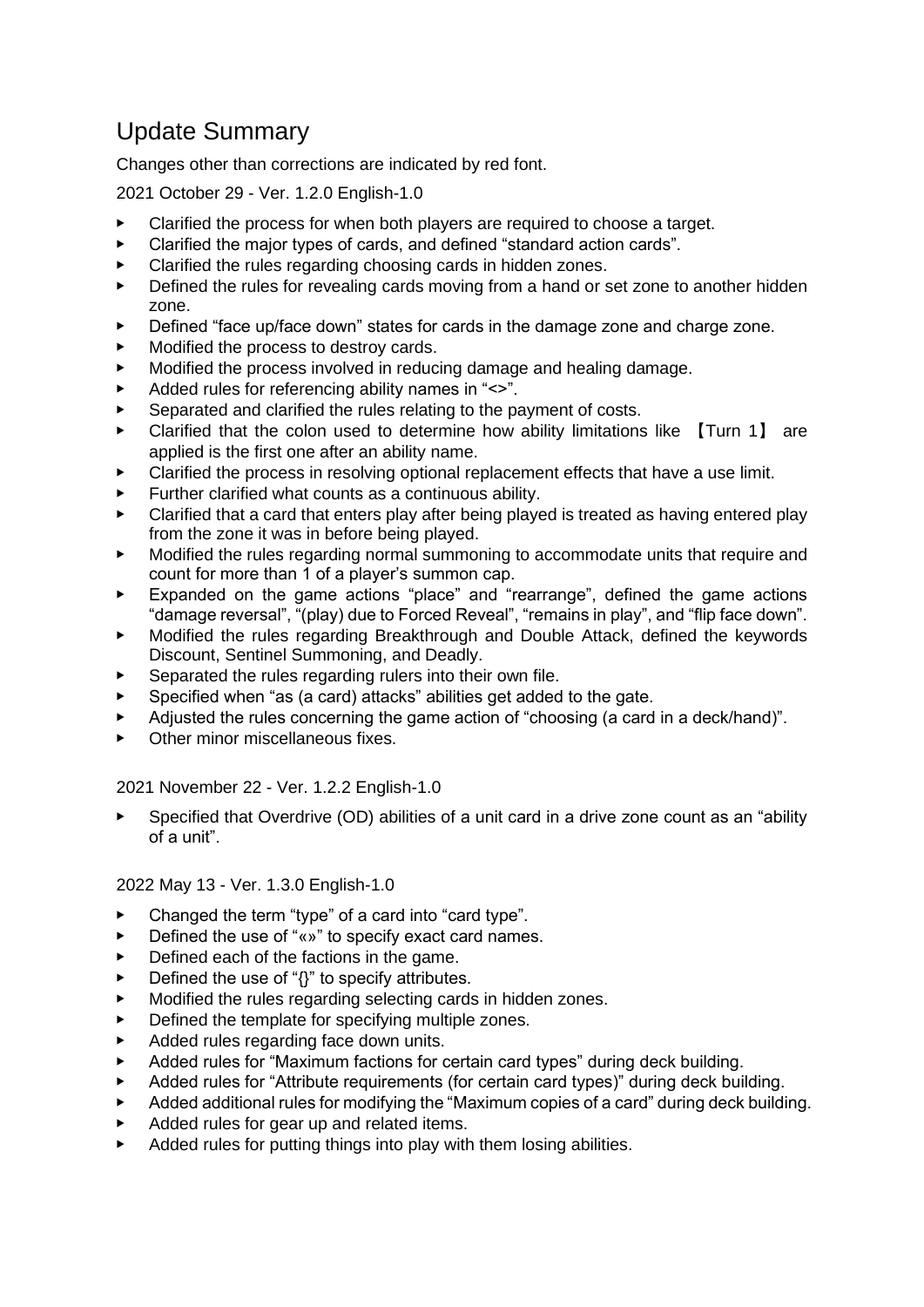# Update Summary

Changes other than corrections are indicated by red font.

2021 October 29 - Ver. 1.2.0 English-1.0

- Clarified the process for when both players are required to choose a target.
- Clarified the major types of cards, and defined "standard action cards".
- Clarified the rules regarding choosing cards in hidden zones.
- Defined the rules for revealing cards moving from a hand or set zone to another hidden zone.
- Defined "face up/face down" states for cards in the damage zone and charge zone.
- Modified the process to destroy cards.
- Modified the process involved in reducing damage and healing damage.
- Added rules for referencing ability names in "<>".
- Separated and clarified the rules relating to the payment of costs.
- Clarified that the colon used to determine how ability limitations like 【Turn 1】 are applied is the first one after an ability name.
- Clarified the process in resolving optional replacement effects that have a use limit.
- Further clarified what counts as a continuous ability.
- Clarified that a card that enters play after being played is treated as having entered play from the zone it was in before being played.
- Modified the rules regarding normal summoning to accommodate units that require and count for more than 1 of a player's summon cap.
- Expanded on the game actions "place" and "rearrange", defined the game actions "damage reversal", "(play) due to Forced Reveal", "remains in play", and "flip face down".
- Modified the rules regarding Breakthrough and Double Attack, defined the keywords Discount, Sentinel Summoning, and Deadly.
- Separated the rules regarding rulers into their own file.
- Specified when "as (a card) attacks" abilities get added to the gate.
- Adjusted the rules concerning the game action of "choosing (a card in a deck/hand)".
- Other minor miscellaneous fixes.

2021 November 22 - Ver. 1.2.2 English-1.0

- Specified that Overdrive (OD) abilities of a unit card in a drive zone count as an "ability of a unit".

2022 May 13 - Ver. 1.3.0 English-1.0

- Changed the term "type" of a card into "card type".
- Defined the use of "«»" to specify exact card names.
- Defined each of the factions in the game.
- Defined the use of "{}" to specify attributes.
- Modified the rules regarding selecting cards in hidden zones.
- Defined the template for specifying multiple zones.
- Added rules regarding face down units.
- Added rules for "Maximum factions for certain card types" during deck building.
- Added rules for "Attribute requirements (for certain card types)" during deck building.
- Added additional rules for modifying the "Maximum copies of a card" during deck building.
- Added rules for gear up and related items.
- Added rules for putting things into play with them losing abilities.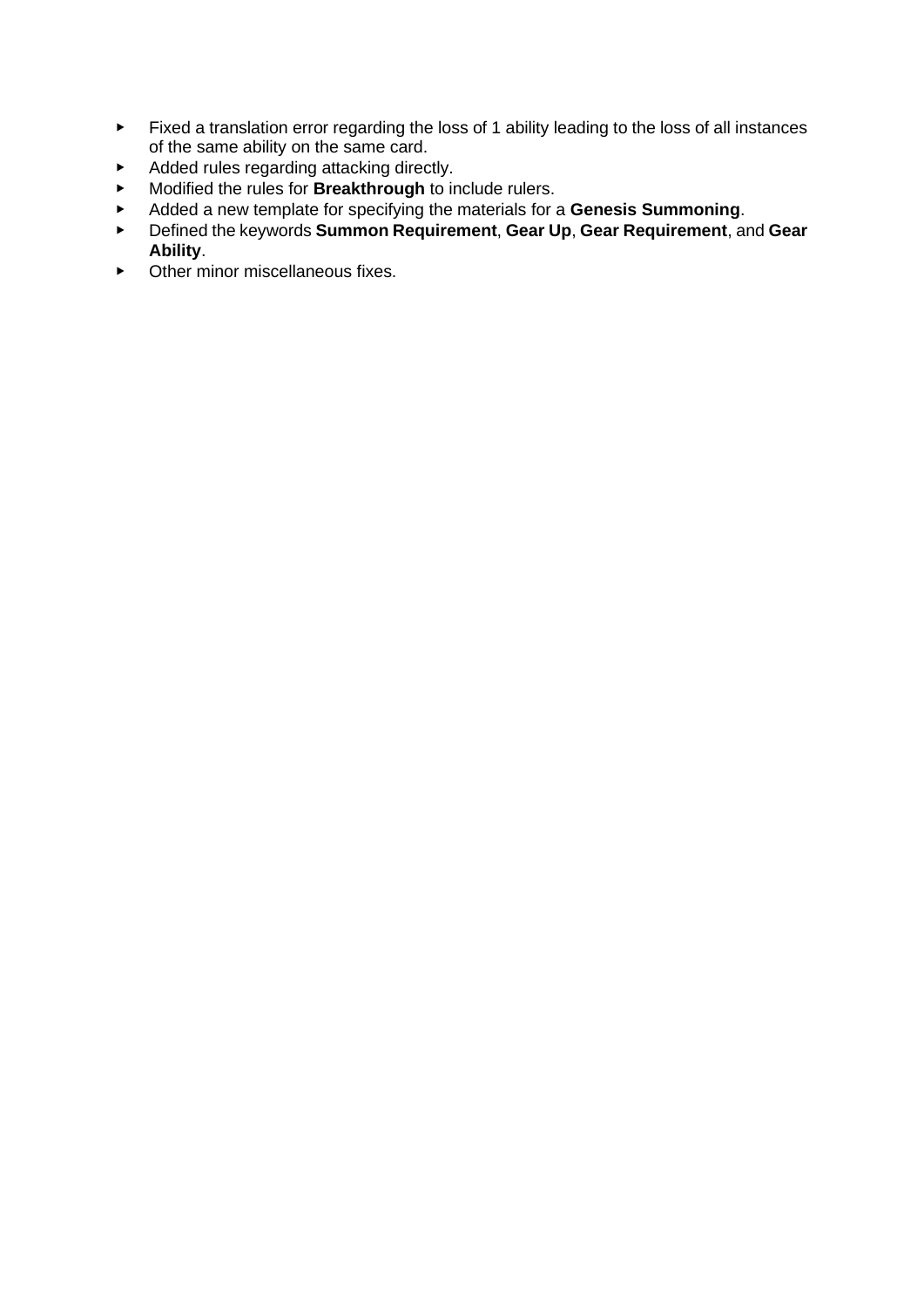- Fixed a translation error regarding the loss of 1 ability leading to the loss of all instances of the same ability on the same card.
- Added rules regarding attacking directly.
- Modified the rules for **Breakthrough** to include rulers.
- Added a new template for specifying the materials for a **Genesis Summoning**.
- Defined the keywords **Summon Requirement**, **Gear Up**, **Gear Requirement**, and **Gear Ability**.
- Other minor miscellaneous fixes.